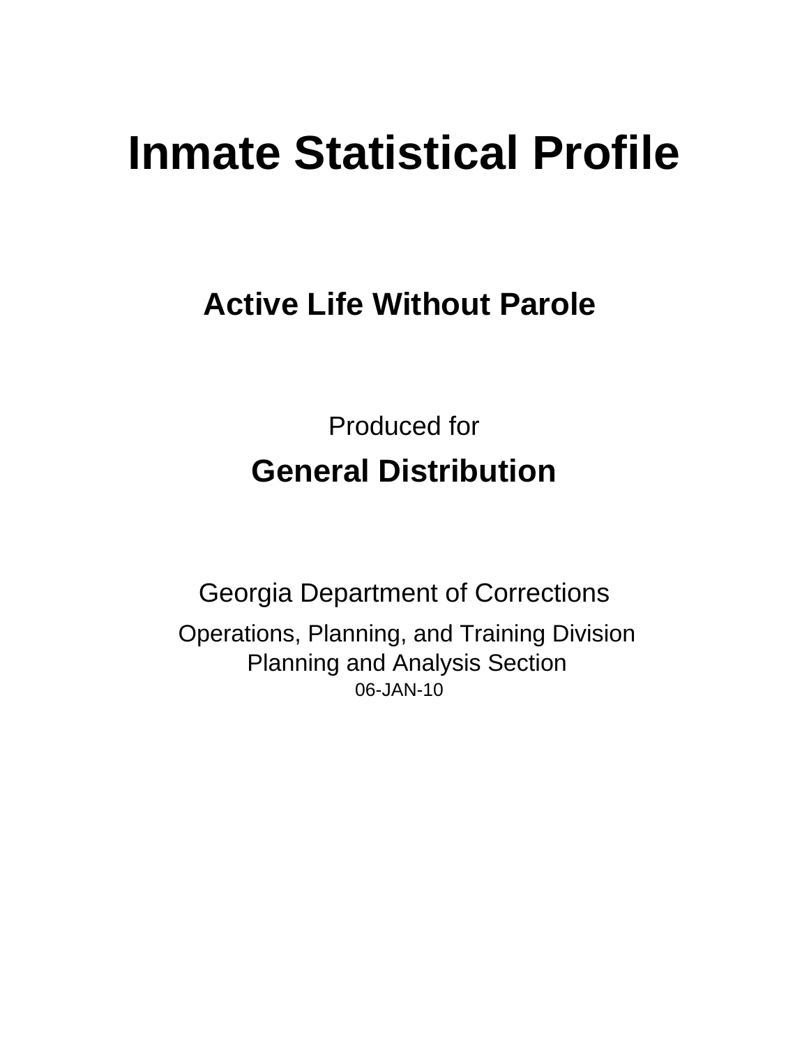# Inmate Statistical Profile

## Active Life Without Parole

Produced for

**General Distribution**

Georgia Department of Corrections

Operations, Planning, and Training Division
Planning and Analysis Section
06-JAN-10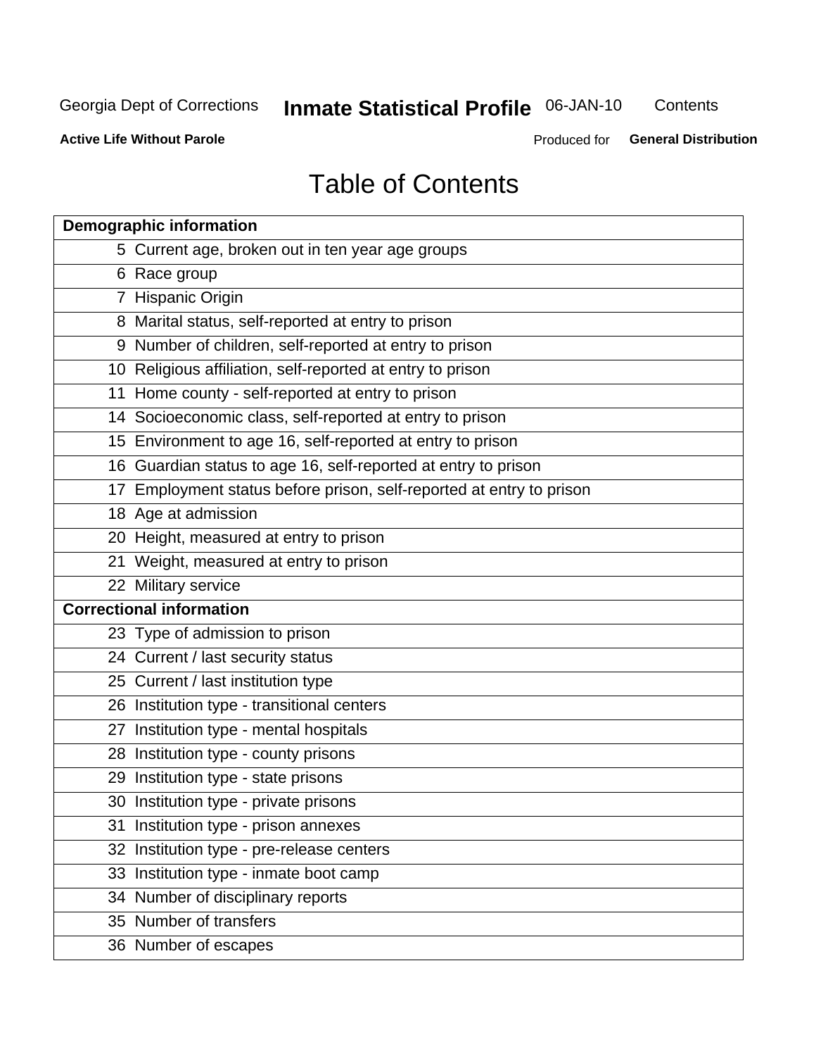# Table of Contents

| | |
|---|---|
| **Demographic information** | |
| 5 | Current age, broken out in ten year age groups |
| 6 | Race group |
| 7 | Hispanic Origin |
| 8 | Marital status, self-reported at entry to prison |
| 9 | Number of children, self-reported at entry to prison |
| 10 | Religious affiliation, self-reported at entry to prison |
| 11 | Home county - self-reported at entry to prison |
| 14 | Socioeconomic class, self-reported at entry to prison |
| 15 | Environment to age 16, self-reported at entry to prison |
| 16 | Guardian status to age 16, self-reported at entry to prison |
| 17 | Employment status before prison, self-reported at entry to prison |
| 18 | Age at admission |
| 20 | Height, measured at entry to prison |
| 21 | Weight, measured at entry to prison |
| 22 | Military service |
| **Correctional information** | |
| 23 | Type of admission to prison |
| 24 | Current / last security status |
| 25 | Current / last institution type |
| 26 | Institution type - transitional centers |
| 27 | Institution type - mental hospitals |
| 28 | Institution type - county prisons |
| 29 | Institution type - state prisons |
| 30 | Institution type - private prisons |
| 31 | Institution type - prison annexes |
| 32 | Institution type - pre-release centers |
| 33 | Institution type - inmate boot camp |
| 34 | Number of disciplinary reports |
| 35 | Number of transfers |
| 36 | Number of escapes |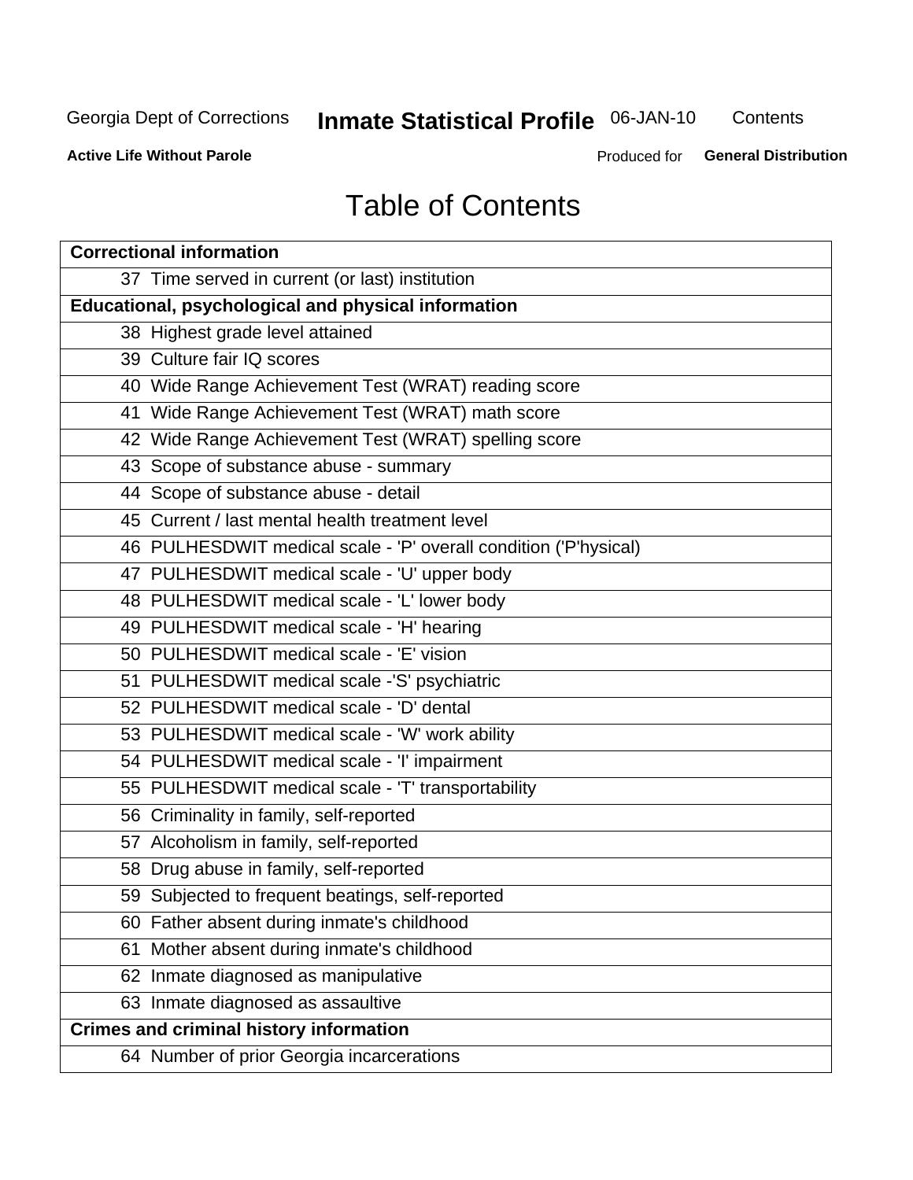# Table of Contents

| Correctional information |
|---|
| 37 Time served in current (or last) institution |
| **Educational, psychological and physical information** |
| 38 Highest grade level attained |
| 39 Culture fair IQ scores |
| 40 Wide Range Achievement Test (WRAT) reading score |
| 41 Wide Range Achievement Test (WRAT) math score |
| 42 Wide Range Achievement Test (WRAT) spelling score |
| 43 Scope of substance abuse - summary |
| 44 Scope of substance abuse - detail |
| 45 Current / last mental health treatment level |
| 46 PULHESDWIT medical scale - 'P' overall condition ('P'hysical) |
| 47 PULHESDWIT medical scale - 'U' upper body |
| 48 PULHESDWIT medical scale - 'L' lower body |
| 49 PULHESDWIT medical scale - 'H' hearing |
| 50 PULHESDWIT medical scale - 'E' vision |
| 51 PULHESDWIT medical scale -'S' psychiatric |
| 52 PULHESDWIT medical scale - 'D' dental |
| 53 PULHESDWIT medical scale - 'W' work ability |
| 54 PULHESDWIT medical scale - 'I' impairment |
| 55 PULHESDWIT medical scale - 'T' transportability |
| 56 Criminality in family, self-reported |
| 57 Alcoholism in family, self-reported |
| 58 Drug abuse in family, self-reported |
| 59 Subjected to frequent beatings, self-reported |
| 60 Father absent during inmate's childhood |
| 61 Mother absent during inmate's childhood |
| 62 Inmate diagnosed as manipulative |
| 63 Inmate diagnosed as assaultive |
| **Crimes and criminal history information** |
| 64 Number of prior Georgia incarcerations |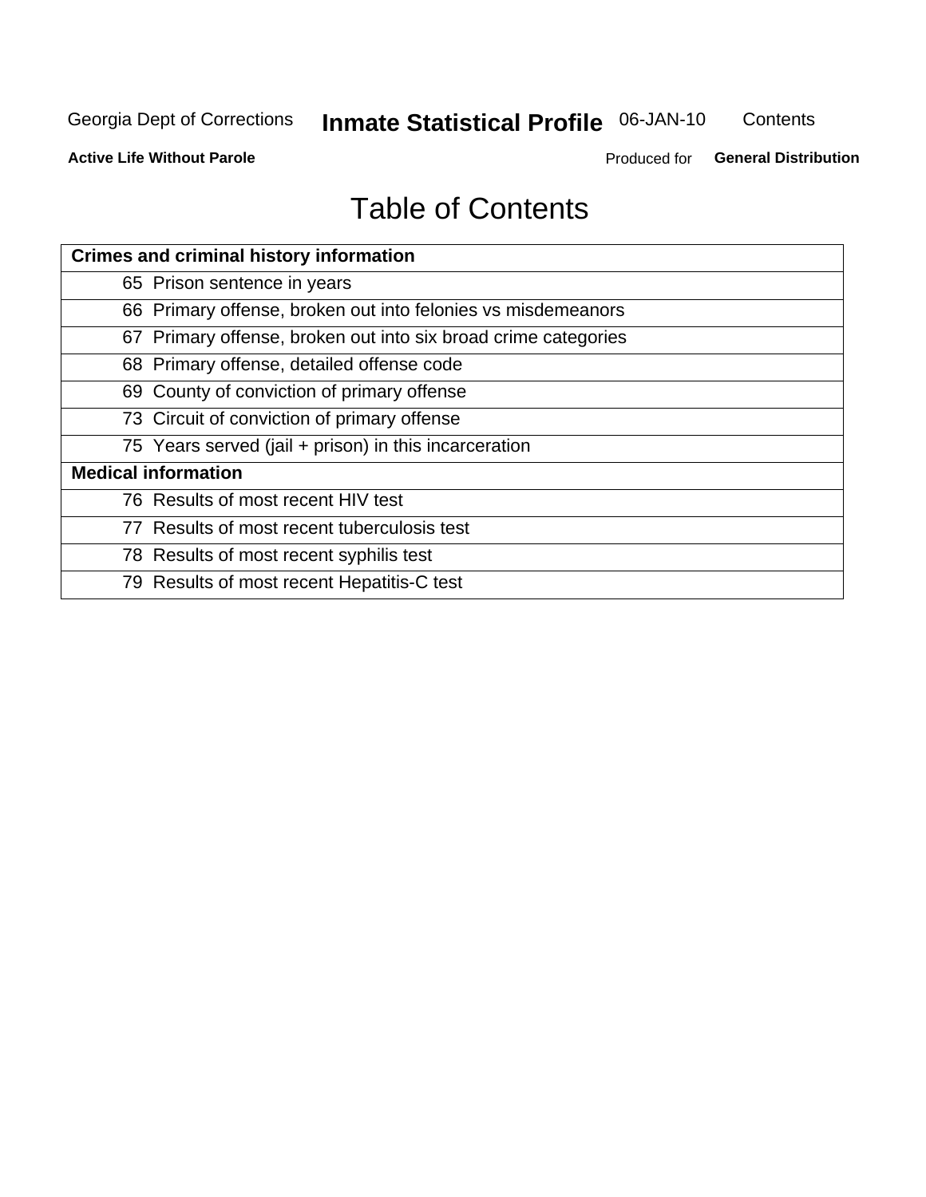# Table of Contents

| Crimes and criminal history information |
|---|
| 65 Prison sentence in years |
| 66 Primary offense, broken out into felonies vs misdemeanors |
| 67 Primary offense, broken out into six broad crime categories |
| 68 Primary offense, detailed offense code |
| 69 County of conviction of primary offense |
| 73 Circuit of conviction of primary offense |
| 75 Years served (jail + prison) in this incarceration |
| **Medical information** |
| 76 Results of most recent HIV test |
| 77 Results of most recent tuberculosis test |
| 78 Results of most recent syphilis test |
| 79 Results of most recent Hepatitis-C test |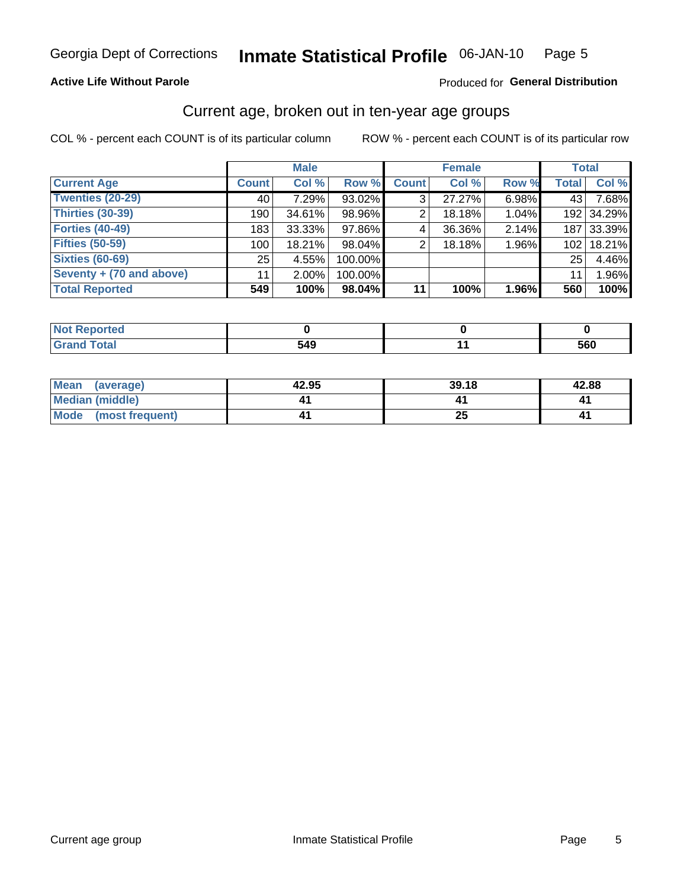Georgia Dept of Corrections **Inmate Statistical Profile** 06-JAN-10

**Active Life Without Parole**

Produced for **General Distribution**

## Current age, broken out in ten-year age groups

COL % - percent each COUNT is of its particular column ROW % - percent each COUNT is of its particular row

| | Male | | | Female | | | Total | |
|---|---|---|---|---|---|---|---|---|
| **Current Age** | **Count** | **Col %** | **Row %** | **Count** | **Col %** | **Row %** | **Total** | **Col %** |
| **Twenties (20-29)** | 40 | 7.29% | 93.02% | 3 | 27.27% | 6.98% | 43 | 7.68% |
| **Thirties (30-39)** | 190 | 34.61% | 98.96% | 2 | 18.18% | 1.04% | 192 | 34.29% |
| **Forties (40-49)** | 183 | 33.33% | 97.86% | 4 | 36.36% | 2.14% | 187 | 33.39% |
| **Fifties (50-59)** | 100 | 18.21% | 98.04% | 2 | 18.18% | 1.96% | 102 | 18.21% |
| **Sixties (60-69)** | 25 | 4.55% | 100.00% | | | | 25 | 4.46% |
| **Seventy + (70 and above)** | 11 | 2.00% | 100.00% | | | | 11 | 1.96% |
| **Total Reported** | **549** | **100%** | **98.04%** | **11** | **100%** | **1.96%** | **560** | **100%** |

| | Male | Female | Total |
|---|---|---|---|
| **Not Reported** | **0** | **0** | **0** |
| **Grand Total** | **549** | **11** | **560** |

| | Male | Female | Total |
|---|---|---|---|
| **Mean (average)** | **42.95** | **39.18** | **42.88** |
| **Median (middle)** | **41** | **41** | **41** |
| **Mode (most frequent)** | **41** | **25** | **41** |

Current age group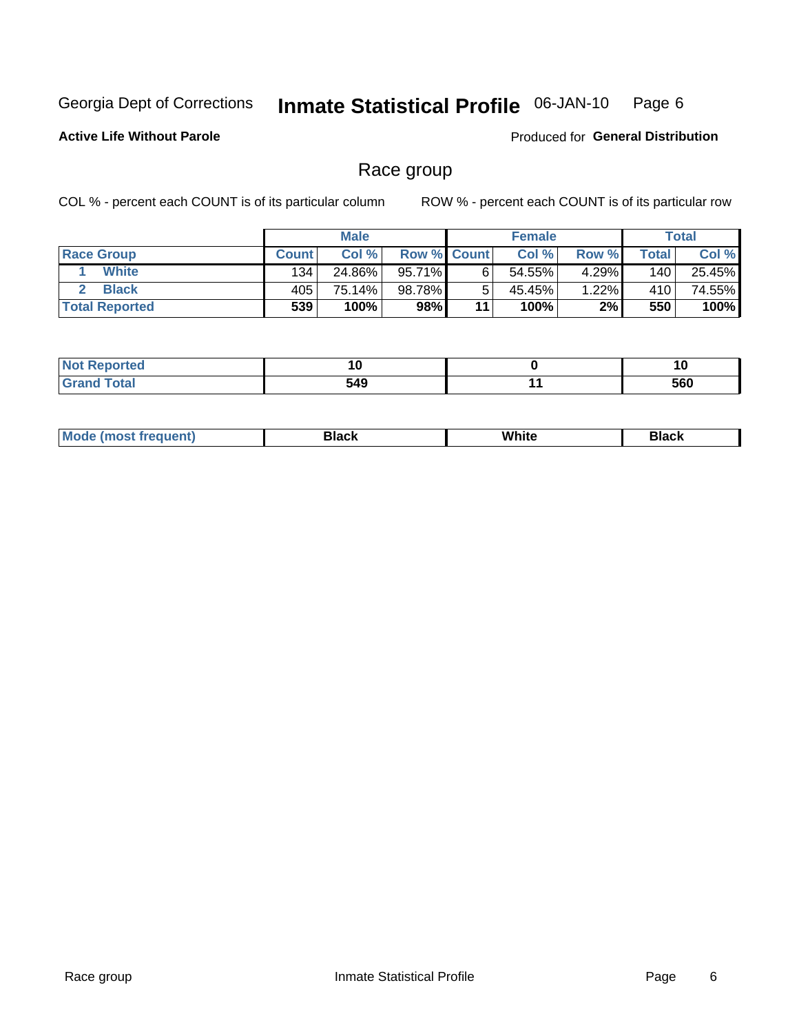Georgia Dept of Corrections **Inmate Statistical Profile** 06-JAN-10 Page 6

**Active Life Without Parole**

Produced for **General Distribution**

## Race group

COL % - percent each COUNT is of its particular column ROW % - percent each COUNT is of its particular row

| | Male | | | Female | | | Total | |
|---|---|---|---|---|---|---|---|---|
| **Race Group** | **Count** | **Col %** | **Row %** | **Count** | **Col %** | **Row %** | **Total** | **Col %** |
| 1 **White** | 134 | 24.86% | 95.71% | 6 | 54.55% | 4.29% | 140 | 25.45% |
| 2 **Black** | 405 | 75.14% | 98.78% | 5 | 45.45% | 1.22% | 410 | 74.55% |
| **Total Reported** | **539** | **100%** | **98%** | **11** | **100%** | **2%** | **550** | **100%** |

| | Male | Female | Total |
|---|---|---|---|
| **Not Reported** | **10** | **0** | **10** |
| **Grand Total** | **549** | **11** | **560** |

| | Male | Female | Total |
|---|---|---|---|
| **Mode (most frequent)** | **Black** | **White** | **Black** |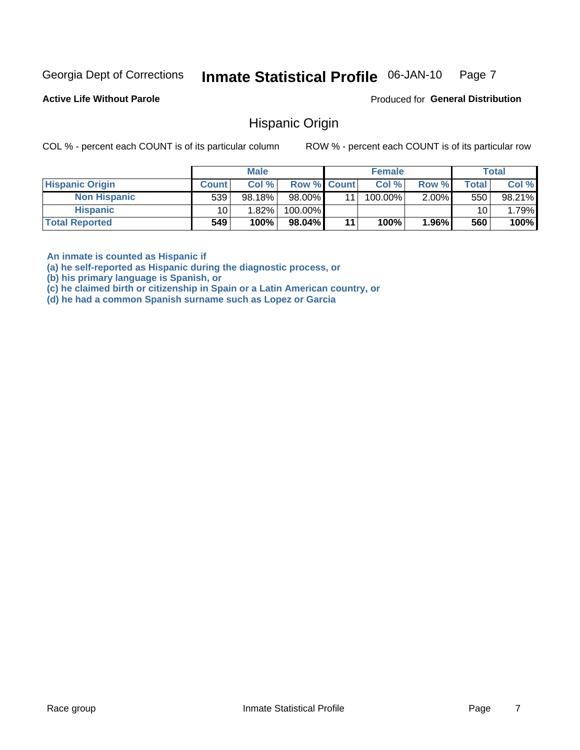Georgia Dept of Corrections **Inmate Statistical Profile** 06-JAN-10

**Active Life Without Parole**

Produced for **General Distribution**

## Hispanic Origin

COL % - percent each COUNT is of its particular column

ROW % - percent each COUNT is of its particular row

| | Male | | | Female | | | Total | |
|---|---|---|---|---|---|---|---|---|
| **Hispanic Origin** | **Count** | **Col %** | **Row %** | **Count** | **Col %** | **Row %** | **Total** | **Col %** |
| **Non Hispanic** | 539 | 98.18% | 98.00% | 11 | 100.00% | 2.00% | 550 | 98.21% |
| **Hispanic** | 10 | 1.82% | 100.00% | | | | 10 | 1.79% |
| **Total Reported** | **549** | **100%** | **98.04%** | **11** | **100%** | **1.96%** | **560** | **100%** |

**An inmate is counted as Hispanic if**
**(a) he self-reported as Hispanic during the diagnostic process, or**
**(b) his primary language is Spanish, or**
**(c) he claimed birth or citizenship in Spain or a Latin American country, or**
**(d) he had a common Spanish surname such as Lopez or Garcia**

Race group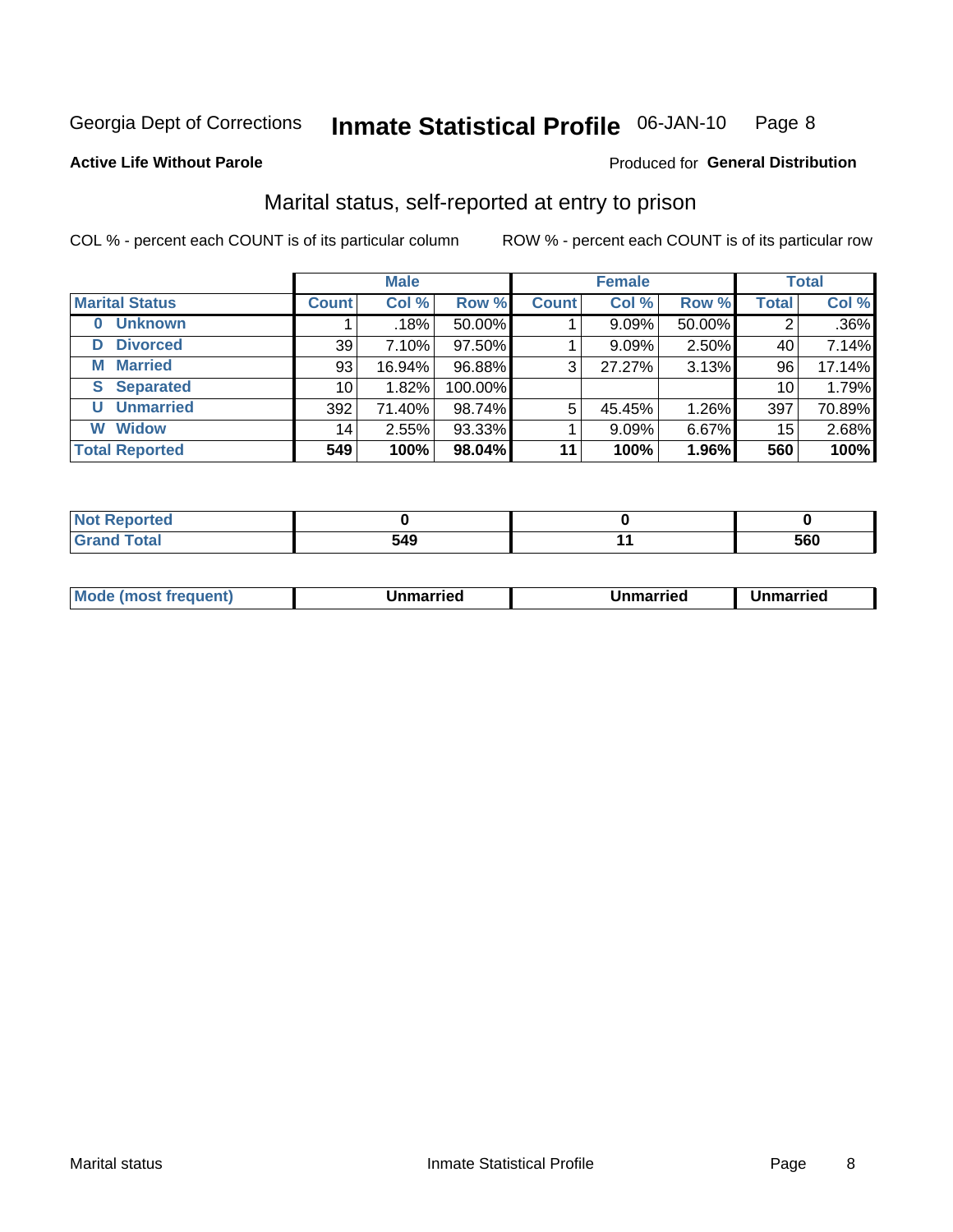Georgia Dept of Corrections **Inmate Statistical Profile** 06-JAN-10

**Active Life Without Parole** Produced for **General Distribution**

## Marital status, self-reported at entry to prison

COL % - percent each COUNT is of its particular column ROW % - percent each COUNT is of its particular row

| | Male | | | Female | | | Total | |
|---|---|---|---|---|---|---|---|---|
| **Marital Status** | **Count** | **Col %** | **Row %** | **Count** | **Col %** | **Row %** | **Total** | **Col %** |
| **0 Unknown** | 1 | .18% | 50.00% | 1 | 9.09% | 50.00% | 2 | .36% |
| **D Divorced** | 39 | 7.10% | 97.50% | 1 | 9.09% | 2.50% | 40 | 7.14% |
| **M Married** | 93 | 16.94% | 96.88% | 3 | 27.27% | 3.13% | 96 | 17.14% |
| **S Separated** | 10 | 1.82% | 100.00% | | | | 10 | 1.79% |
| **U Unmarried** | 392 | 71.40% | 98.74% | 5 | 45.45% | 1.26% | 397 | 70.89% |
| **W Widow** | 14 | 2.55% | 93.33% | 1 | 9.09% | 6.67% | 15 | 2.68% |
| **Total Reported** | **549** | **100%** | **98.04%** | **11** | **100%** | **1.96%** | **560** | **100%** |

| | Male | Female | Total |
|---|---|---|---|
| **Not Reported** | **0** | **0** | **0** |
| **Grand Total** | **549** | **11** | **560** |

| | Male | Female | Total |
|---|---|---|---|
| **Mode (most frequent)** | **Unmarried** | **Unmarried** | **Unmarried** |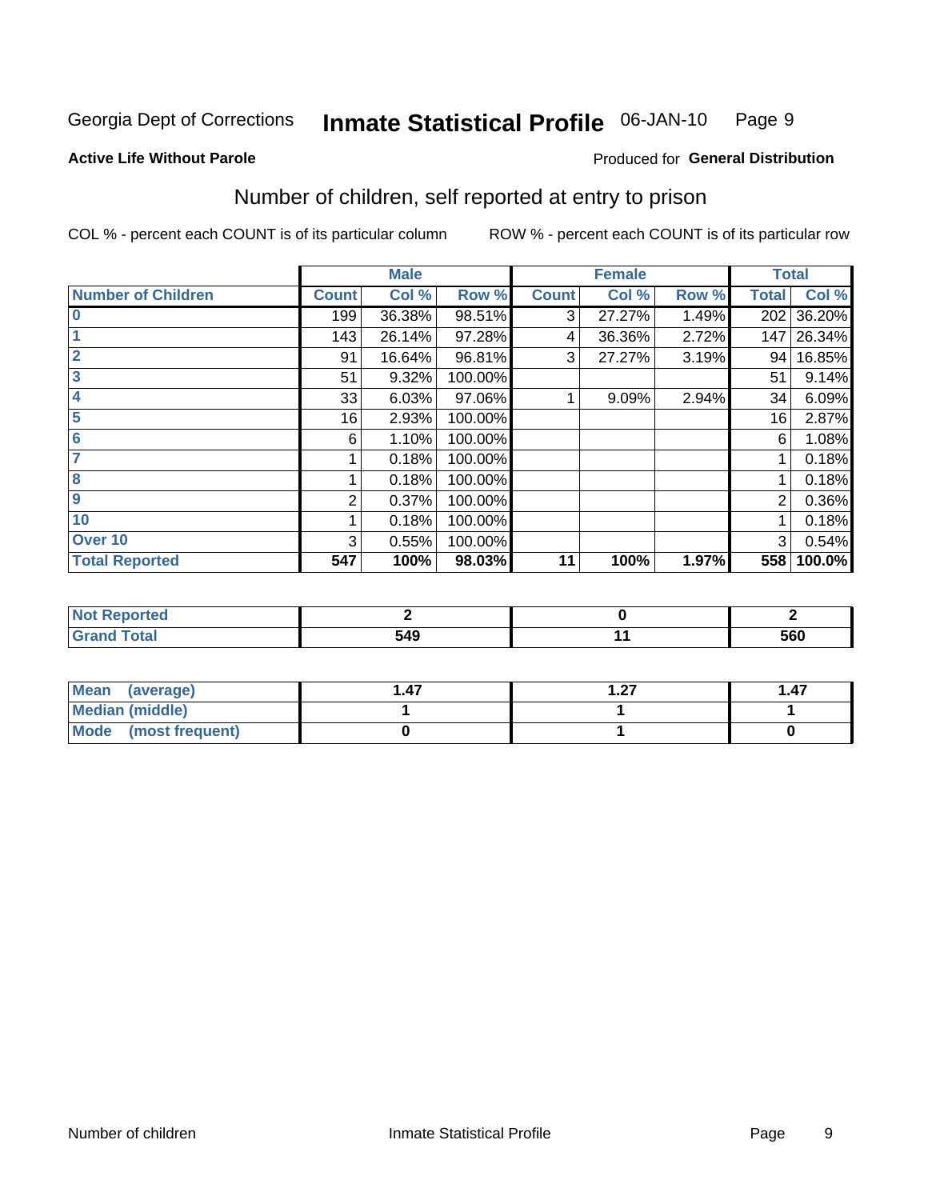Georgia Dept of Corrections **Inmate Statistical Profile** 06-JAN-10

**Active Life Without Parole**

Produced for **General Distribution**

## Number of children, self reported at entry to prison

COL % - percent each COUNT is of its particular column ROW % - percent each COUNT is of its particular row

| | Male | | | Female | | | Total | |
|---|---|---|---|---|---|---|---|---|
| **Number of Children** | **Count** | **Col %** | **Row %** | **Count** | **Col %** | **Row %** | **Total** | **Col %** |
| **0** | 199 | 36.38% | 98.51% | 3 | 27.27% | 1.49% | 202 | 36.20% |
| **1** | 143 | 26.14% | 97.28% | 4 | 36.36% | 2.72% | 147 | 26.34% |
| **2** | 91 | 16.64% | 96.81% | 3 | 27.27% | 3.19% | 94 | 16.85% |
| **3** | 51 | 9.32% | 100.00% | | | | 51 | 9.14% |
| **4** | 33 | 6.03% | 97.06% | 1 | 9.09% | 2.94% | 34 | 6.09% |
| **5** | 16 | 2.93% | 100.00% | | | | 16 | 2.87% |
| **6** | 6 | 1.10% | 100.00% | | | | 6 | 1.08% |
| **7** | 1 | 0.18% | 100.00% | | | | 1 | 0.18% |
| **8** | 1 | 0.18% | 100.00% | | | | 1 | 0.18% |
| **9** | 2 | 0.37% | 100.00% | | | | 2 | 0.36% |
| **10** | 1 | 0.18% | 100.00% | | | | 1 | 0.18% |
| **Over 10** | 3 | 0.55% | 100.00% | | | | 3 | 0.54% |
| **Total Reported** | **547** | **100%** | **98.03%** | **11** | **100%** | **1.97%** | **558** | **100.0%** |

| | Male | Female | Total |
|---|---|---|---|
| **Not Reported** | **2** | **0** | **2** |
| **Grand Total** | **549** | **11** | **560** |

| | Male | Female | Total |
|---|---|---|---|
| **Mean (average)** | **1.47** | **1.27** | **1.47** |
| **Median (middle)** | **1** | **1** | **1** |
| **Mode (most frequent)** | **0** | **1** | **0** |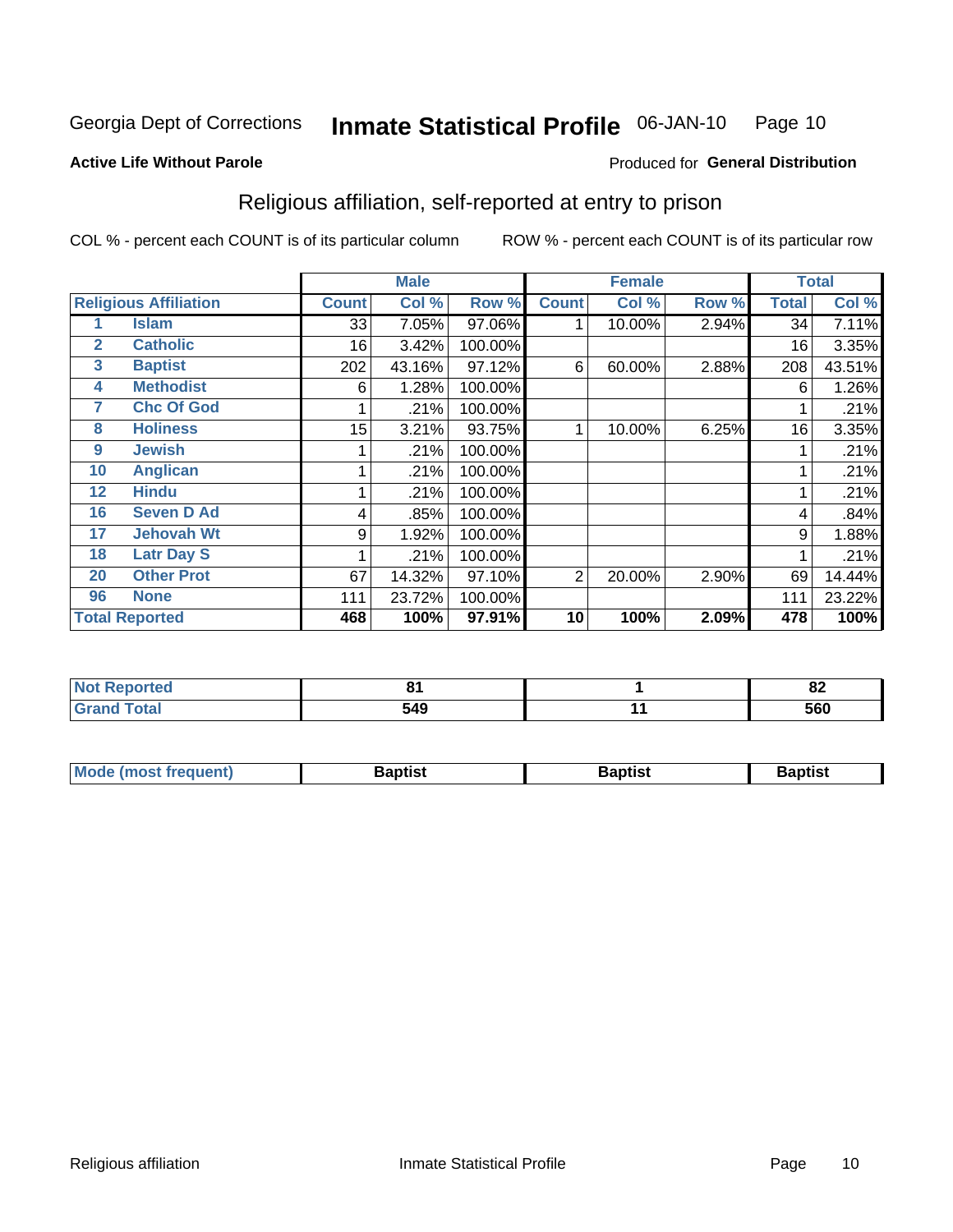Georgia Dept of Corrections **Inmate Statistical Profile** 06-JAN-10 Page 10

**Active Life Without Parole**

Produced for **General Distribution**

## Religious affiliation, self-reported at entry to prison

COL % - percent each COUNT is of its particular column ROW % - percent each COUNT is of its particular row

| | | Male | | | Female | | | Total | |
|---|---|---|---|---|---|---|---|---|---|
| **Religious Affiliation** | | **Count** | **Col %** | **Row %** | **Count** | **Col %** | **Row %** | **Total** | **Col %** |
| 1 | Islam | 33 | 7.05% | 97.06% | 1 | 10.00% | 2.94% | 34 | 7.11% |
| 2 | Catholic | 16 | 3.42% | 100.00% | | | | 16 | 3.35% |
| 3 | Baptist | 202 | 43.16% | 97.12% | 6 | 60.00% | 2.88% | 208 | 43.51% |
| 4 | Methodist | 6 | 1.28% | 100.00% | | | | 6 | 1.26% |
| 7 | Chc Of God | 1 | .21% | 100.00% | | | | 1 | .21% |
| 8 | Holiness | 15 | 3.21% | 93.75% | 1 | 10.00% | 6.25% | 16 | 3.35% |
| 9 | Jewish | 1 | .21% | 100.00% | | | | 1 | .21% |
| 10 | Anglican | 1 | .21% | 100.00% | | | | 1 | .21% |
| 12 | Hindu | 1 | .21% | 100.00% | | | | 1 | .21% |
| 16 | Seven D Ad | 4 | .85% | 100.00% | | | | 4 | .84% |
| 17 | Jehovah Wt | 9 | 1.92% | 100.00% | | | | 9 | 1.88% |
| 18 | Latr Day S | 1 | .21% | 100.00% | | | | 1 | .21% |
| 20 | Other Prot | 67 | 14.32% | 97.10% | 2 | 20.00% | 2.90% | 69 | 14.44% |
| 96 | None | 111 | 23.72% | 100.00% | | | | 111 | 23.22% |
| **Total Reported** | | **468** | **100%** | **97.91%** | **10** | **100%** | **2.09%** | **478** | **100%** |

| | Male | Female | Total |
|---|---|---|---|
| **Not Reported** | **81** | **1** | **82** |
| **Grand Total** | **549** | **11** | **560** |

| | Male | Female | Total |
|---|---|---|---|
| **Mode (most frequent)** | **Baptist** | **Baptist** | **Baptist** |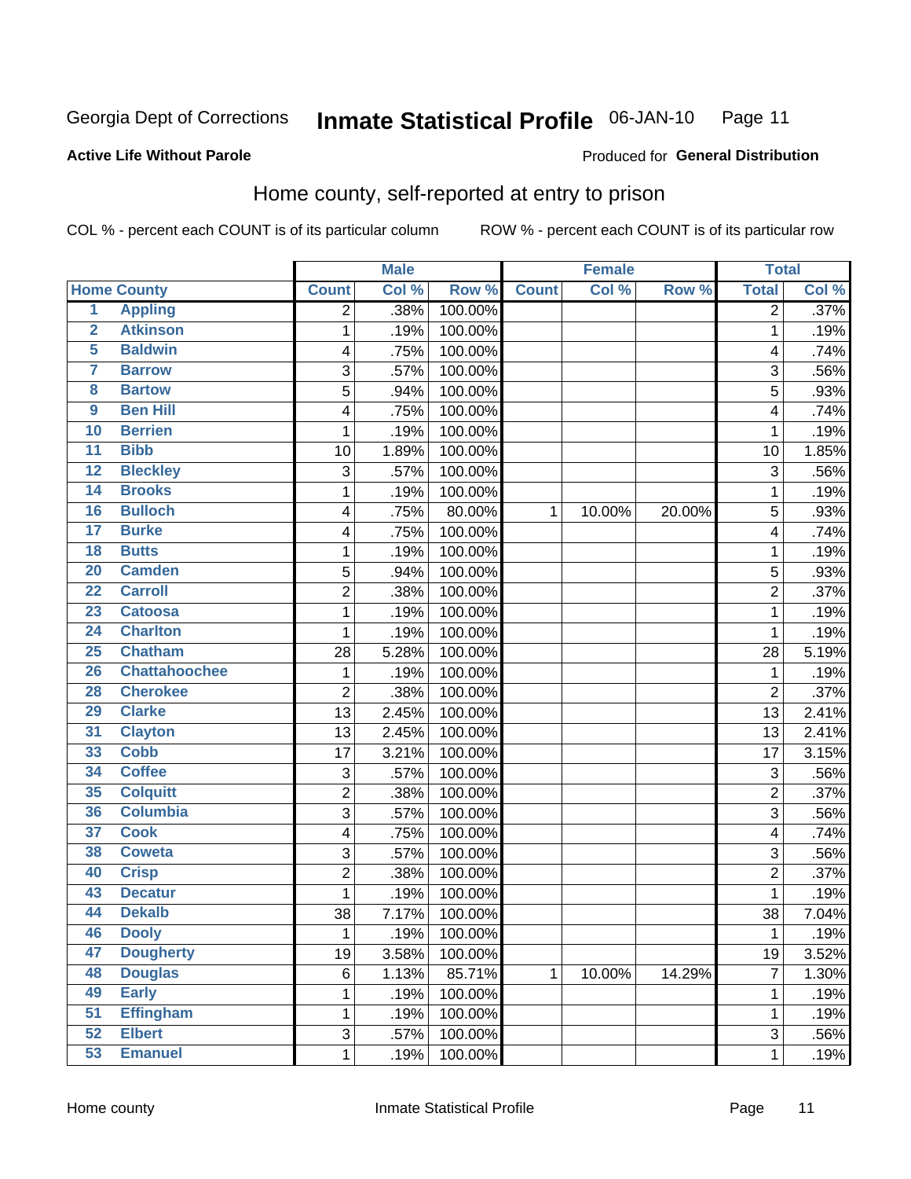Georgia Dept of Corrections **Inmate Statistical Profile** 06-JAN-10

**Active Life Without Parole**

Produced for **General Distribution**

## Home county, self-reported at entry to prison

COL % - percent each COUNT is of its particular column ROW % - percent each COUNT is of its particular row

| | | Male | | | Female | | | Total | |
|---|---|---|---|---|---|---|---|---|---|
| Home County | | Count | Col % | Row % | Count | Col % | Row % | Total | Col % |
| 1 | Appling | 2 | .38% | 100.00% | | | | 2 | .37% |
| 2 | Atkinson | 1 | .19% | 100.00% | | | | 1 | .19% |
| 5 | Baldwin | 4 | .75% | 100.00% | | | | 4 | .74% |
| 7 | Barrow | 3 | .57% | 100.00% | | | | 3 | .56% |
| 8 | Bartow | 5 | .94% | 100.00% | | | | 5 | .93% |
| 9 | Ben Hill | 4 | .75% | 100.00% | | | | 4 | .74% |
| 10 | Berrien | 1 | .19% | 100.00% | | | | 1 | .19% |
| 11 | Bibb | 10 | 1.89% | 100.00% | | | | 10 | 1.85% |
| 12 | Bleckley | 3 | .57% | 100.00% | | | | 3 | .56% |
| 14 | Brooks | 1 | .19% | 100.00% | | | | 1 | .19% |
| 16 | Bulloch | 4 | .75% | 80.00% | 1 | 10.00% | 20.00% | 5 | .93% |
| 17 | Burke | 4 | .75% | 100.00% | | | | 4 | .74% |
| 18 | Butts | 1 | .19% | 100.00% | | | | 1 | .19% |
| 20 | Camden | 5 | .94% | 100.00% | | | | 5 | .93% |
| 22 | Carroll | 2 | .38% | 100.00% | | | | 2 | .37% |
| 23 | Catoosa | 1 | .19% | 100.00% | | | | 1 | .19% |
| 24 | Charlton | 1 | .19% | 100.00% | | | | 1 | .19% |
| 25 | Chatham | 28 | 5.28% | 100.00% | | | | 28 | 5.19% |
| 26 | Chattahoochee | 1 | .19% | 100.00% | | | | 1 | .19% |
| 28 | Cherokee | 2 | .38% | 100.00% | | | | 2 | .37% |
| 29 | Clarke | 13 | 2.45% | 100.00% | | | | 13 | 2.41% |
| 31 | Clayton | 13 | 2.45% | 100.00% | | | | 13 | 2.41% |
| 33 | Cobb | 17 | 3.21% | 100.00% | | | | 17 | 3.15% |
| 34 | Coffee | 3 | .57% | 100.00% | | | | 3 | .56% |
| 35 | Colquitt | 2 | .38% | 100.00% | | | | 2 | .37% |
| 36 | Columbia | 3 | .57% | 100.00% | | | | 3 | .56% |
| 37 | Cook | 4 | .75% | 100.00% | | | | 4 | .74% |
| 38 | Coweta | 3 | .57% | 100.00% | | | | 3 | .56% |
| 40 | Crisp | 2 | .38% | 100.00% | | | | 2 | .37% |
| 43 | Decatur | 1 | .19% | 100.00% | | | | 1 | .19% |
| 44 | Dekalb | 38 | 7.17% | 100.00% | | | | 38 | 7.04% |
| 46 | Dooly | 1 | .19% | 100.00% | | | | 1 | .19% |
| 47 | Dougherty | 19 | 3.58% | 100.00% | | | | 19 | 3.52% |
| 48 | Douglas | 6 | 1.13% | 85.71% | 1 | 10.00% | 14.29% | 7 | 1.30% |
| 49 | Early | 1 | .19% | 100.00% | | | | 1 | .19% |
| 51 | Effingham | 1 | .19% | 100.00% | | | | 1 | .19% |
| 52 | Elbert | 3 | .57% | 100.00% | | | | 3 | .56% |
| 53 | Emanuel | 1 | .19% | 100.00% | | | | 1 | .19% |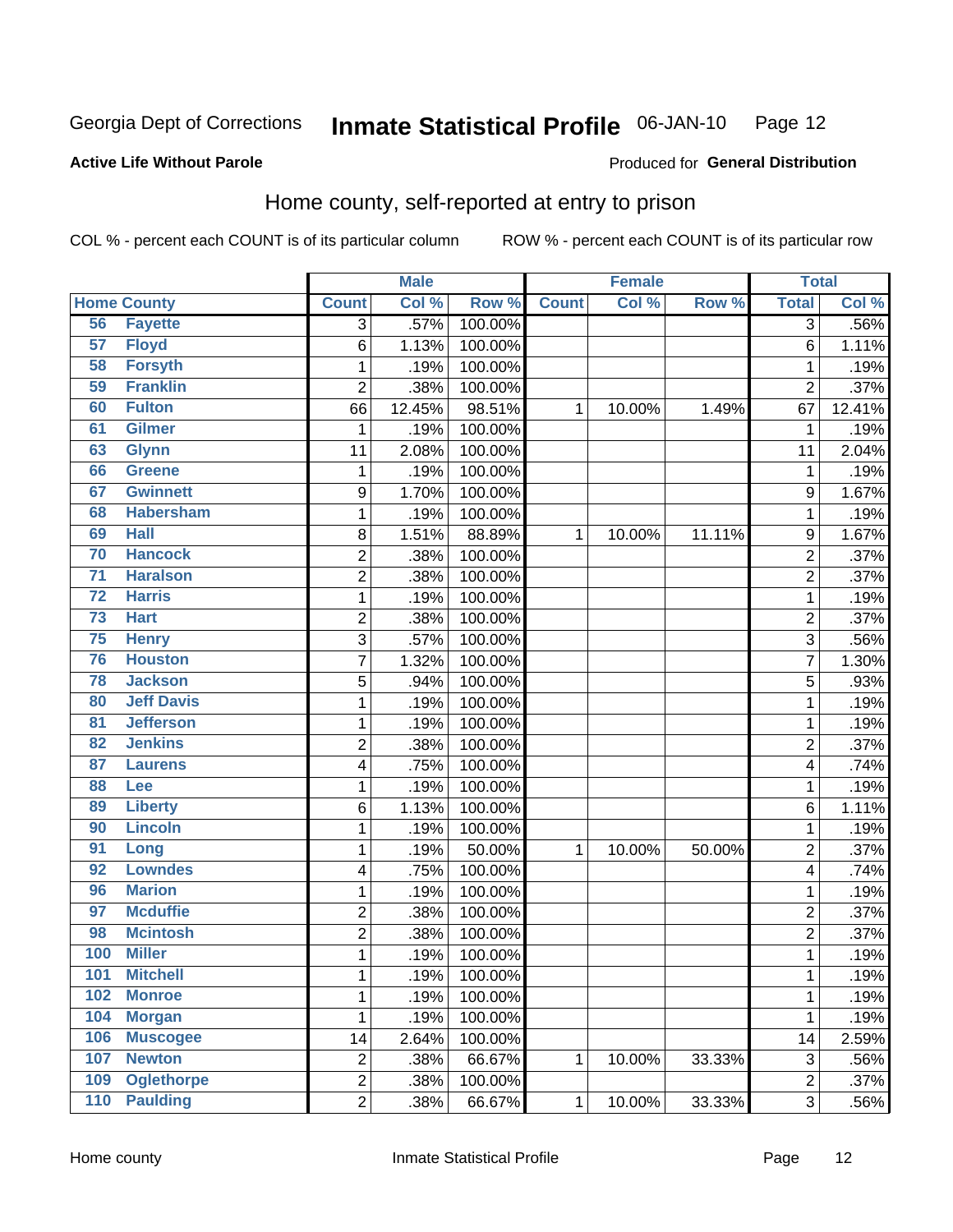Georgia Dept of Corrections **Inmate Statistical Profile** 06-JAN-10

**Active Life Without Parole**

Produced for **General Distribution**

## Home county, self-reported at entry to prison

COL % - percent each COUNT is of its particular column    ROW % - percent each COUNT is of its particular row

| | | Male | | | Female | | | Total | |
|---|---|---|---|---|---|---|---|---|---|
| Home County | | Count | Col % | Row % | Count | Col % | Row % | Total | Col % |
| 56 | Fayette | 3 | .57% | 100.00% | | | | 3 | .56% |
| 57 | Floyd | 6 | 1.13% | 100.00% | | | | 6 | 1.11% |
| 58 | Forsyth | 1 | .19% | 100.00% | | | | 1 | .19% |
| 59 | Franklin | 2 | .38% | 100.00% | | | | 2 | .37% |
| 60 | Fulton | 66 | 12.45% | 98.51% | 1 | 10.00% | 1.49% | 67 | 12.41% |
| 61 | Gilmer | 1 | .19% | 100.00% | | | | 1 | .19% |
| 63 | Glynn | 11 | 2.08% | 100.00% | | | | 11 | 2.04% |
| 66 | Greene | 1 | .19% | 100.00% | | | | 1 | .19% |
| 67 | Gwinnett | 9 | 1.70% | 100.00% | | | | 9 | 1.67% |
| 68 | Habersham | 1 | .19% | 100.00% | | | | 1 | .19% |
| 69 | Hall | 8 | 1.51% | 88.89% | 1 | 10.00% | 11.11% | 9 | 1.67% |
| 70 | Hancock | 2 | .38% | 100.00% | | | | 2 | .37% |
| 71 | Haralson | 2 | .38% | 100.00% | | | | 2 | .37% |
| 72 | Harris | 1 | .19% | 100.00% | | | | 1 | .19% |
| 73 | Hart | 2 | .38% | 100.00% | | | | 2 | .37% |
| 75 | Henry | 3 | .57% | 100.00% | | | | 3 | .56% |
| 76 | Houston | 7 | 1.32% | 100.00% | | | | 7 | 1.30% |
| 78 | Jackson | 5 | .94% | 100.00% | | | | 5 | .93% |
| 80 | Jeff Davis | 1 | .19% | 100.00% | | | | 1 | .19% |
| 81 | Jefferson | 1 | .19% | 100.00% | | | | 1 | .19% |
| 82 | Jenkins | 2 | .38% | 100.00% | | | | 2 | .37% |
| 87 | Laurens | 4 | .75% | 100.00% | | | | 4 | .74% |
| 88 | Lee | 1 | .19% | 100.00% | | | | 1 | .19% |
| 89 | Liberty | 6 | 1.13% | 100.00% | | | | 6 | 1.11% |
| 90 | Lincoln | 1 | .19% | 100.00% | | | | 1 | .19% |
| 91 | Long | 1 | .19% | 50.00% | 1 | 10.00% | 50.00% | 2 | .37% |
| 92 | Lowndes | 4 | .75% | 100.00% | | | | 4 | .74% |
| 96 | Marion | 1 | .19% | 100.00% | | | | 1 | .19% |
| 97 | Mcduffie | 2 | .38% | 100.00% | | | | 2 | .37% |
| 98 | Mcintosh | 2 | .38% | 100.00% | | | | 2 | .37% |
| 100 | Miller | 1 | .19% | 100.00% | | | | 1 | .19% |
| 101 | Mitchell | 1 | .19% | 100.00% | | | | 1 | .19% |
| 102 | Monroe | 1 | .19% | 100.00% | | | | 1 | .19% |
| 104 | Morgan | 1 | .19% | 100.00% | | | | 1 | .19% |
| 106 | Muscogee | 14 | 2.64% | 100.00% | | | | 14 | 2.59% |
| 107 | Newton | 2 | .38% | 66.67% | 1 | 10.00% | 33.33% | 3 | .56% |
| 109 | Oglethorpe | 2 | .38% | 100.00% | | | | 2 | .37% |
| 110 | Paulding | 2 | .38% | 66.67% | 1 | 10.00% | 33.33% | 3 | .56% |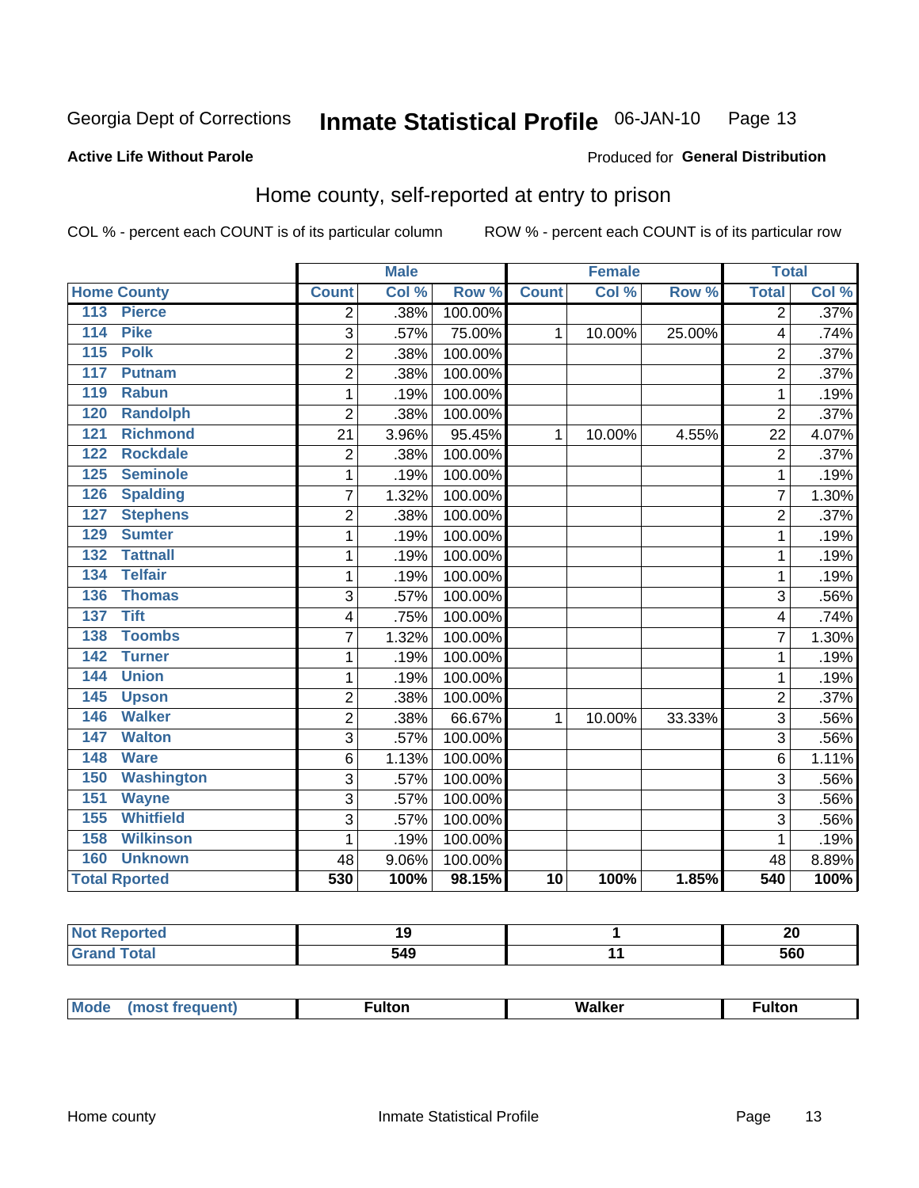Georgia Dept of Corrections **Inmate Statistical Profile** 06-JAN-10 Page 13

**Active Life Without Parole**

Produced for **General Distribution**

## Home county, self-reported at entry to prison

COL % - percent each COUNT is of its particular column ROW % - percent each COUNT is of its particular row

| | | Male | | | Female | | | Total | |
|---|---|---|---|---|---|---|---|---|---|
| Home County | | Count | Col % | Row % | Count | Col % | Row % | Total | Col % |
| 113 | Pierce | 2 | .38% | 100.00% | | | | 2 | .37% |
| 114 | Pike | 3 | .57% | 75.00% | 1 | 10.00% | 25.00% | 4 | .74% |
| 115 | Polk | 2 | .38% | 100.00% | | | | 2 | .37% |
| 117 | Putnam | 2 | .38% | 100.00% | | | | 2 | .37% |
| 119 | Rabun | 1 | .19% | 100.00% | | | | 1 | .19% |
| 120 | Randolph | 2 | .38% | 100.00% | | | | 2 | .37% |
| 121 | Richmond | 21 | 3.96% | 95.45% | 1 | 10.00% | 4.55% | 22 | 4.07% |
| 122 | Rockdale | 2 | .38% | 100.00% | | | | 2 | .37% |
| 125 | Seminole | 1 | .19% | 100.00% | | | | 1 | .19% |
| 126 | Spalding | 7 | 1.32% | 100.00% | | | | 7 | 1.30% |
| 127 | Stephens | 2 | .38% | 100.00% | | | | 2 | .37% |
| 129 | Sumter | 1 | .19% | 100.00% | | | | 1 | .19% |
| 132 | Tattnall | 1 | .19% | 100.00% | | | | 1 | .19% |
| 134 | Telfair | 1 | .19% | 100.00% | | | | 1 | .19% |
| 136 | Thomas | 3 | .57% | 100.00% | | | | 3 | .56% |
| 137 | Tift | 4 | .75% | 100.00% | | | | 4 | .74% |
| 138 | Toombs | 7 | 1.32% | 100.00% | | | | 7 | 1.30% |
| 142 | Turner | 1 | .19% | 100.00% | | | | 1 | .19% |
| 144 | Union | 1 | .19% | 100.00% | | | | 1 | .19% |
| 145 | Upson | 2 | .38% | 100.00% | | | | 2 | .37% |
| 146 | Walker | 2 | .38% | 66.67% | 1 | 10.00% | 33.33% | 3 | .56% |
| 147 | Walton | 3 | .57% | 100.00% | | | | 3 | .56% |
| 148 | Ware | 6 | 1.13% | 100.00% | | | | 6 | 1.11% |
| 150 | Washington | 3 | .57% | 100.00% | | | | 3 | .56% |
| 151 | Wayne | 3 | .57% | 100.00% | | | | 3 | .56% |
| 155 | Whitfield | 3 | .57% | 100.00% | | | | 3 | .56% |
| 158 | Wilkinson | 1 | .19% | 100.00% | | | | 1 | .19% |
| 160 | Unknown | 48 | 9.06% | 100.00% | | | | 48 | 8.89% |
| **Total Rported** | | **530** | **100%** | **98.15%** | **10** | **100%** | **1.85%** | **540** | **100%** |

| | Male | Female | Total |
|---|---|---|---|
| Not Reported | **19** | **1** | **20** |
| Grand Total | **549** | **11** | **560** |

| | Male | Female | Total |
|---|---|---|---|
| Mode (most frequent) | **Fulton** | **Walker** | **Fulton** |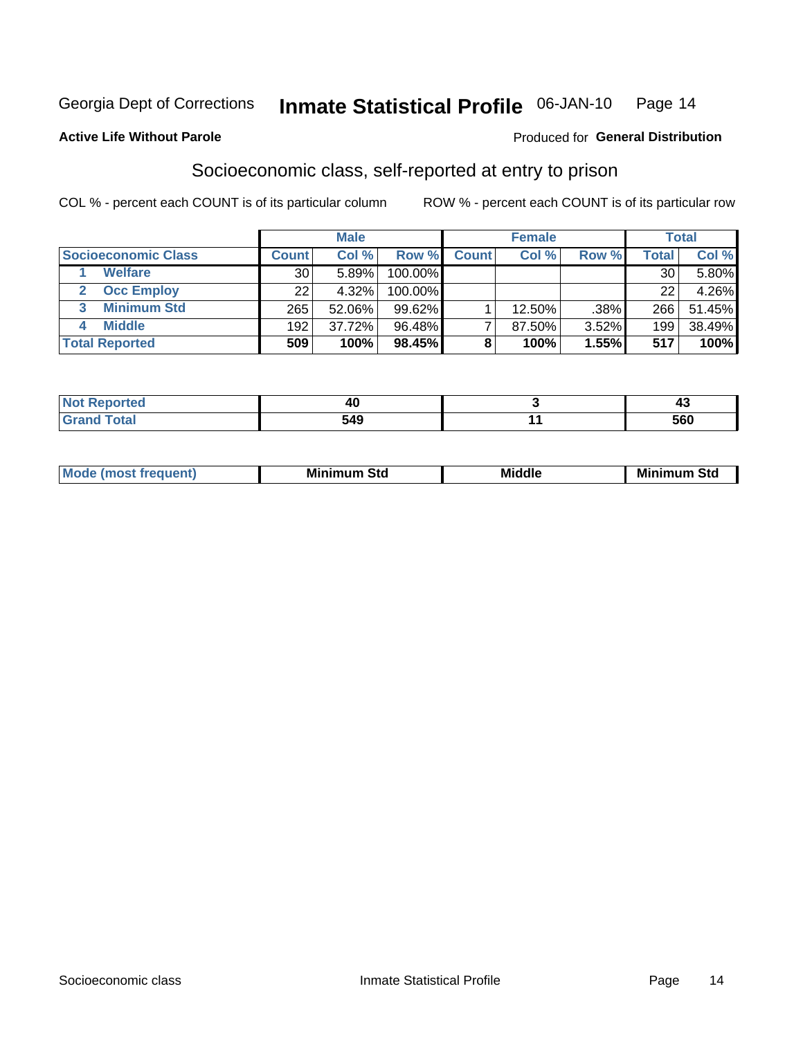Georgia Dept of Corrections **Inmate Statistical Profile** 06-JAN-10

**Active Life Without Parole**

Produced for **General Distribution**

## Socioeconomic class, self-reported at entry to prison

COL % - percent each COUNT is of its particular column

ROW % - percent each COUNT is of its particular row

| | Male | | | Female | | | Total | |
|---|---|---|---|---|---|---|---|---|
| **Socioeconomic Class** | **Count** | **Col %** | **Row %** | **Count** | **Col %** | **Row %** | **Total** | **Col %** |
| 1 **Welfare** | 30 | 5.89% | 100.00% | | | | 30 | 5.80% |
| 2 **Occ Employ** | 22 | 4.32% | 100.00% | | | | 22 | 4.26% |
| 3 **Minimum Std** | 265 | 52.06% | 99.62% | 1 | 12.50% | .38% | 266 | 51.45% |
| 4 **Middle** | 192 | 37.72% | 96.48% | 7 | 87.50% | 3.52% | 199 | 38.49% |
| **Total Reported** | **509** | **100%** | **98.45%** | **8** | **100%** | **1.55%** | **517** | **100%** |

| | Male | Female | Total |
|---|---|---|---|
| **Not Reported** | **40** | **3** | **43** |
| **Grand Total** | **549** | **11** | **560** |

| | Male | Female | Total |
|---|---|---|---|
| **Mode (most frequent)** | **Minimum Std** | **Middle** | **Minimum Std** |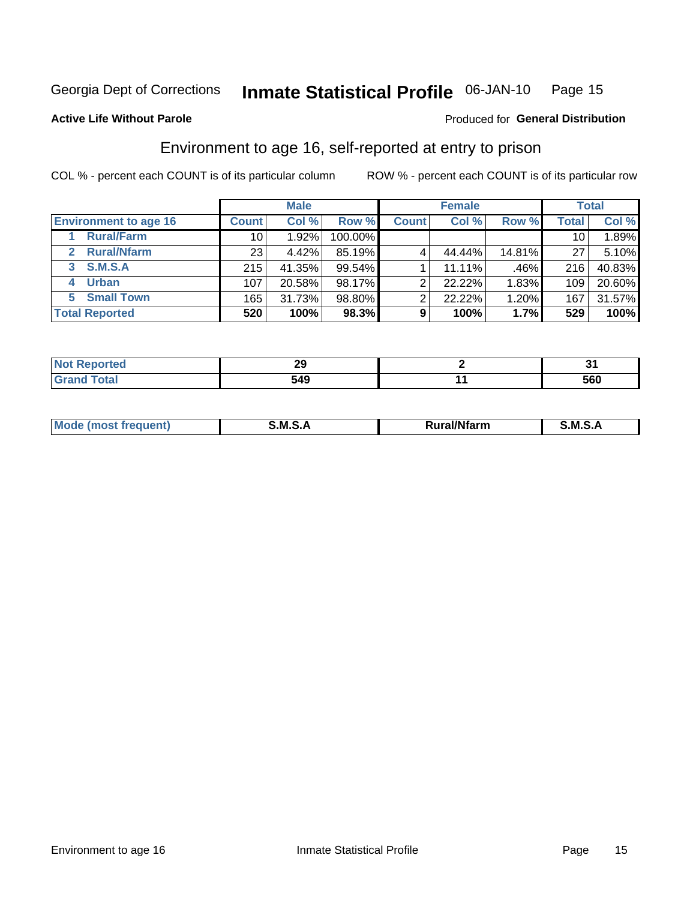Georgia Dept of Corrections **Inmate Statistical Profile** 06-JAN-10

**Active Life Without Parole**

Produced for **General Distribution**

## Environment to age 16, self-reported at entry to prison

COL % - percent each COUNT is of its particular column

ROW % - percent each COUNT is of its particular row

| | Male | | | Female | | | Total | |
|---|---|---|---|---|---|---|---|---|
| **Environment to age 16** | **Count** | **Col %** | **Row %** | **Count** | **Col %** | **Row %** | **Total** | **Col %** |
| **1 Rural/Farm** | 10 | 1.92% | 100.00% | | | | 10 | 1.89% |
| **2 Rural/Nfarm** | 23 | 4.42% | 85.19% | 4 | 44.44% | 14.81% | 27 | 5.10% |
| **3 S.M.S.A** | 215 | 41.35% | 99.54% | 1 | 11.11% | .46% | 216 | 40.83% |
| **4 Urban** | 107 | 20.58% | 98.17% | 2 | 22.22% | 1.83% | 109 | 20.60% |
| **5 Small Town** | 165 | 31.73% | 98.80% | 2 | 22.22% | 1.20% | 167 | 31.57% |
| **Total Reported** | **520** | **100%** | **98.3%** | **9** | **100%** | **1.7%** | **529** | **100%** |

| | Male | Female | Total |
|---|---|---|---|
| **Not Reported** | **29** | **2** | **31** |
| **Grand Total** | **549** | **11** | **560** |

| | Male | Female | Total |
|---|---|---|---|
| **Mode (most frequent)** | **S.M.S.A** | **Rural/Nfarm** | **S.M.S.A** |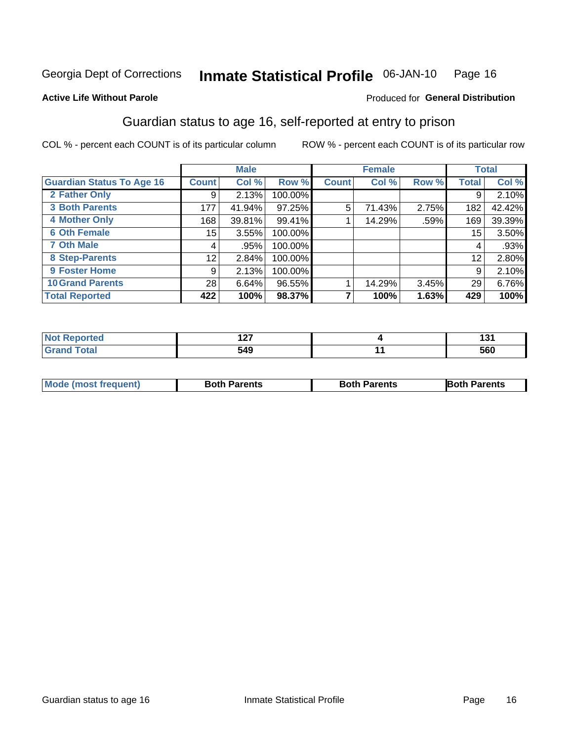Georgia Dept of Corrections **Inmate Statistical Profile** 06-JAN-10 Page 16

**Active Life Without Parole**

Produced for **General Distribution**

## Guardian status to age 16, self-reported at entry to prison

COL % - percent each COUNT is of its particular column ROW % - percent each COUNT is of its particular row

| | Male | | | Female | | | Total | |
|---|---|---|---|---|---|---|---|---|
| **Guardian Status To Age 16** | **Count** | **Col %** | **Row %** | **Count** | **Col %** | **Row %** | **Total** | **Col %** |
| **2 Father Only** | 9 | 2.13% | 100.00% | | | | 9 | 2.10% |
| **3 Both Parents** | 177 | 41.94% | 97.25% | 5 | 71.43% | 2.75% | 182 | 42.42% |
| **4 Mother Only** | 168 | 39.81% | 99.41% | 1 | 14.29% | .59% | 169 | 39.39% |
| **6 Oth Female** | 15 | 3.55% | 100.00% | | | | 15 | 3.50% |
| **7 Oth Male** | 4 | .95% | 100.00% | | | | 4 | .93% |
| **8 Step-Parents** | 12 | 2.84% | 100.00% | | | | 12 | 2.80% |
| **9 Foster Home** | 9 | 2.13% | 100.00% | | | | 9 | 2.10% |
| **10 Grand Parents** | 28 | 6.64% | 96.55% | 1 | 14.29% | 3.45% | 29 | 6.76% |
| **Total Reported** | **422** | **100%** | **98.37%** | **7** | **100%** | **1.63%** | **429** | **100%** |

| | Male | Female | Total |
|---|---|---|---|
| **Not Reported** | **127** | **4** | **131** |
| **Grand Total** | **549** | **11** | **560** |

| | Male | Female | Total |
|---|---|---|---|
| **Mode (most frequent)** | **Both Parents** | **Both Parents** | **Both Parents** |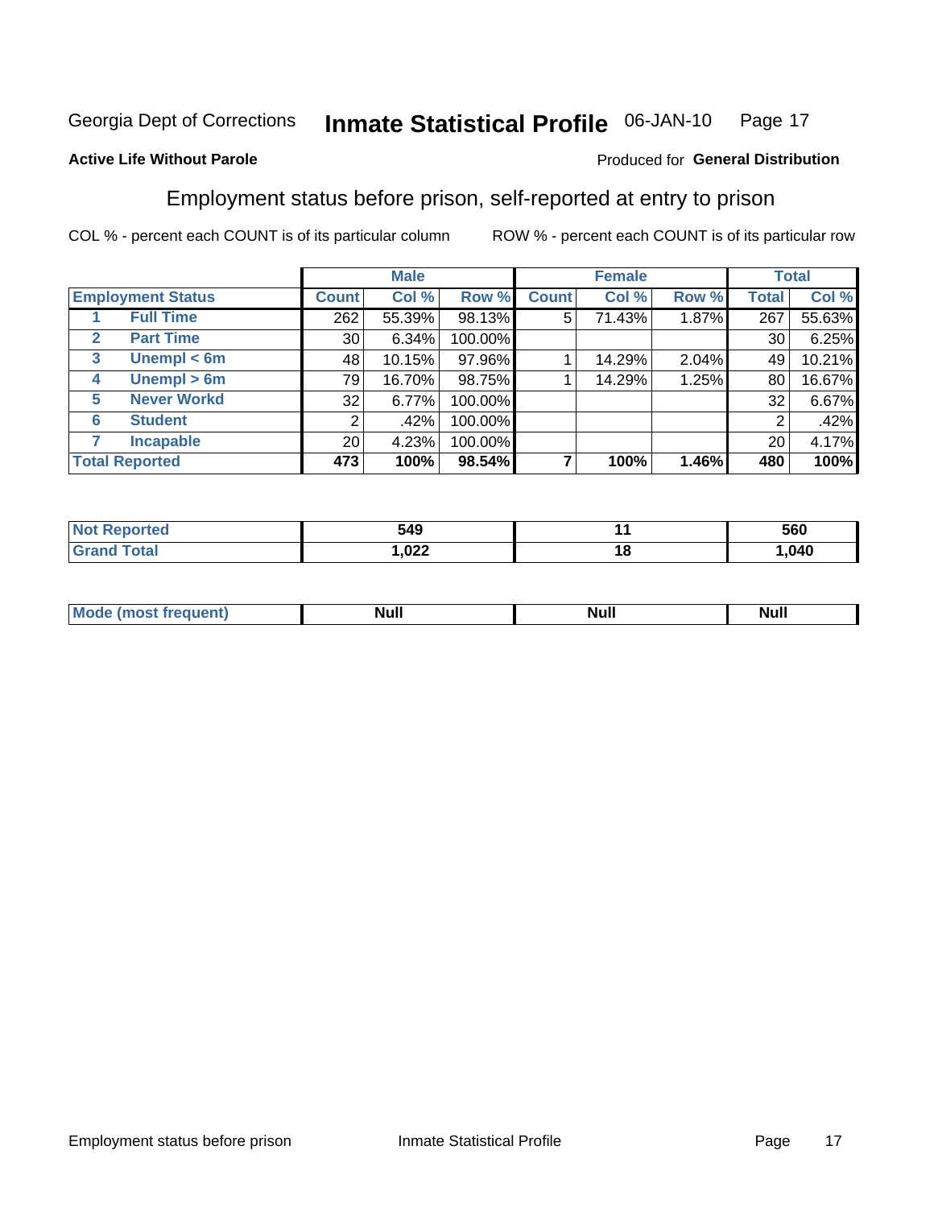Georgia Dept of Corrections **Inmate Statistical Profile** 06-JAN-10

**Active Life Without Parole**

Produced for **General Distribution**

## Employment status before prison, self-reported at entry to prison

COL % - percent each COUNT is of its particular column ROW % - percent each COUNT is of its particular row

| Employment Status | | Male | | | Female | | | Total | |
|---|---|---|---|---|---|---|---|---|---|
| | | Count | Col % | Row % | Count | Col % | Row % | Total | Col % |
| 1 | Full Time | 262 | 55.39% | 98.13% | 5 | 71.43% | 1.87% | 267 | 55.63% |
| 2 | Part Time | 30 | 6.34% | 100.00% | | | | 30 | 6.25% |
| 3 | Unempl < 6m | 48 | 10.15% | 97.96% | 1 | 14.29% | 2.04% | 49 | 10.21% |
| 4 | Unempl > 6m | 79 | 16.70% | 98.75% | 1 | 14.29% | 1.25% | 80 | 16.67% |
| 5 | Never Workd | 32 | 6.77% | 100.00% | | | | 32 | 6.67% |
| 6 | Student | 2 | .42% | 100.00% | | | | 2 | .42% |
| 7 | Incapable | 20 | 4.23% | 100.00% | | | | 20 | 4.17% |
| **Total Reported** | | **473** | **100%** | **98.54%** | **7** | **100%** | **1.46%** | **480** | **100%** |

| | Male | Female | Total |
|---|---|---|---|
| Not Reported | 549 | 11 | 560 |
| Grand Total | 1,022 | 18 | 1,040 |

| | Male | Female | Total |
|---|---|---|---|
| Mode (most frequent) | Null | Null | Null |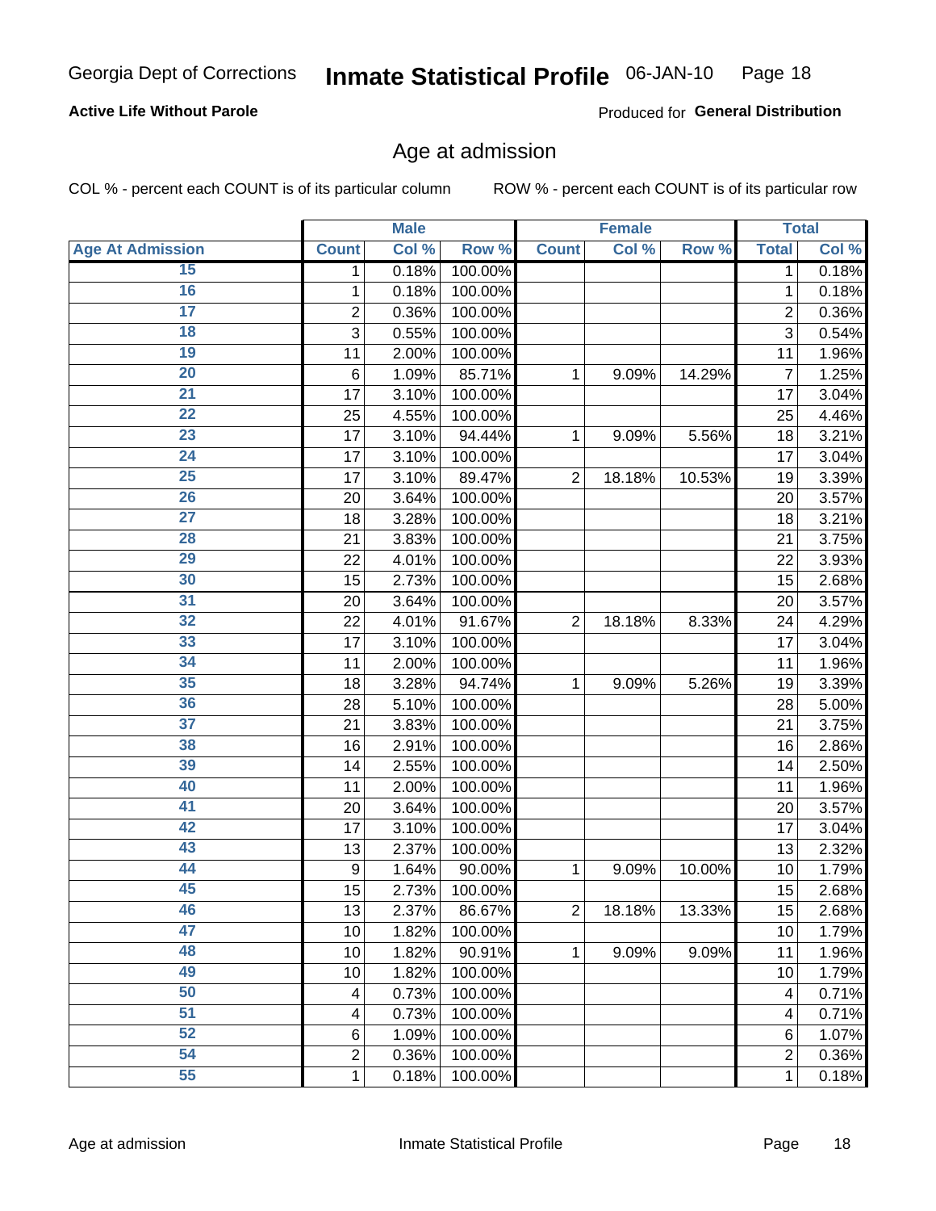Georgia Dept of Corrections **Inmate Statistical Profile** 06-JAN-10

**Active Life Without Parole**

Produced for **General Distribution**

## Age at admission

COL % - percent each COUNT is of its particular column ROW % - percent each COUNT is of its particular row

| | Male | | | Female | | | Total | |
|---|---|---|---|---|---|---|---|---|
| **Age At Admission** | **Count** | **Col %** | **Row %** | **Count** | **Col %** | **Row %** | **Total** | **Col %** |
| 15 | 1 | 0.18% | 100.00% | | | | 1 | 0.18% |
| 16 | 1 | 0.18% | 100.00% | | | | 1 | 0.18% |
| 17 | 2 | 0.36% | 100.00% | | | | 2 | 0.36% |
| 18 | 3 | 0.55% | 100.00% | | | | 3 | 0.54% |
| 19 | 11 | 2.00% | 100.00% | | | | 11 | 1.96% |
| 20 | 6 | 1.09% | 85.71% | 1 | 9.09% | 14.29% | 7 | 1.25% |
| 21 | 17 | 3.10% | 100.00% | | | | 17 | 3.04% |
| 22 | 25 | 4.55% | 100.00% | | | | 25 | 4.46% |
| 23 | 17 | 3.10% | 94.44% | 1 | 9.09% | 5.56% | 18 | 3.21% |
| 24 | 17 | 3.10% | 100.00% | | | | 17 | 3.04% |
| 25 | 17 | 3.10% | 89.47% | 2 | 18.18% | 10.53% | 19 | 3.39% |
| 26 | 20 | 3.64% | 100.00% | | | | 20 | 3.57% |
| 27 | 18 | 3.28% | 100.00% | | | | 18 | 3.21% |
| 28 | 21 | 3.83% | 100.00% | | | | 21 | 3.75% |
| 29 | 22 | 4.01% | 100.00% | | | | 22 | 3.93% |
| 30 | 15 | 2.73% | 100.00% | | | | 15 | 2.68% |
| 31 | 20 | 3.64% | 100.00% | | | | 20 | 3.57% |
| 32 | 22 | 4.01% | 91.67% | 2 | 18.18% | 8.33% | 24 | 4.29% |
| 33 | 17 | 3.10% | 100.00% | | | | 17 | 3.04% |
| 34 | 11 | 2.00% | 100.00% | | | | 11 | 1.96% |
| 35 | 18 | 3.28% | 94.74% | 1 | 9.09% | 5.26% | 19 | 3.39% |
| 36 | 28 | 5.10% | 100.00% | | | | 28 | 5.00% |
| 37 | 21 | 3.83% | 100.00% | | | | 21 | 3.75% |
| 38 | 16 | 2.91% | 100.00% | | | | 16 | 2.86% |
| 39 | 14 | 2.55% | 100.00% | | | | 14 | 2.50% |
| 40 | 11 | 2.00% | 100.00% | | | | 11 | 1.96% |
| 41 | 20 | 3.64% | 100.00% | | | | 20 | 3.57% |
| 42 | 17 | 3.10% | 100.00% | | | | 17 | 3.04% |
| 43 | 13 | 2.37% | 100.00% | | | | 13 | 2.32% |
| 44 | 9 | 1.64% | 90.00% | 1 | 9.09% | 10.00% | 10 | 1.79% |
| 45 | 15 | 2.73% | 100.00% | | | | 15 | 2.68% |
| 46 | 13 | 2.37% | 86.67% | 2 | 18.18% | 13.33% | 15 | 2.68% |
| 47 | 10 | 1.82% | 100.00% | | | | 10 | 1.79% |
| 48 | 10 | 1.82% | 90.91% | 1 | 9.09% | 9.09% | 11 | 1.96% |
| 49 | 10 | 1.82% | 100.00% | | | | 10 | 1.79% |
| 50 | 4 | 0.73% | 100.00% | | | | 4 | 0.71% |
| 51 | 4 | 0.73% | 100.00% | | | | 4 | 0.71% |
| 52 | 6 | 1.09% | 100.00% | | | | 6 | 1.07% |
| 54 | 2 | 0.36% | 100.00% | | | | 2 | 0.36% |
| 55 | 1 | 0.18% | 100.00% | | | | 1 | 0.18% |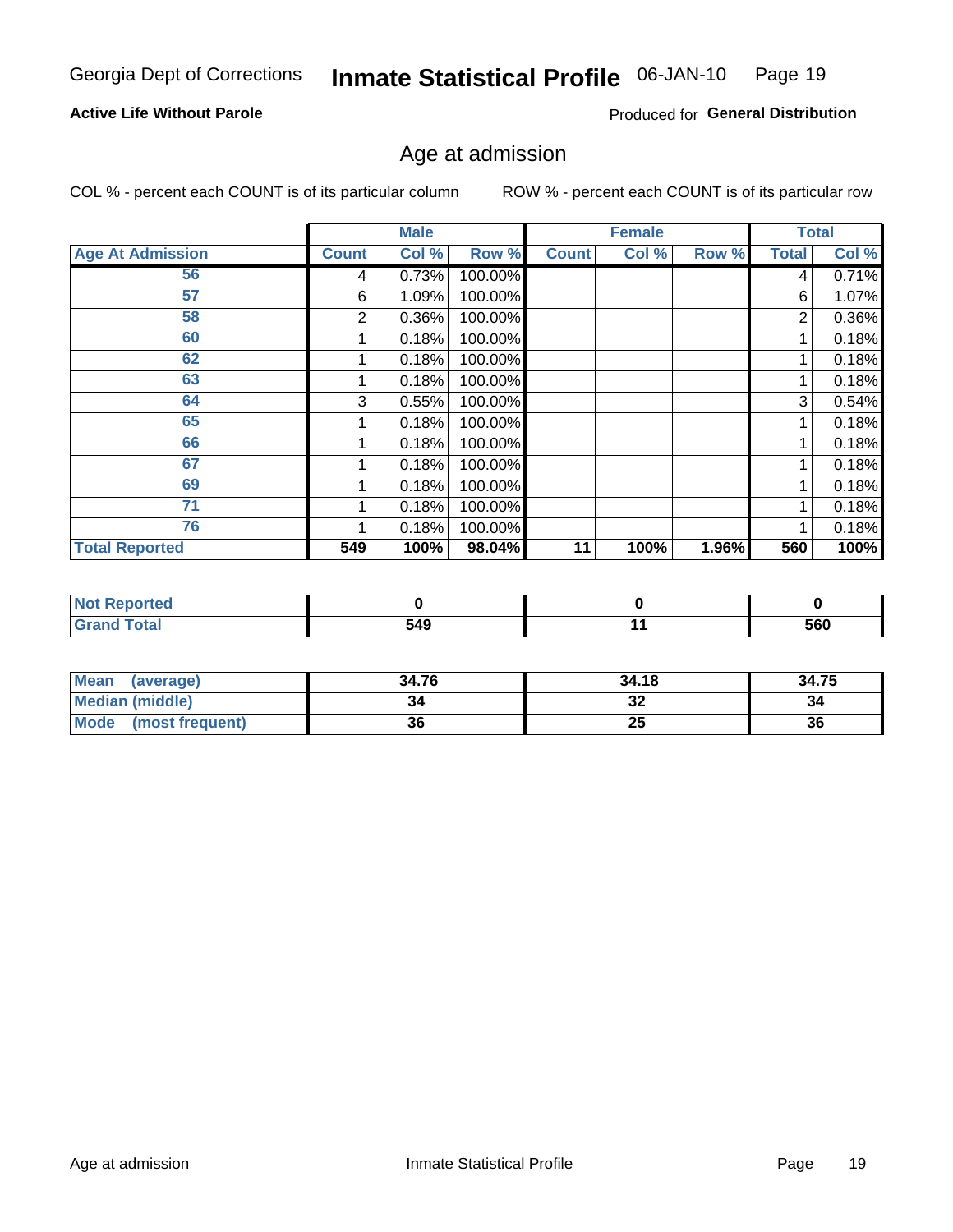Georgia Dept of Corrections **Inmate Statistical Profile** 06-JAN-10

**Active Life Without Parole**

Produced for **General Distribution**

## Age at admission

COL % - percent each COUNT is of its particular column ROW % - percent each COUNT is of its particular row

| | Male | | | Female | | | Total | |
|---|---|---|---|---|---|---|---|---|
| **Age At Admission** | **Count** | **Col %** | **Row %** | **Count** | **Col %** | **Row %** | **Total** | **Col %** |
| 56 | 4 | 0.73% | 100.00% | | | | 4 | 0.71% |
| 57 | 6 | 1.09% | 100.00% | | | | 6 | 1.07% |
| 58 | 2 | 0.36% | 100.00% | | | | 2 | 0.36% |
| 60 | 1 | 0.18% | 100.00% | | | | 1 | 0.18% |
| 62 | 1 | 0.18% | 100.00% | | | | 1 | 0.18% |
| 63 | 1 | 0.18% | 100.00% | | | | 1 | 0.18% |
| 64 | 3 | 0.55% | 100.00% | | | | 3 | 0.54% |
| 65 | 1 | 0.18% | 100.00% | | | | 1 | 0.18% |
| 66 | 1 | 0.18% | 100.00% | | | | 1 | 0.18% |
| 67 | 1 | 0.18% | 100.00% | | | | 1 | 0.18% |
| 69 | 1 | 0.18% | 100.00% | | | | 1 | 0.18% |
| 71 | 1 | 0.18% | 100.00% | | | | 1 | 0.18% |
| 76 | 1 | 0.18% | 100.00% | | | | 1 | 0.18% |
| **Total Reported** | **549** | **100%** | **98.04%** | **11** | **100%** | **1.96%** | **560** | **100%** |

| | Male | Female | Total |
|---|---|---|---|
| **Not Reported** | **0** | **0** | **0** |
| **Grand Total** | **549** | **11** | **560** |

| | Male | Female | Total |
|---|---|---|---|
| **Mean (average)** | **34.76** | **34.18** | **34.75** |
| **Median (middle)** | **34** | **32** | **34** |
| **Mode (most frequent)** | **36** | **25** | **36** |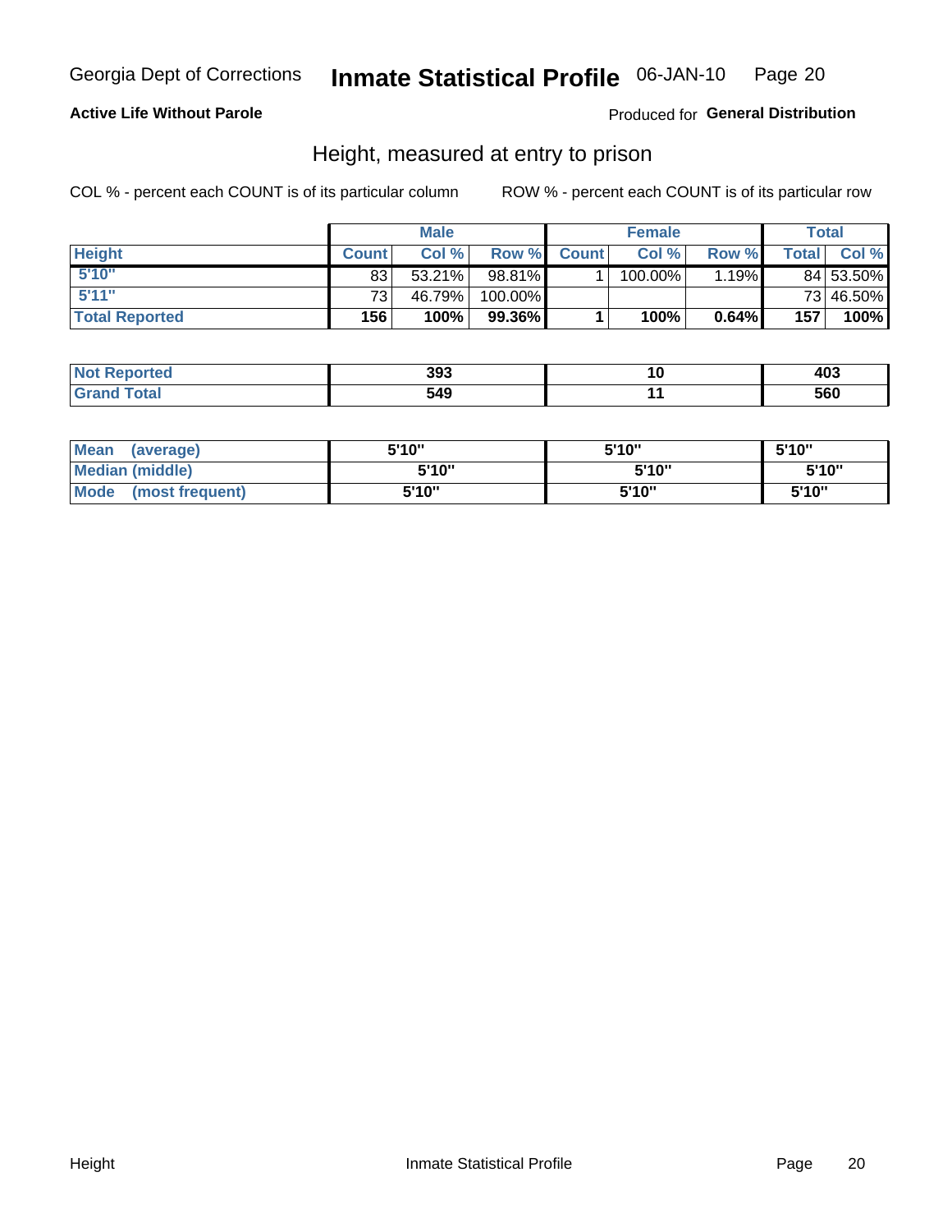Georgia Dept of Corrections **Inmate Statistical Profile** 06-JAN-10

**Active Life Without Parole**

Produced for **General Distribution**

## Height, measured at entry to prison

COL % - percent each COUNT is of its particular column

ROW % - percent each COUNT is of its particular row

| | Male | | | Female | | | Total | |
|---|---|---|---|---|---|---|---|---|
| **Height** | **Count** | **Col %** | **Row %** | **Count** | **Col %** | **Row %** | **Total** | **Col %** |
| **5'10"** | 83 | 53.21% | 98.81% | 1 | 100.00% | 1.19% | 84 | 53.50% |
| **5'11"** | 73 | 46.79% | 100.00% | | | | 73 | 46.50% |
| **Total Reported** | **156** | **100%** | **99.36%** | **1** | **100%** | **0.64%** | **157** | **100%** |

| | Male | Female | Total |
|---|---|---|---|
| **Not Reported** | **393** | **10** | **403** |
| **Grand Total** | **549** | **11** | **560** |

| | Male | Female | Total |
|---|---|---|---|
| **Mean (average)** | **5'10"** | **5'10"** | **5'10"** |
| **Median (middle)** | **5'10"** | **5'10"** | **5'10"** |
| **Mode (most frequent)** | **5'10"** | **5'10"** | **5'10"** |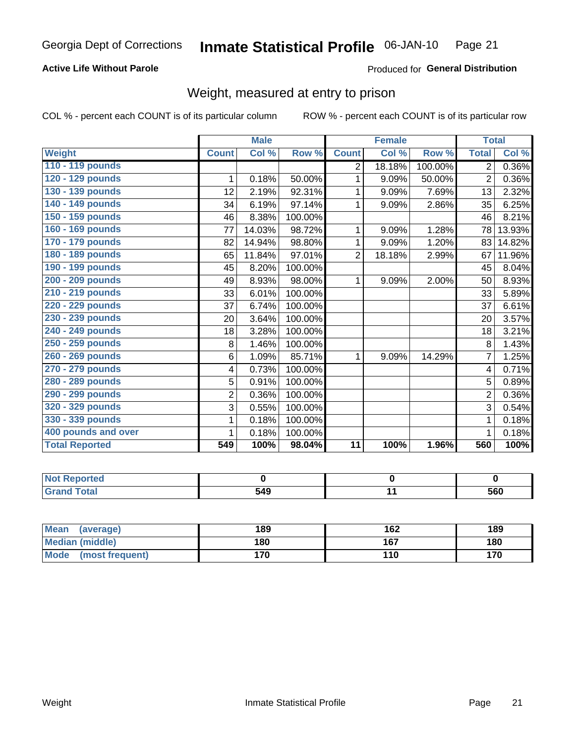# Inmate Statistical Profile

Georgia Dept of Corrections — 06-JAN-10

**Active Life Without Parole** — Produced for **General Distribution**

## Weight, measured at entry to prison

COL % - percent each COUNT is of its particular column    ROW % - percent each COUNT is of its particular row

| | Male | | | Female | | | Total | |
|---|---|---|---|---|---|---|---|---|
| **Weight** | **Count** | **Col %** | **Row %** | **Count** | **Col %** | **Row %** | **Total** | **Col %** |
| 110 - 119 pounds | | | | 2 | 18.18% | 100.00% | 2 | 0.36% |
| 120 - 129 pounds | 1 | 0.18% | 50.00% | 1 | 9.09% | 50.00% | 2 | 0.36% |
| 130 - 139 pounds | 12 | 2.19% | 92.31% | 1 | 9.09% | 7.69% | 13 | 2.32% |
| 140 - 149 pounds | 34 | 6.19% | 97.14% | 1 | 9.09% | 2.86% | 35 | 6.25% |
| 150 - 159 pounds | 46 | 8.38% | 100.00% | | | | 46 | 8.21% |
| 160 - 169 pounds | 77 | 14.03% | 98.72% | 1 | 9.09% | 1.28% | 78 | 13.93% |
| 170 - 179 pounds | 82 | 14.94% | 98.80% | 1 | 9.09% | 1.20% | 83 | 14.82% |
| 180 - 189 pounds | 65 | 11.84% | 97.01% | 2 | 18.18% | 2.99% | 67 | 11.96% |
| 190 - 199 pounds | 45 | 8.20% | 100.00% | | | | 45 | 8.04% |
| 200 - 209 pounds | 49 | 8.93% | 98.00% | 1 | 9.09% | 2.00% | 50 | 8.93% |
| 210 - 219 pounds | 33 | 6.01% | 100.00% | | | | 33 | 5.89% |
| 220 - 229 pounds | 37 | 6.74% | 100.00% | | | | 37 | 6.61% |
| 230 - 239 pounds | 20 | 3.64% | 100.00% | | | | 20 | 3.57% |
| 240 - 249 pounds | 18 | 3.28% | 100.00% | | | | 18 | 3.21% |
| 250 - 259 pounds | 8 | 1.46% | 100.00% | | | | 8 | 1.43% |
| 260 - 269 pounds | 6 | 1.09% | 85.71% | 1 | 9.09% | 14.29% | 7 | 1.25% |
| 270 - 279 pounds | 4 | 0.73% | 100.00% | | | | 4 | 0.71% |
| 280 - 289 pounds | 5 | 0.91% | 100.00% | | | | 5 | 0.89% |
| 290 - 299 pounds | 2 | 0.36% | 100.00% | | | | 2 | 0.36% |
| 320 - 329 pounds | 3 | 0.55% | 100.00% | | | | 3 | 0.54% |
| 330 - 339 pounds | 1 | 0.18% | 100.00% | | | | 1 | 0.18% |
| 400 pounds and over | 1 | 0.18% | 100.00% | | | | 1 | 0.18% |
| **Total Reported** | **549** | **100%** | **98.04%** | **11** | **100%** | **1.96%** | **560** | **100%** |

| | Male | Female | Total |
|---|---|---|---|
| Not Reported | 0 | 0 | 0 |
| Grand Total | 549 | 11 | 560 |

| | Male | Female | Total |
|---|---|---|---|
| Mean (average) | 189 | 162 | 189 |
| Median (middle) | 180 | 167 | 180 |
| Mode (most frequent) | 170 | 110 | 170 |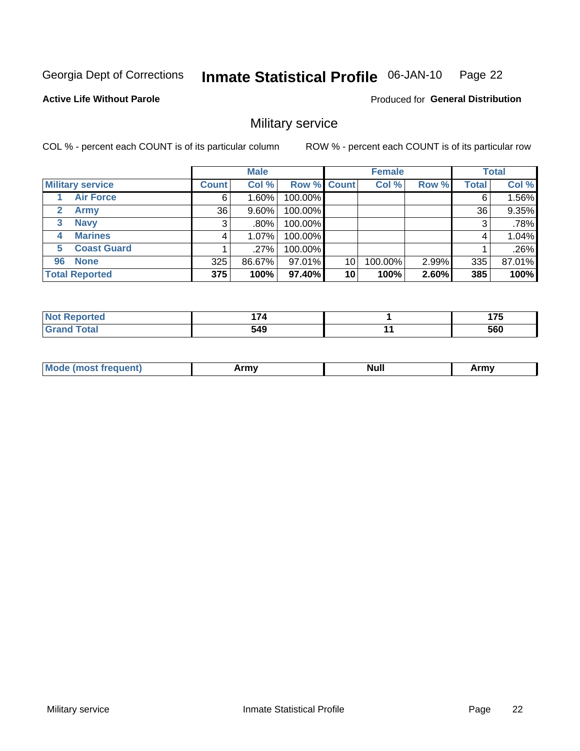Georgia Dept of Corrections **Inmate Statistical Profile** 06-JAN-10 Page 22

**Active Life Without Parole**

Produced for **General Distribution**

## Military service

COL % - percent each COUNT is of its particular column ROW % - percent each COUNT is of its particular row

| | | Male | | | Female | | | Total | |
|---|---|---|---|---|---|---|---|---|---|
| **Military service** | | **Count** | **Col %** | **Row %** | **Count** | **Col %** | **Row %** | **Total** | **Col %** |
| 1 | Air Force | 6 | 1.60% | 100.00% | | | | 6 | 1.56% |
| 2 | Army | 36 | 9.60% | 100.00% | | | | 36 | 9.35% |
| 3 | Navy | 3 | .80% | 100.00% | | | | 3 | .78% |
| 4 | Marines | 4 | 1.07% | 100.00% | | | | 4 | 1.04% |
| 5 | Coast Guard | 1 | .27% | 100.00% | | | | 1 | .26% |
| 96 | None | 325 | 86.67% | 97.01% | 10 | 100.00% | 2.99% | 335 | 87.01% |
| **Total Reported** | | **375** | **100%** | **97.40%** | **10** | **100%** | **2.60%** | **385** | **100%** |

| | Male | Female | Total |
|---|---|---|---|
| **Not Reported** | **174** | **1** | **175** |
| **Grand Total** | **549** | **11** | **560** |

| | Male | Female | Total |
|---|---|---|---|
| **Mode (most frequent)** | **Army** | **Null** | **Army** |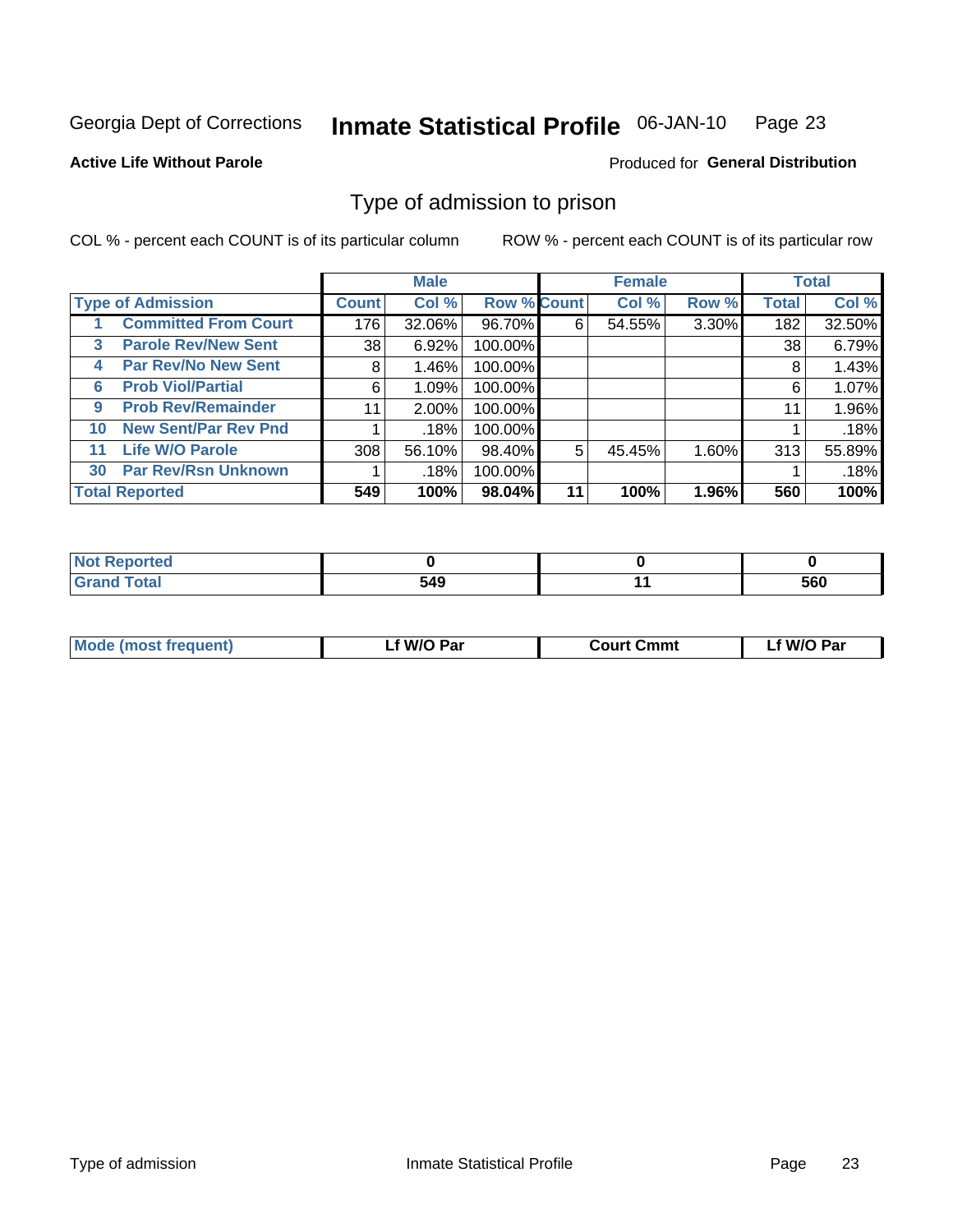Georgia Dept of Corrections **Inmate Statistical Profile** 06-JAN-10

**Active Life Without Parole**

Produced for **General Distribution**

## Type of admission to prison

COL % - percent each COUNT is of its particular column    ROW % - percent each COUNT is of its particular row

| | Male | | | Female | | | Total | |
|---|---|---|---|---|---|---|---|---|
| **Type of Admission** | **Count** | **Col %** | **Row %** | **Count** | **Col %** | **Row %** | **Total** | **Col %** |
| 1 **Committed From Court** | 176 | 32.06% | 96.70% | 6 | 54.55% | 3.30% | 182 | 32.50% |
| 3 **Parole Rev/New Sent** | 38 | 6.92% | 100.00% | | | | 38 | 6.79% |
| 4 **Par Rev/No New Sent** | 8 | 1.46% | 100.00% | | | | 8 | 1.43% |
| 6 **Prob Viol/Partial** | 6 | 1.09% | 100.00% | | | | 6 | 1.07% |
| 9 **Prob Rev/Remainder** | 11 | 2.00% | 100.00% | | | | 11 | 1.96% |
| 10 **New Sent/Par Rev Pnd** | 1 | .18% | 100.00% | | | | 1 | .18% |
| 11 **Life W/O Parole** | 308 | 56.10% | 98.40% | 5 | 45.45% | 1.60% | 313 | 55.89% |
| 30 **Par Rev/Rsn Unknown** | 1 | .18% | 100.00% | | | | 1 | .18% |
| **Total Reported** | **549** | **100%** | **98.04%** | **11** | **100%** | **1.96%** | **560** | **100%** |

| | Male | Female | Total |
|---|---|---|---|
| **Not Reported** | **0** | **0** | **0** |
| **Grand Total** | **549** | **11** | **560** |

| | Male | Female | Total |
|---|---|---|---|
| **Mode (most frequent)** | **Lf W/O Par** | **Court Cmmt** | **Lf W/O Par** |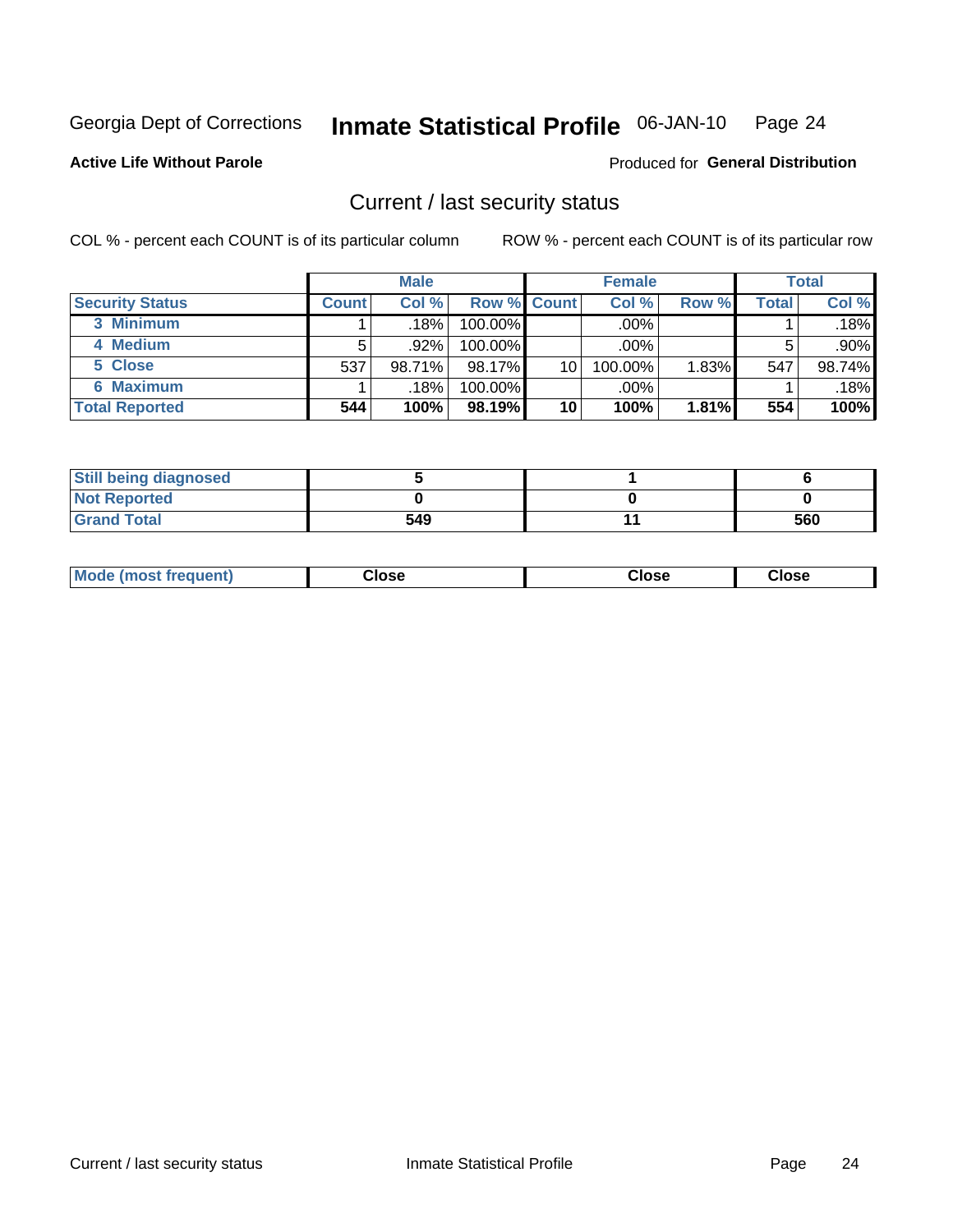Georgia Dept of Corrections **Inmate Statistical Profile** 06-JAN-10 Page 24

**Active Life Without Parole**

Produced for **General Distribution**

## Current / last security status

COL % - percent each COUNT is of its particular column

ROW % - percent each COUNT is of its particular row

| | Male | | | Female | | | Total | |
|---|---|---|---|---|---|---|---|---|
| **Security Status** | **Count** | **Col %** | **Row %** | **Count** | **Col %** | **Row %** | **Total** | **Col %** |
| 3 Minimum | 1 | .18% | 100.00% | | .00% | | 1 | .18% |
| 4 Medium | 5 | .92% | 100.00% | | .00% | | 5 | .90% |
| 5 Close | 537 | 98.71% | 98.17% | 10 | 100.00% | 1.83% | 547 | 98.74% |
| 6 Maximum | 1 | .18% | 100.00% | | .00% | | 1 | .18% |
| **Total Reported** | **544** | **100%** | **98.19%** | **10** | **100%** | **1.81%** | **554** | **100%** |

| | Male | Female | Total |
|---|---|---|---|
| **Still being diagnosed** | **5** | **1** | **6** |
| **Not Reported** | **0** | **0** | **0** |
| **Grand Total** | **549** | **11** | **560** |

| | Male | Female | Total |
|---|---|---|---|
| **Mode (most frequent)** | **Close** | **Close** | **Close** |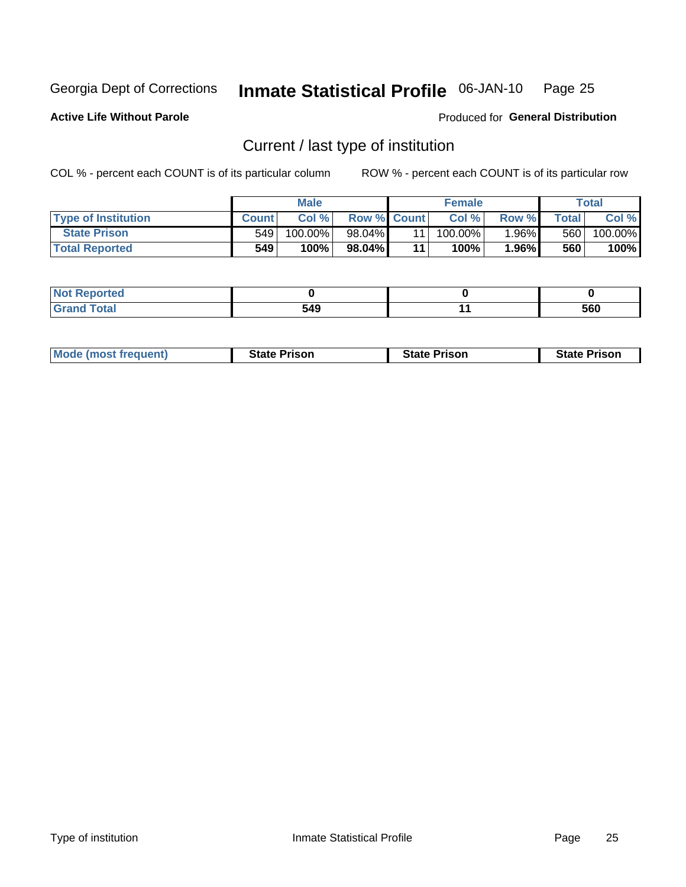Georgia Dept of Corrections **Inmate Statistical Profile** 06-JAN-10

**Active Life Without Parole**

Produced for **General Distribution**

## Current / last type of institution

COL % - percent each COUNT is of its particular column

ROW % - percent each COUNT is of its particular row

| | Male | | | Female | | | Total | |
|---|---|---|---|---|---|---|---|---|
| **Type of Institution** | **Count** | **Col %** | **Row %** | **Count** | **Col %** | **Row %** | **Total** | **Col %** |
| **State Prison** | 549 | 100.00% | 98.04% | 11 | 100.00% | 1.96% | 560 | 100.00% |
| **Total Reported** | **549** | **100%** | **98.04%** | **11** | **100%** | **1.96%** | **560** | **100%** |

| | Male | Female | Total |
|---|---|---|---|
| **Not Reported** | **0** | **0** | **0** |
| **Grand Total** | **549** | **11** | **560** |

| | Male | Female | Total |
|---|---|---|---|
| **Mode (most frequent)** | **State Prison** | **State Prison** | **State Prison** |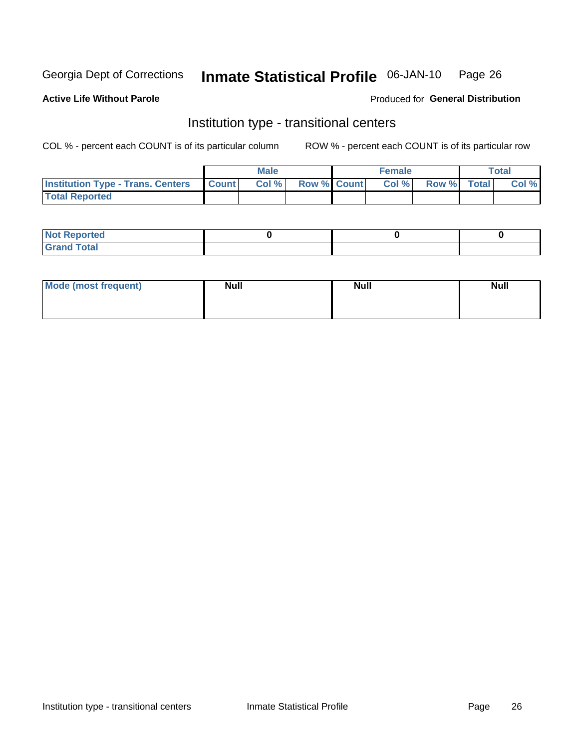Georgia Dept of Corrections **Inmate Statistical Profile** 06-JAN-10 Page 26

**Active Life Without Parole**

Produced for **General Distribution**

## Institution type - transitional centers

COL % - percent each COUNT is of its particular column

ROW % - percent each COUNT is of its particular row

| | Male | | | Female | | | Total | |
|---|---|---|---|---|---|---|---|---|
| **Institution Type - Trans. Centers** | **Count** | **Col %** | **Row %** | **Count** | **Col %** | **Row %** | **Total** | **Col %** |
| **Total Reported** | | | | | | | | |

| | Male | Female | Total |
|---|---|---|---|
| **Not Reported** | 0 | 0 | 0 |
| **Grand Total** | | | |

| | Male | Female | Total |
|---|---|---|---|
| **Mode (most frequent)** | **Null** | **Null** | **Null** |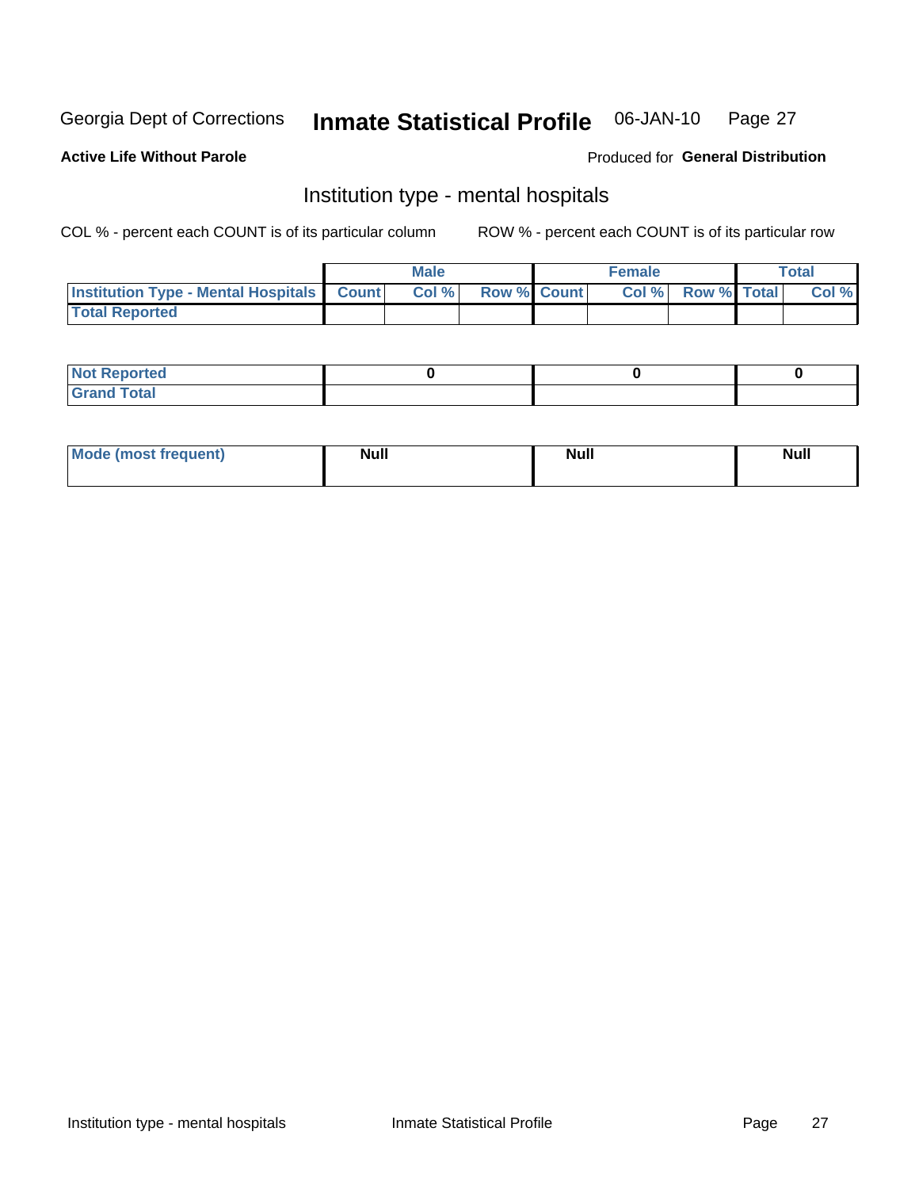Georgia Dept of Corrections **Inmate Statistical Profile** 06-JAN-10

**Active Life Without Parole** Produced for **General Distribution**

## Institution type - mental hospitals

COL % - percent each COUNT is of its particular column    ROW % - percent each COUNT is of its particular row

| | Male | | | Female | | | Total | |
|---|---|---|---|---|---|---|---|---|
| **Institution Type - Mental Hospitals** | **Count** | **Col %** | **Row %** | **Count** | **Col %** | **Row %** | **Total** | **Col %** |
| **Total Reported** | | | | | | | | |

| | Male | Female | Total |
|---|---|---|---|
| **Not Reported** | 0 | 0 | 0 |
| **Grand Total** | | | |

| | Male | Female | Total |
|---|---|---|---|
| **Mode (most frequent)** | Null | Null | Null |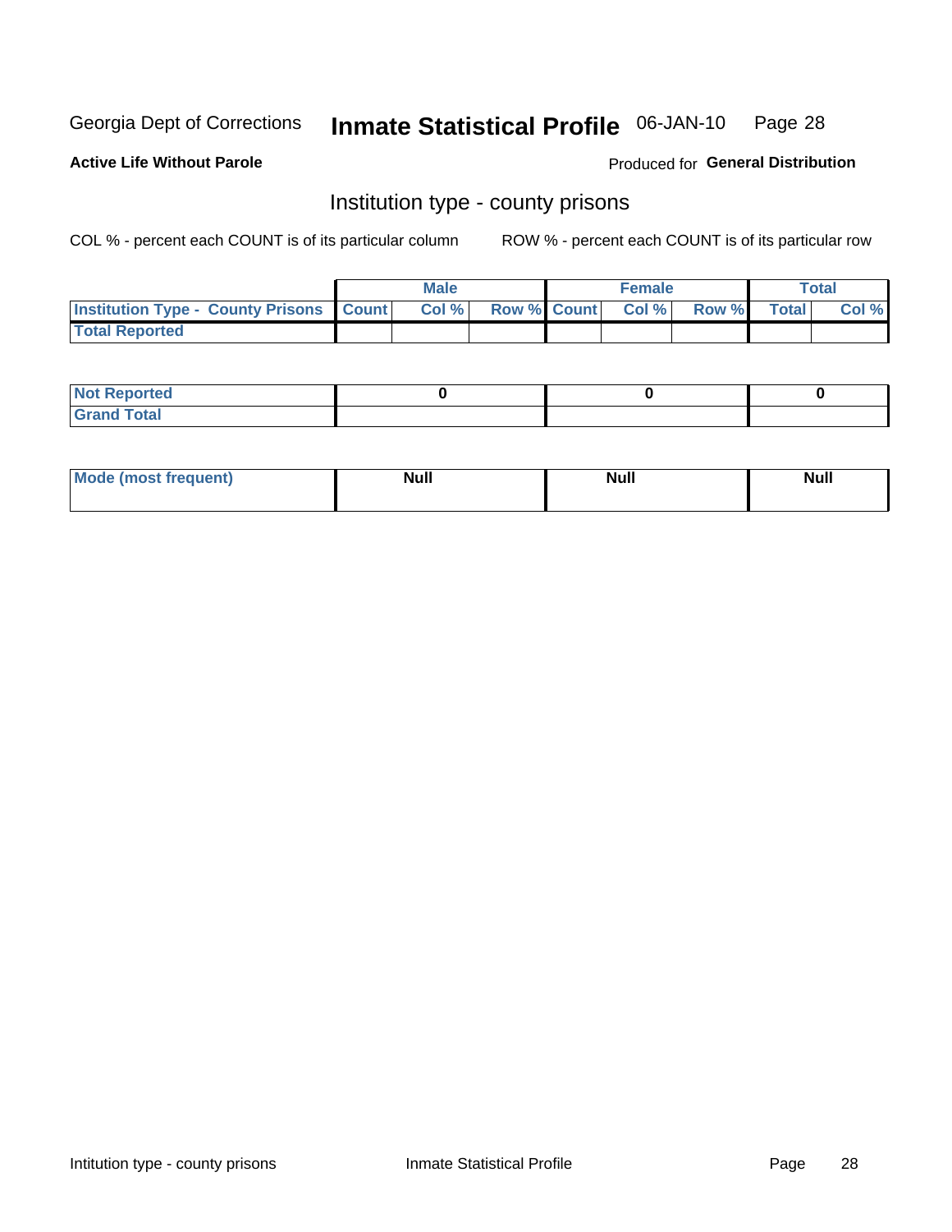Georgia Dept of Corrections **Inmate Statistical Profile** 06-JAN-10

**Active Life Without Parole**

Produced for **General Distribution**

## Institution type - county prisons

COL % - percent each COUNT is of its particular column

ROW % - percent each COUNT is of its particular row

| | Male | | | Female | | | Total | |
|---|---|---|---|---|---|---|---|---|
| **Institution Type - County Prisons** | **Count** | **Col %** | **Row %** | **Count** | **Col %** | **Row %** | **Total** | **Col %** |
| **Total Reported** | | | | | | | | |

| | Male | Female | Total |
|---|---|---|---|
| **Not Reported** | **0** | **0** | **0** |
| **Grand Total** | | | |

| | Male | Female | Total |
|---|---|---|---|
| **Mode (most frequent)** | **Null** | **Null** | **Null** |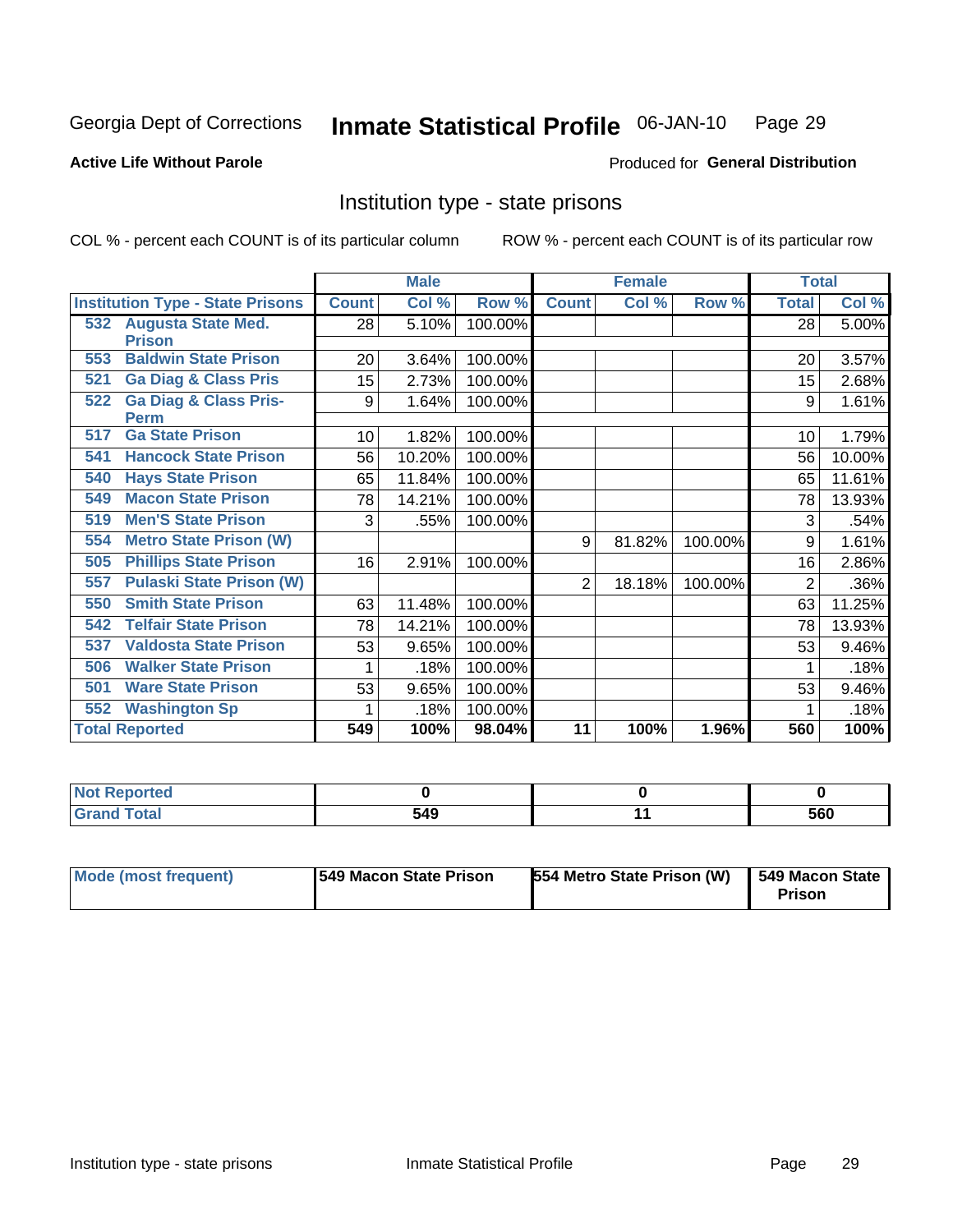Georgia Dept of Corrections **Inmate Statistical Profile** 06-JAN-10

**Active Life Without Parole**

Produced for **General Distribution**

## Institution type - state prisons

COL % - percent each COUNT is of its particular column    ROW % - percent each COUNT is of its particular row

| | Male | | | Female | | | Total | |
|---|---|---|---|---|---|---|---|---|
| **Institution Type - State Prisons** | **Count** | **Col %** | **Row %** | **Count** | **Col %** | **Row %** | **Total** | **Col %** |
| 532 Augusta State Med. Prison | 28 | 5.10% | 100.00% | | | | 28 | 5.00% |
| 553 Baldwin State Prison | 20 | 3.64% | 100.00% | | | | 20 | 3.57% |
| 521 Ga Diag & Class Pris | 15 | 2.73% | 100.00% | | | | 15 | 2.68% |
| 522 Ga Diag & Class Pris-Perm | 9 | 1.64% | 100.00% | | | | 9 | 1.61% |
| 517 Ga State Prison | 10 | 1.82% | 100.00% | | | | 10 | 1.79% |
| 541 Hancock State Prison | 56 | 10.20% | 100.00% | | | | 56 | 10.00% |
| 540 Hays State Prison | 65 | 11.84% | 100.00% | | | | 65 | 11.61% |
| 549 Macon State Prison | 78 | 14.21% | 100.00% | | | | 78 | 13.93% |
| 519 Men'S State Prison | 3 | .55% | 100.00% | | | | 3 | .54% |
| 554 Metro State Prison (W) | | | | 9 | 81.82% | 100.00% | 9 | 1.61% |
| 505 Phillips State Prison | 16 | 2.91% | 100.00% | | | | 16 | 2.86% |
| 557 Pulaski State Prison (W) | | | | 2 | 18.18% | 100.00% | 2 | .36% |
| 550 Smith State Prison | 63 | 11.48% | 100.00% | | | | 63 | 11.25% |
| 542 Telfair State Prison | 78 | 14.21% | 100.00% | | | | 78 | 13.93% |
| 537 Valdosta State Prison | 53 | 9.65% | 100.00% | | | | 53 | 9.46% |
| 506 Walker State Prison | 1 | .18% | 100.00% | | | | 1 | .18% |
| 501 Ware State Prison | 53 | 9.65% | 100.00% | | | | 53 | 9.46% |
| 552 Washington Sp | 1 | .18% | 100.00% | | | | 1 | .18% |
| **Total Reported** | **549** | **100%** | **98.04%** | **11** | **100%** | **1.96%** | **560** | **100%** |

| | Male | Female | Total |
|---|---|---|---|
| **Not Reported** | **0** | **0** | **0** |
| **Grand Total** | **549** | **11** | **560** |

| | Male | Female | Total |
|---|---|---|---|
| **Mode (most frequent)** | **549 Macon State Prison** | **554 Metro State Prison (W)** | **549 Macon State Prison** |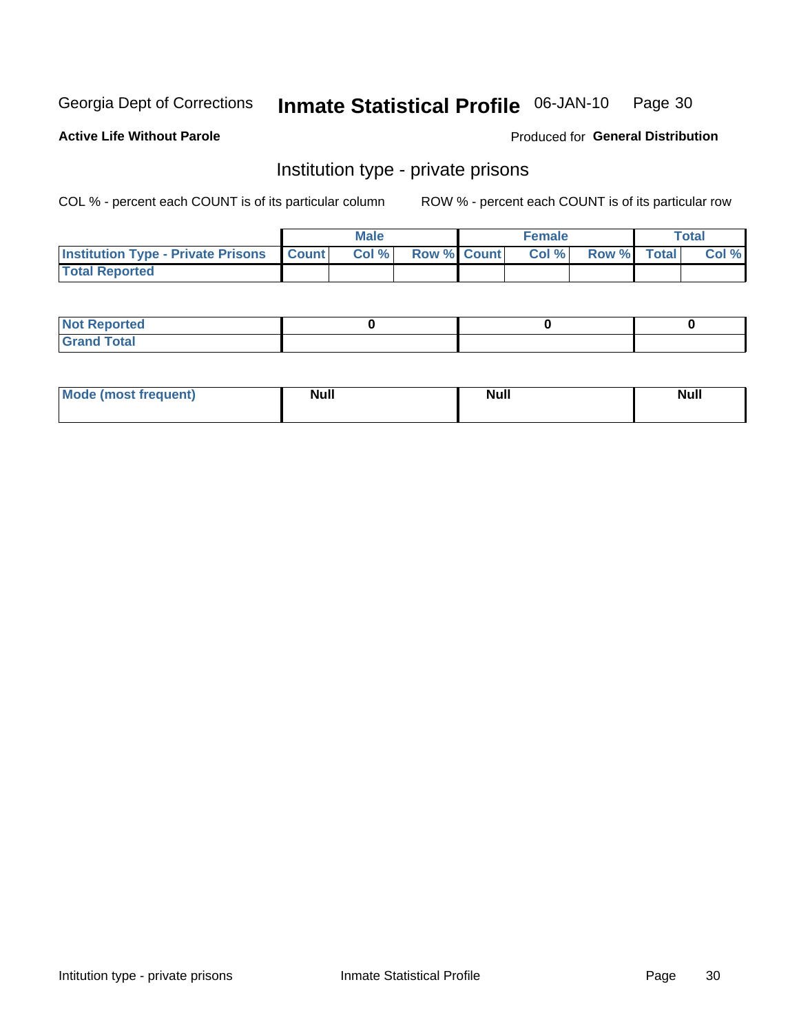Georgia Dept of Corrections **Inmate Statistical Profile** 06-JAN-10

**Active Life Without Parole**

Produced for **General Distribution**

## Institution type - private prisons

COL % - percent each COUNT is of its particular column

ROW % - percent each COUNT is of its particular row

| | Male | | | Female | | | Total | |
|---|---|---|---|---|---|---|---|---|
| **Institution Type - Private Prisons** | **Count** | **Col %** | **Row %** | **Count** | **Col %** | **Row %** | **Total** | **Col %** |
| **Total Reported** | | | | | | | | |

| | Male | Female | Total |
|---|---|---|---|
| **Not Reported** | 0 | 0 | 0 |
| **Grand Total** | | | |

| | Male | Female | Total |
|---|---|---|---|
| **Mode (most frequent)** | Null | Null | Null |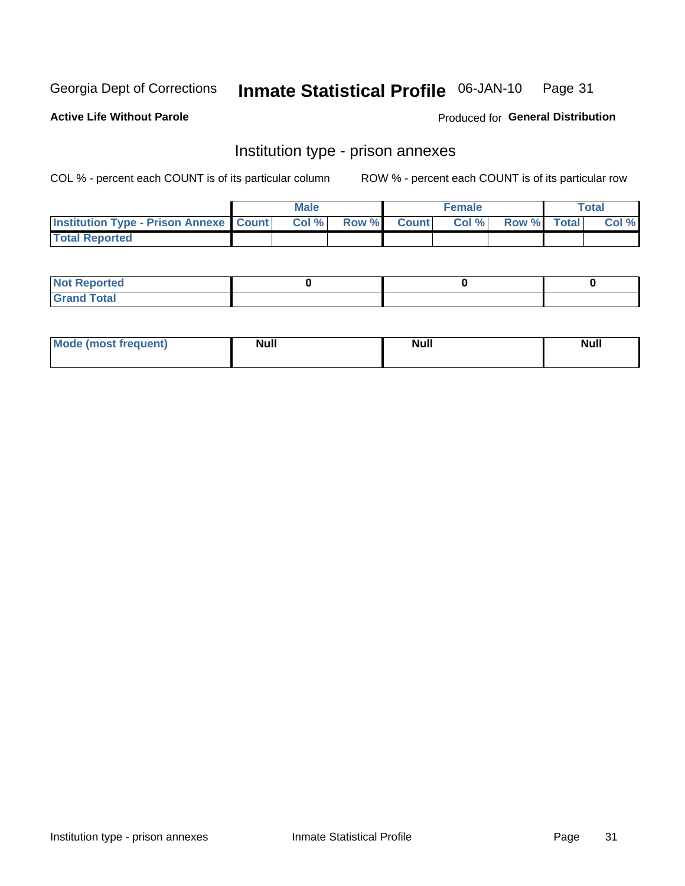Georgia Dept of Corrections **Inmate Statistical Profile** 06-JAN-10

**Active Life Without Parole**

Produced for **General Distribution**

## Institution type - prison annexes

COL % - percent each COUNT is of its particular column

ROW % - percent each COUNT is of its particular row

| | Male | | | Female | | | Total | |
|---|---|---|---|---|---|---|---|---|
| **Institution Type - Prison Annexe** | **Count** | **Col %** | **Row %** | **Count** | **Col %** | **Row %** | **Total** | **Col %** |
| **Total Reported** | | | | | | | | |

| | Male | Female | Total |
|---|---|---|---|
| **Not Reported** | **0** | **0** | **0** |
| **Grand Total** | | | |

| | Male | Female | Total |
|---|---|---|---|
| **Mode (most frequent)** | **Null** | **Null** | **Null** |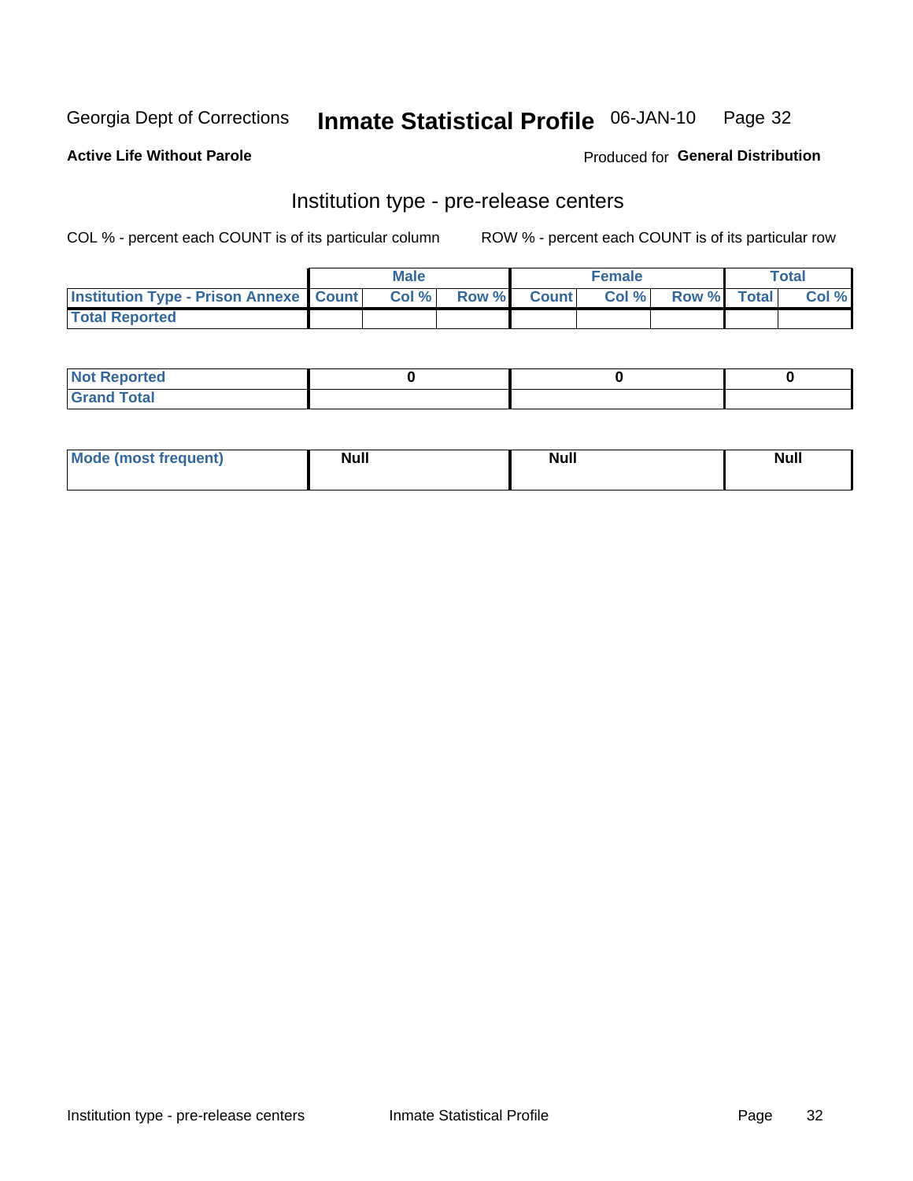Georgia Dept of Corrections **Inmate Statistical Profile** 06-JAN-10

**Active Life Without Parole**

Produced for **General Distribution**

## Institution type - pre-release centers

COL % - percent each COUNT is of its particular column    ROW % - percent each COUNT is of its particular row

| | Male | | | Female | | | Total | |
|---|---|---|---|---|---|---|---|---|
| **Institution Type - Prison Annexe** | **Count** | **Col %** | **Row %** | **Count** | **Col %** | **Row %** | **Total** | **Col %** |
| **Total Reported** | | | | | | | | |

| | Male | Female | Total |
|---|---|---|---|
| **Not Reported** | 0 | 0 | 0 |
| **Grand Total** | | | |

| | Male | Female | Total |
|---|---|---|---|
| **Mode (most frequent)** | Null | Null | Null |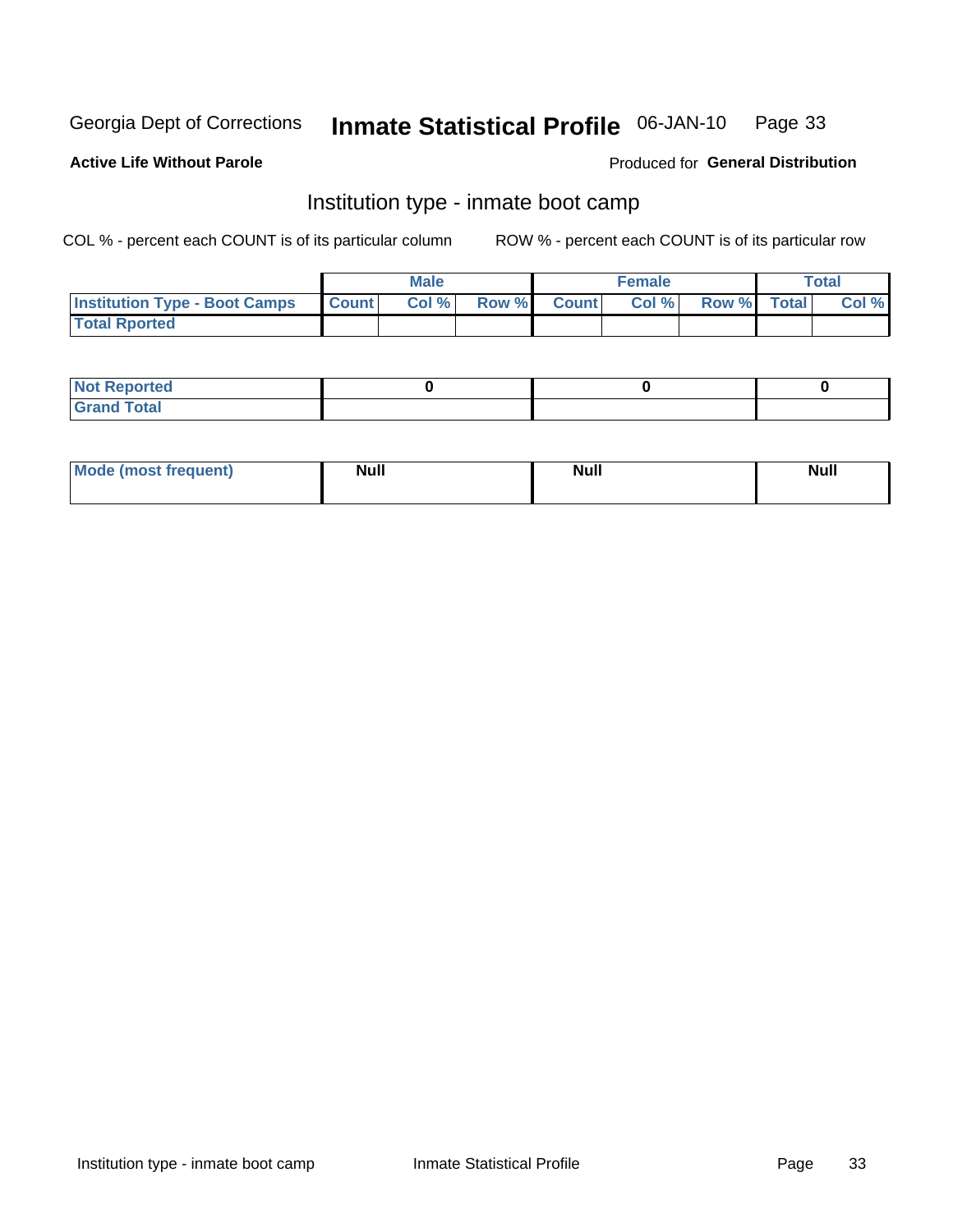Georgia Dept of Corrections **Inmate Statistical Profile** 06-JAN-10

**Active Life Without Parole**

Produced for **General Distribution**

## Institution type - inmate boot camp

COL % - percent each COUNT is of its particular column

ROW % - percent each COUNT is of its particular row

| | Male | | | Female | | | Total | |
|---|---|---|---|---|---|---|---|---|
| **Institution Type - Boot Camps** | **Count** | **Col %** | **Row %** | **Count** | **Col %** | **Row %** | **Total** | **Col %** |
| **Total Rported** | | | | | | | | |

| | Male | Female | Total |
|---|---|---|---|
| **Not Reported** | **0** | **0** | **0** |
| **Grand Total** | | | |

| | Male | Female | Total |
|---|---|---|---|
| **Mode (most frequent)** | **Null** | **Null** | **Null** |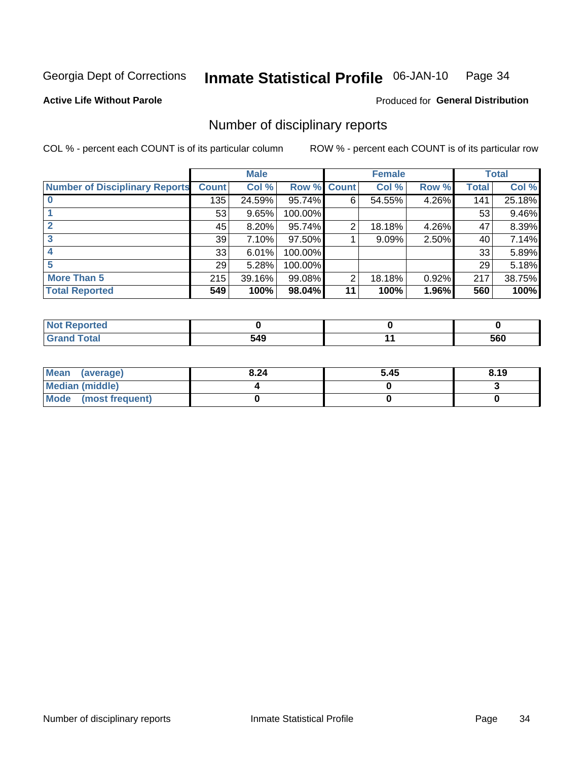Georgia Dept of Corrections **Inmate Statistical Profile** 06-JAN-10

**Active Life Without Parole**

Produced for **General Distribution**

## Number of disciplinary reports

COL % - percent each COUNT is of its particular column ROW % - percent each COUNT is of its particular row

| | Male | | | Female | | | Total | |
|---|---|---|---|---|---|---|---|---|
| Number of Disciplinary Reports | Count | Col % | Row % | Count | Col % | Row % | Total | Col % |
| 0 | 135 | 24.59% | 95.74% | 6 | 54.55% | 4.26% | 141 | 25.18% |
| 1 | 53 | 9.65% | 100.00% | | | | 53 | 9.46% |
| 2 | 45 | 8.20% | 95.74% | 2 | 18.18% | 4.26% | 47 | 8.39% |
| 3 | 39 | 7.10% | 97.50% | 1 | 9.09% | 2.50% | 40 | 7.14% |
| 4 | 33 | 6.01% | 100.00% | | | | 33 | 5.89% |
| 5 | 29 | 5.28% | 100.00% | | | | 29 | 5.18% |
| More Than 5 | 215 | 39.16% | 99.08% | 2 | 18.18% | 0.92% | 217 | 38.75% |
| **Total Reported** | **549** | **100%** | **98.04%** | **11** | **100%** | **1.96%** | **560** | **100%** |

| | Male | Female | Total |
|---|---|---|---|
| Not Reported | 0 | 0 | 0 |
| Grand Total | 549 | 11 | 560 |

| | Male | Female | Total |
|---|---|---|---|
| Mean (average) | 8.24 | 5.45 | 8.19 |
| Median (middle) | 4 | 0 | 3 |
| Mode (most frequent) | 0 | 0 | 0 |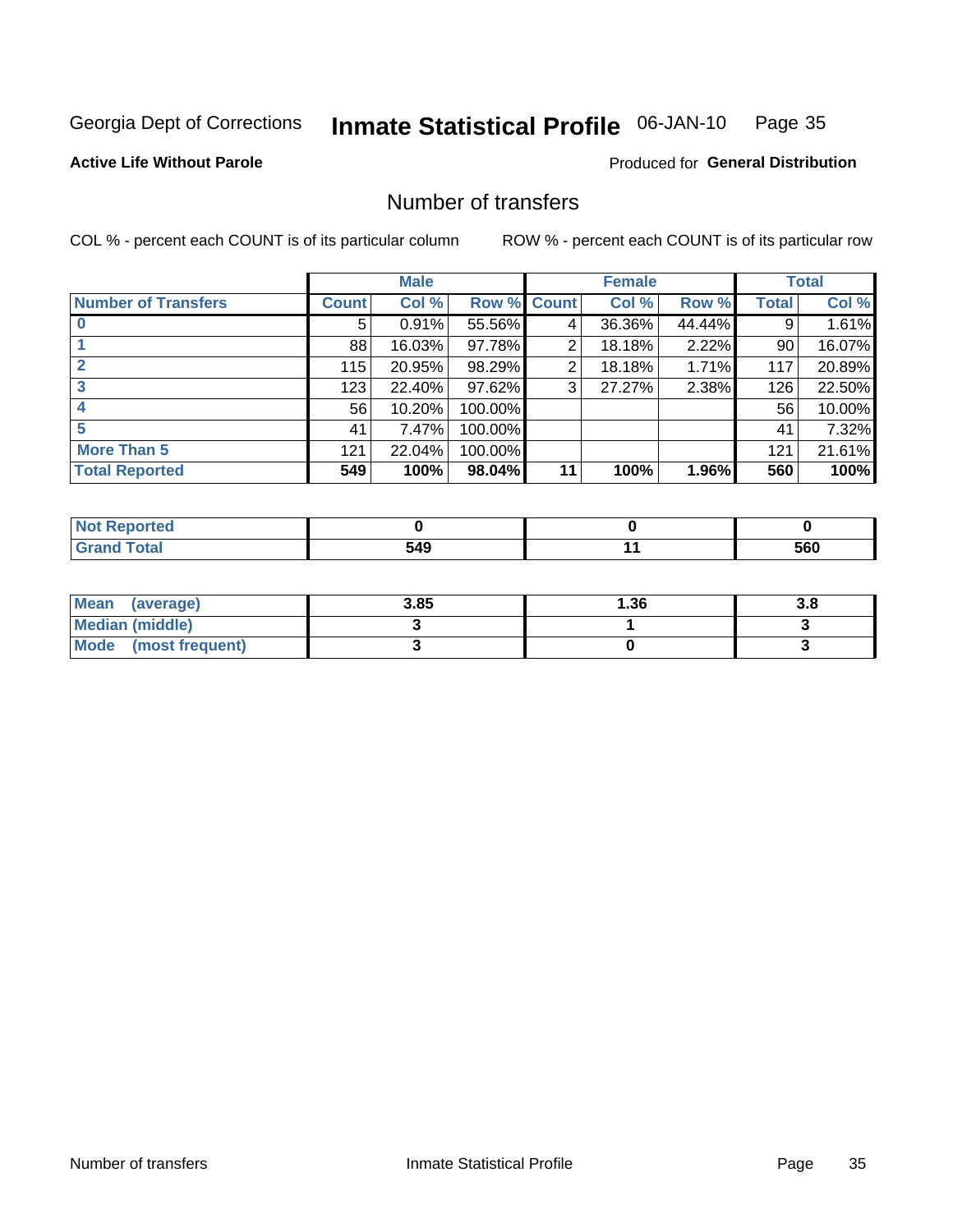Georgia Dept of Corrections **Inmate Statistical Profile** 06-JAN-10 Page 35

**Active Life Without Parole**

Produced for **General Distribution**

## Number of transfers

COL % - percent each COUNT is of its particular column

ROW % - percent each COUNT is of its particular row

| | Male | | | Female | | | Total | |
|---|---|---|---|---|---|---|---|---|
| **Number of Transfers** | **Count** | **Col %** | **Row %** | **Count** | **Col %** | **Row %** | **Total** | **Col %** |
| **0** | 5 | 0.91% | 55.56% | 4 | 36.36% | 44.44% | 9 | 1.61% |
| **1** | 88 | 16.03% | 97.78% | 2 | 18.18% | 2.22% | 90 | 16.07% |
| **2** | 115 | 20.95% | 98.29% | 2 | 18.18% | 1.71% | 117 | 20.89% |
| **3** | 123 | 22.40% | 97.62% | 3 | 27.27% | 2.38% | 126 | 22.50% |
| **4** | 56 | 10.20% | 100.00% | | | | 56 | 10.00% |
| **5** | 41 | 7.47% | 100.00% | | | | 41 | 7.32% |
| **More Than 5** | 121 | 22.04% | 100.00% | | | | 121 | 21.61% |
| **Total Reported** | **549** | **100%** | **98.04%** | **11** | **100%** | **1.96%** | **560** | **100%** |

| | Male | Female | Total |
|---|---|---|---|
| **Not Reported** | **0** | **0** | **0** |
| **Grand Total** | **549** | **11** | **560** |

| | Male | Female | Total |
|---|---|---|---|
| **Mean (average)** | **3.85** | **1.36** | **3.8** |
| **Median (middle)** | **3** | **1** | **3** |
| **Mode (most frequent)** | **3** | **0** | **3** |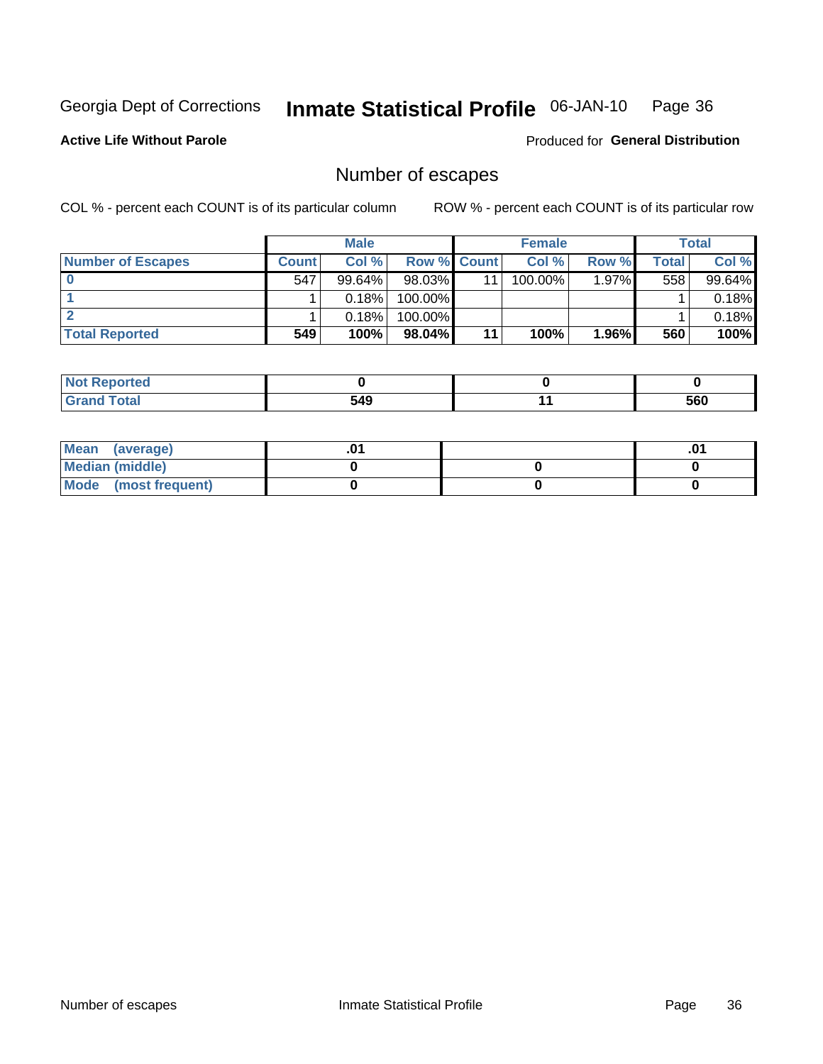Georgia Dept of Corrections **Inmate Statistical Profile** 06-JAN-10 Page 36

**Active Life Without Parole**

Produced for **General Distribution**

## Number of escapes

COL % - percent each COUNT is of its particular column ROW % - percent each COUNT is of its particular row

| | Male | | | Female | | | Total | |
|---|---|---|---|---|---|---|---|---|
| **Number of Escapes** | **Count** | **Col %** | **Row %** | **Count** | **Col %** | **Row %** | **Total** | **Col %** |
| **0** | 547 | 99.64% | 98.03% | 11 | 100.00% | 1.97% | 558 | 99.64% |
| **1** | 1 | 0.18% | 100.00% | | | | 1 | 0.18% |
| **2** | 1 | 0.18% | 100.00% | | | | 1 | 0.18% |
| **Total Reported** | **549** | **100%** | **98.04%** | **11** | **100%** | **1.96%** | **560** | **100%** |

| | Male | Female | Total |
|---|---|---|---|
| **Not Reported** | **0** | **0** | **0** |
| **Grand Total** | **549** | **11** | **560** |

| | Male | Female | Total |
|---|---|---|---|
| **Mean (average)** | **.01** | | **.01** |
| **Median (middle)** | **0** | **0** | **0** |
| **Mode (most frequent)** | **0** | **0** | **0** |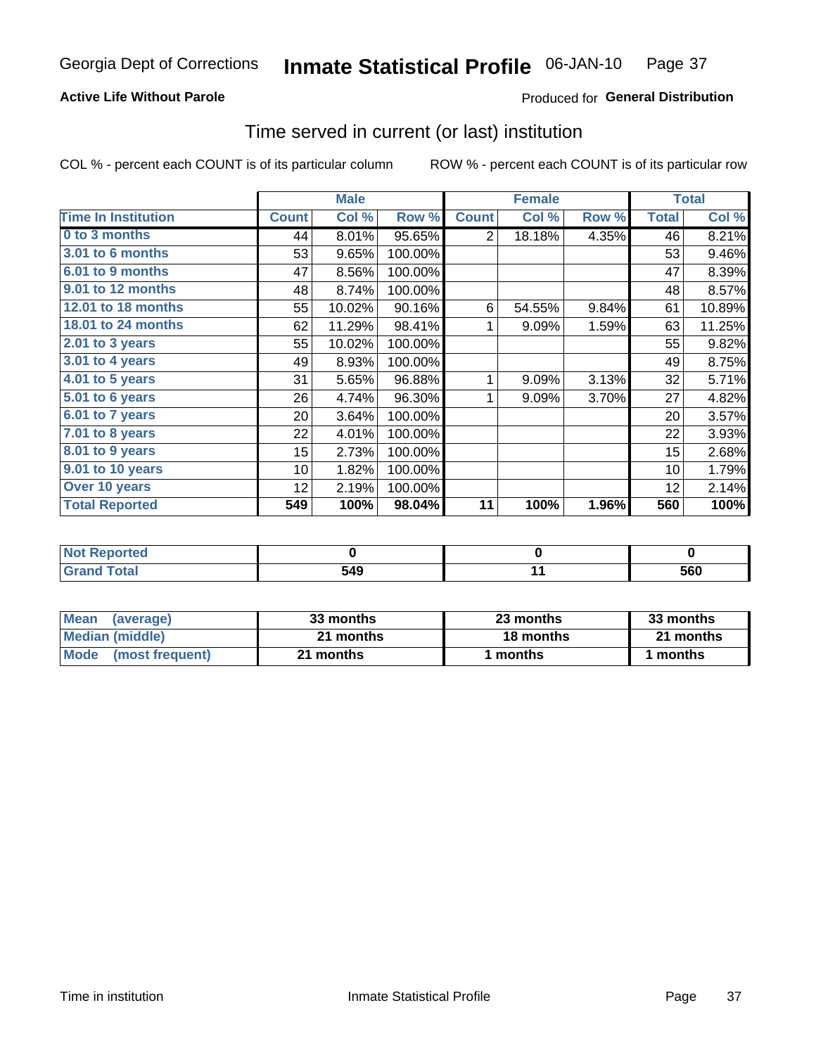Georgia Dept of Corrections **Inmate Statistical Profile** 06-JAN-10

**Active Life Without Parole**

Produced for **General Distribution**

## Time served in current (or last) institution

COL % - percent each COUNT is of its particular column

ROW % - percent each COUNT is of its particular row

| | Male | | | Female | | | Total | |
|---|---|---|---|---|---|---|---|---|
| **Time In Institution** | **Count** | **Col %** | **Row %** | **Count** | **Col %** | **Row %** | **Total** | **Col %** |
| **0 to 3 months** | 44 | 8.01% | 95.65% | 2 | 18.18% | 4.35% | 46 | 8.21% |
| **3.01 to 6 months** | 53 | 9.65% | 100.00% | | | | 53 | 9.46% |
| **6.01 to 9 months** | 47 | 8.56% | 100.00% | | | | 47 | 8.39% |
| **9.01 to 12 months** | 48 | 8.74% | 100.00% | | | | 48 | 8.57% |
| **12.01 to 18 months** | 55 | 10.02% | 90.16% | 6 | 54.55% | 9.84% | 61 | 10.89% |
| **18.01 to 24 months** | 62 | 11.29% | 98.41% | 1 | 9.09% | 1.59% | 63 | 11.25% |
| **2.01 to 3 years** | 55 | 10.02% | 100.00% | | | | 55 | 9.82% |
| **3.01 to 4 years** | 49 | 8.93% | 100.00% | | | | 49 | 8.75% |
| **4.01 to 5 years** | 31 | 5.65% | 96.88% | 1 | 9.09% | 3.13% | 32 | 5.71% |
| **5.01 to 6 years** | 26 | 4.74% | 96.30% | 1 | 9.09% | 3.70% | 27 | 4.82% |
| **6.01 to 7 years** | 20 | 3.64% | 100.00% | | | | 20 | 3.57% |
| **7.01 to 8 years** | 22 | 4.01% | 100.00% | | | | 22 | 3.93% |
| **8.01 to 9 years** | 15 | 2.73% | 100.00% | | | | 15 | 2.68% |
| **9.01 to 10 years** | 10 | 1.82% | 100.00% | | | | 10 | 1.79% |
| **Over 10 years** | 12 | 2.19% | 100.00% | | | | 12 | 2.14% |
| **Total Reported** | **549** | **100%** | **98.04%** | **11** | **100%** | **1.96%** | **560** | **100%** |

| | Male | Female | Total |
|---|---|---|---|
| **Not Reported** | **0** | **0** | **0** |
| **Grand Total** | **549** | **11** | **560** |

| | Male | Female | Total |
|---|---|---|---|
| **Mean (average)** | **33 months** | **23 months** | **33 months** |
| **Median (middle)** | **21 months** | **18 months** | **21 months** |
| **Mode (most frequent)** | **21 months** | **1 months** | **1 months** |

Time in institution Inmate Statistical Profile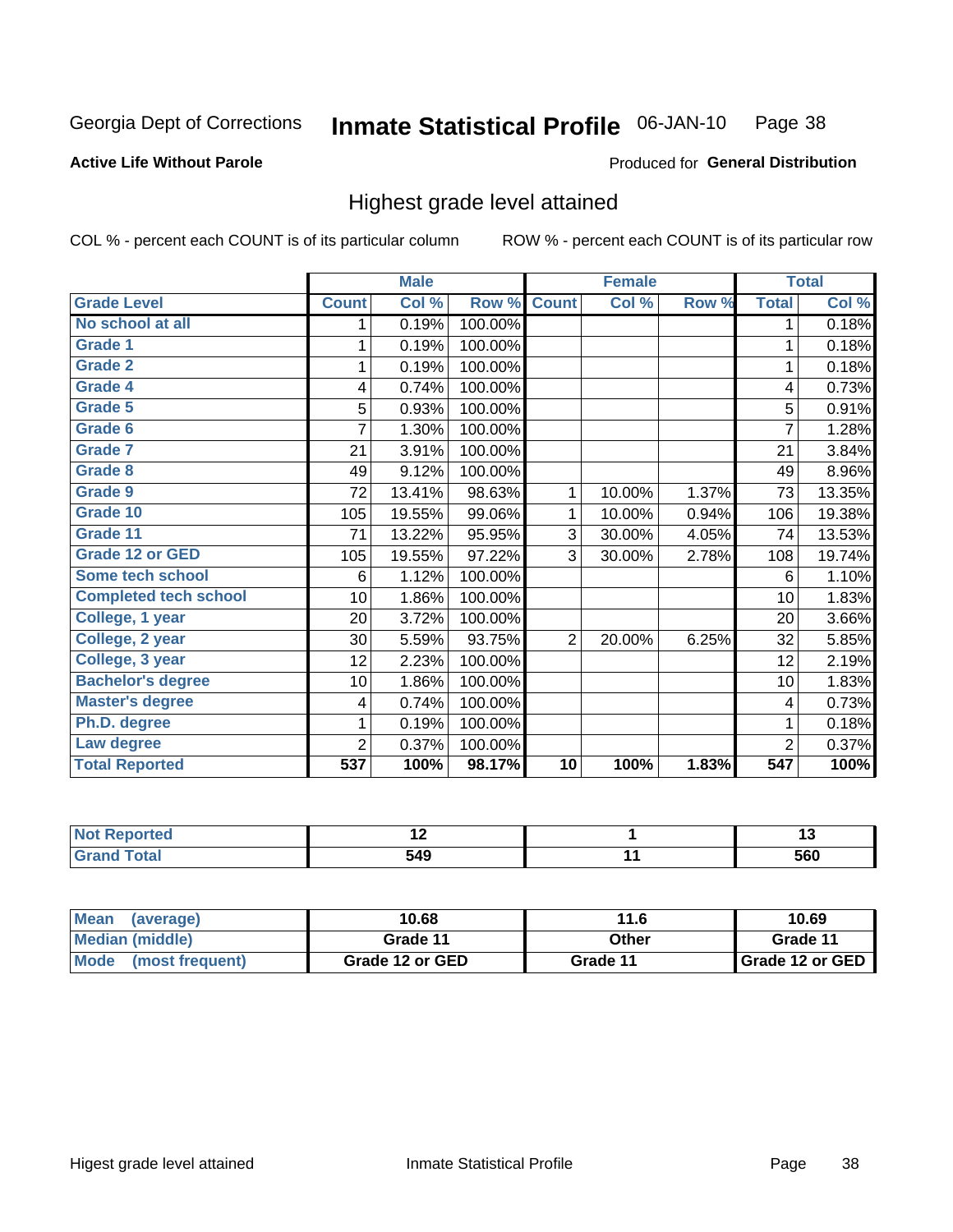Georgia Dept of Corrections **Inmate Statistical Profile** 06-JAN-10

**Active Life Without Parole**

Produced for **General Distribution**

## Highest grade level attained

COL % - percent each COUNT is of its particular column ROW % - percent each COUNT is of its particular row

| | Male | | | Female | | | Total | |
|---|---|---|---|---|---|---|---|---|
| **Grade Level** | **Count** | **Col %** | **Row %** | **Count** | **Col %** | **Row %** | **Total** | **Col %** |
| No school at all | 1 | 0.19% | 100.00% | | | | 1 | 0.18% |
| Grade 1 | 1 | 0.19% | 100.00% | | | | 1 | 0.18% |
| Grade 2 | 1 | 0.19% | 100.00% | | | | 1 | 0.18% |
| Grade 4 | 4 | 0.74% | 100.00% | | | | 4 | 0.73% |
| Grade 5 | 5 | 0.93% | 100.00% | | | | 5 | 0.91% |
| Grade 6 | 7 | 1.30% | 100.00% | | | | 7 | 1.28% |
| Grade 7 | 21 | 3.91% | 100.00% | | | | 21 | 3.84% |
| Grade 8 | 49 | 9.12% | 100.00% | | | | 49 | 8.96% |
| Grade 9 | 72 | 13.41% | 98.63% | 1 | 10.00% | 1.37% | 73 | 13.35% |
| Grade 10 | 105 | 19.55% | 99.06% | 1 | 10.00% | 0.94% | 106 | 19.38% |
| Grade 11 | 71 | 13.22% | 95.95% | 3 | 30.00% | 4.05% | 74 | 13.53% |
| Grade 12 or GED | 105 | 19.55% | 97.22% | 3 | 30.00% | 2.78% | 108 | 19.74% |
| Some tech school | 6 | 1.12% | 100.00% | | | | 6 | 1.10% |
| Completed tech school | 10 | 1.86% | 100.00% | | | | 10 | 1.83% |
| College, 1 year | 20 | 3.72% | 100.00% | | | | 20 | 3.66% |
| College, 2 year | 30 | 5.59% | 93.75% | 2 | 20.00% | 6.25% | 32 | 5.85% |
| College, 3 year | 12 | 2.23% | 100.00% | | | | 12 | 2.19% |
| Bachelor's degree | 10 | 1.86% | 100.00% | | | | 10 | 1.83% |
| Master's degree | 4 | 0.74% | 100.00% | | | | 4 | 0.73% |
| Ph.D. degree | 1 | 0.19% | 100.00% | | | | 1 | 0.18% |
| Law degree | 2 | 0.37% | 100.00% | | | | 2 | 0.37% |
| **Total Reported** | **537** | **100%** | **98.17%** | **10** | **100%** | **1.83%** | **547** | **100%** |

| | Male | Female | Total |
|---|---|---|---|
| Not Reported | 12 | 1 | 13 |
| Grand Total | 549 | 11 | 560 |

| | Male | Female | Total |
|---|---|---|---|
| Mean (average) | 10.68 | 11.6 | 10.69 |
| Median (middle) | Grade 11 | Other | Grade 11 |
| Mode (most frequent) | Grade 12 or GED | Grade 11 | Grade 12 or GED |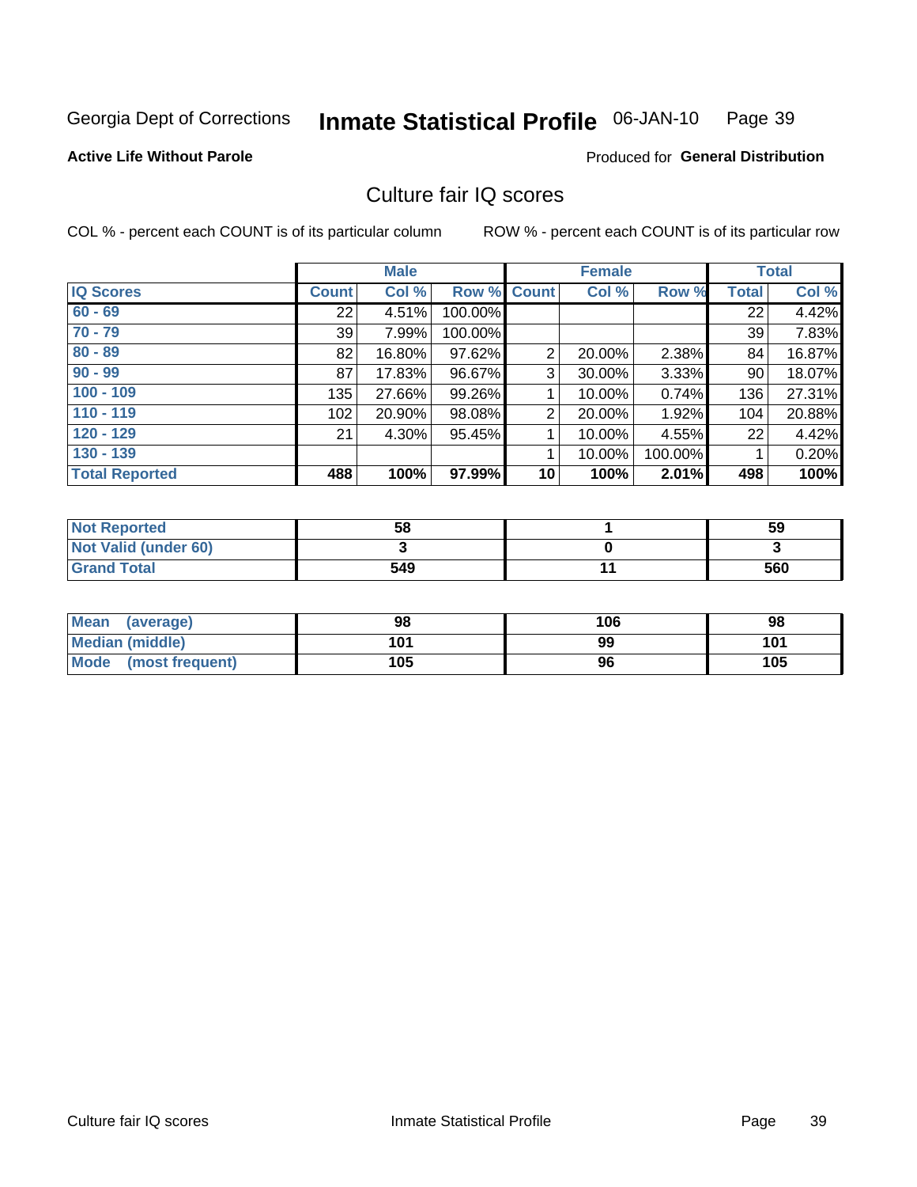Georgia Dept of Corrections **Inmate Statistical Profile** 06-JAN-10 Page 39

**Active Life Without Parole**

Produced for **General Distribution**

## Culture fair IQ scores

COL % - percent each COUNT is of its particular column

ROW % - percent each COUNT is of its particular row

| | Male | | | Female | | | Total | |
|---|---|---|---|---|---|---|---|---|
| **IQ Scores** | **Count** | **Col %** | **Row %** | **Count** | **Col %** | **Row %** | **Total** | **Col %** |
| 60 - 69 | 22 | 4.51% | 100.00% | | | | 22 | 4.42% |
| 70 - 79 | 39 | 7.99% | 100.00% | | | | 39 | 7.83% |
| 80 - 89 | 82 | 16.80% | 97.62% | 2 | 20.00% | 2.38% | 84 | 16.87% |
| 90 - 99 | 87 | 17.83% | 96.67% | 3 | 30.00% | 3.33% | 90 | 18.07% |
| 100 - 109 | 135 | 27.66% | 99.26% | 1 | 10.00% | 0.74% | 136 | 27.31% |
| 110 - 119 | 102 | 20.90% | 98.08% | 2 | 20.00% | 1.92% | 104 | 20.88% |
| 120 - 129 | 21 | 4.30% | 95.45% | 1 | 10.00% | 4.55% | 22 | 4.42% |
| 130 - 139 | | | | 1 | 10.00% | 100.00% | 1 | 0.20% |
| **Total Reported** | **488** | **100%** | **97.99%** | **10** | **100%** | **2.01%** | **498** | **100%** |

| | Male | Female | Total |
|---|---|---|---|
| **Not Reported** | **58** | **1** | **59** |
| **Not Valid (under 60)** | **3** | **0** | **3** |
| **Grand Total** | **549** | **11** | **560** |

| | Male | Female | Total |
|---|---|---|---|
| **Mean (average)** | **98** | **106** | **98** |
| **Median (middle)** | **101** | **99** | **101** |
| **Mode (most frequent)** | **105** | **96** | **105** |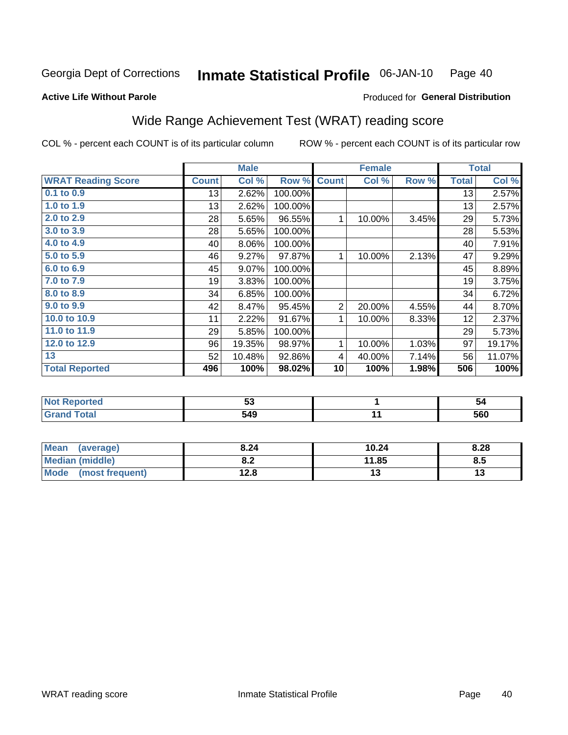Georgia Dept of Corrections **Inmate Statistical Profile** 06-JAN-10 Page 40

**Active Life Without Parole**

Produced for **General Distribution**

## Wide Range Achievement Test (WRAT) reading score

COL % - percent each COUNT is of its particular column ROW % - percent each COUNT is of its particular row

| | Male | | | Female | | | Total | |
|---|---|---|---|---|---|---|---|---|
| **WRAT Reading Score** | **Count** | **Col %** | **Row %** | **Count** | **Col %** | **Row %** | **Total** | **Col %** |
| 0.1 to 0.9 | 13 | 2.62% | 100.00% | | | | 13 | 2.57% |
| 1.0 to 1.9 | 13 | 2.62% | 100.00% | | | | 13 | 2.57% |
| 2.0 to 2.9 | 28 | 5.65% | 96.55% | 1 | 10.00% | 3.45% | 29 | 5.73% |
| 3.0 to 3.9 | 28 | 5.65% | 100.00% | | | | 28 | 5.53% |
| 4.0 to 4.9 | 40 | 8.06% | 100.00% | | | | 40 | 7.91% |
| 5.0 to 5.9 | 46 | 9.27% | 97.87% | 1 | 10.00% | 2.13% | 47 | 9.29% |
| 6.0 to 6.9 | 45 | 9.07% | 100.00% | | | | 45 | 8.89% |
| 7.0 to 7.9 | 19 | 3.83% | 100.00% | | | | 19 | 3.75% |
| 8.0 to 8.9 | 34 | 6.85% | 100.00% | | | | 34 | 6.72% |
| 9.0 to 9.9 | 42 | 8.47% | 95.45% | 2 | 20.00% | 4.55% | 44 | 8.70% |
| 10.0 to 10.9 | 11 | 2.22% | 91.67% | 1 | 10.00% | 8.33% | 12 | 2.37% |
| 11.0 to 11.9 | 29 | 5.85% | 100.00% | | | | 29 | 5.73% |
| 12.0 to 12.9 | 96 | 19.35% | 98.97% | 1 | 10.00% | 1.03% | 97 | 19.17% |
| 13 | 52 | 10.48% | 92.86% | 4 | 40.00% | 7.14% | 56 | 11.07% |
| **Total Reported** | **496** | **100%** | **98.02%** | **10** | **100%** | **1.98%** | **506** | **100%** |

| | Male | Female | Total |
|---|---|---|---|
| Not Reported | 53 | 1 | 54 |
| Grand Total | 549 | 11 | 560 |

| | Male | Female | Total |
|---|---|---|---|
| Mean (average) | 8.24 | 10.24 | 8.28 |
| Median (middle) | 8.2 | 11.85 | 8.5 |
| Mode (most frequent) | 12.8 | 13 | 13 |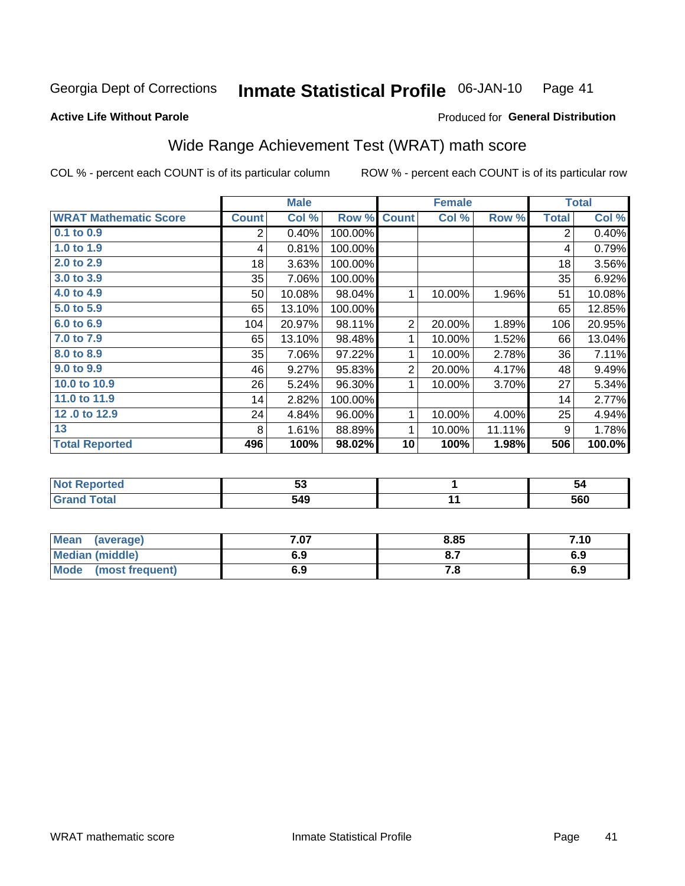Georgia Dept of Corrections **Inmate Statistical Profile** 06-JAN-10 Page 41

**Active Life Without Parole**

Produced for **General Distribution**

## Wide Range Achievement Test (WRAT) math score

COL % - percent each COUNT is of its particular column ROW % - percent each COUNT is of its particular row

| | Male | | | Female | | | Total | |
|---|---|---|---|---|---|---|---|---|
| **WRAT Mathematic Score** | **Count** | **Col %** | **Row %** | **Count** | **Col %** | **Row %** | **Total** | **Col %** |
| 0.1 to 0.9 | 2 | 0.40% | 100.00% | | | | 2 | 0.40% |
| 1.0 to 1.9 | 4 | 0.81% | 100.00% | | | | 4 | 0.79% |
| 2.0 to 2.9 | 18 | 3.63% | 100.00% | | | | 18 | 3.56% |
| 3.0 to 3.9 | 35 | 7.06% | 100.00% | | | | 35 | 6.92% |
| 4.0 to 4.9 | 50 | 10.08% | 98.04% | 1 | 10.00% | 1.96% | 51 | 10.08% |
| 5.0 to 5.9 | 65 | 13.10% | 100.00% | | | | 65 | 12.85% |
| 6.0 to 6.9 | 104 | 20.97% | 98.11% | 2 | 20.00% | 1.89% | 106 | 20.95% |
| 7.0 to 7.9 | 65 | 13.10% | 98.48% | 1 | 10.00% | 1.52% | 66 | 13.04% |
| 8.0 to 8.9 | 35 | 7.06% | 97.22% | 1 | 10.00% | 2.78% | 36 | 7.11% |
| 9.0 to 9.9 | 46 | 9.27% | 95.83% | 2 | 20.00% | 4.17% | 48 | 9.49% |
| 10.0 to 10.9 | 26 | 5.24% | 96.30% | 1 | 10.00% | 3.70% | 27 | 5.34% |
| 11.0 to 11.9 | 14 | 2.82% | 100.00% | | | | 14 | 2.77% |
| 12 .0 to 12.9 | 24 | 4.84% | 96.00% | 1 | 10.00% | 4.00% | 25 | 4.94% |
| 13 | 8 | 1.61% | 88.89% | 1 | 10.00% | 11.11% | 9 | 1.78% |
| **Total Reported** | **496** | **100%** | **98.02%** | **10** | **100%** | **1.98%** | **506** | **100.0%** |

| | Male | Female | Total |
|---|---|---|---|
| **Not Reported** | **53** | **1** | **54** |
| **Grand Total** | **549** | **11** | **560** |

| | Male | Female | Total |
|---|---|---|---|
| **Mean (average)** | **7.07** | **8.85** | **7.10** |
| **Median (middle)** | **6.9** | **8.7** | **6.9** |
| **Mode (most frequent)** | **6.9** | **7.8** | **6.9** |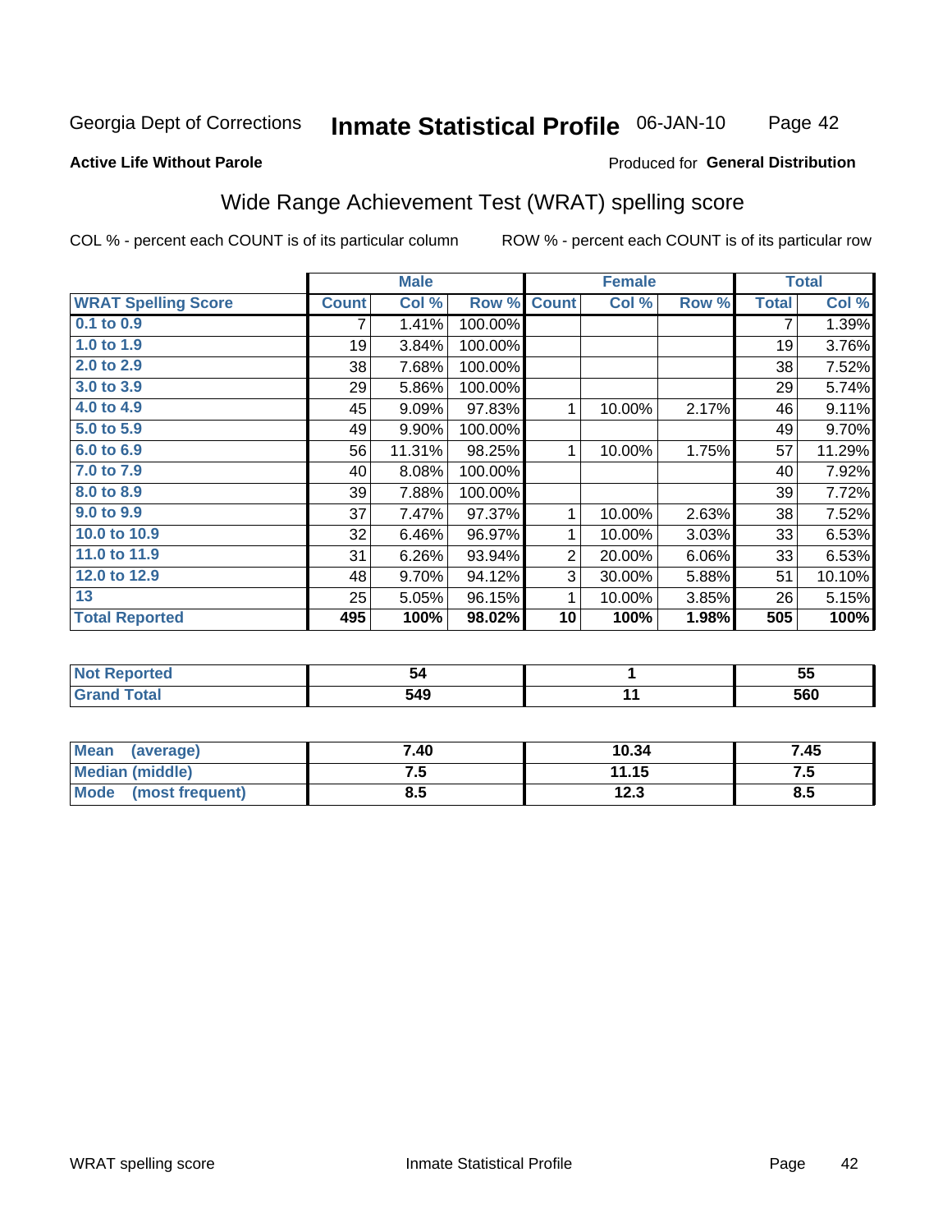Georgia Dept of Corrections **Inmate Statistical Profile** 06-JAN-10

**Active Life Without Parole**

Produced for **General Distribution**

## Wide Range Achievement Test (WRAT) spelling score

COL % - percent each COUNT is of its particular column ROW % - percent each COUNT is of its particular row

| | Male | | | Female | | | Total | |
|---|---|---|---|---|---|---|---|---|
| **WRAT Spelling Score** | **Count** | **Col %** | **Row %** | **Count** | **Col %** | **Row %** | **Total** | **Col %** |
| 0.1 to 0.9 | 7 | 1.41% | 100.00% | | | | 7 | 1.39% |
| 1.0 to 1.9 | 19 | 3.84% | 100.00% | | | | 19 | 3.76% |
| 2.0 to 2.9 | 38 | 7.68% | 100.00% | | | | 38 | 7.52% |
| 3.0 to 3.9 | 29 | 5.86% | 100.00% | | | | 29 | 5.74% |
| 4.0 to 4.9 | 45 | 9.09% | 97.83% | 1 | 10.00% | 2.17% | 46 | 9.11% |
| 5.0 to 5.9 | 49 | 9.90% | 100.00% | | | | 49 | 9.70% |
| 6.0 to 6.9 | 56 | 11.31% | 98.25% | 1 | 10.00% | 1.75% | 57 | 11.29% |
| 7.0 to 7.9 | 40 | 8.08% | 100.00% | | | | 40 | 7.92% |
| 8.0 to 8.9 | 39 | 7.88% | 100.00% | | | | 39 | 7.72% |
| 9.0 to 9.9 | 37 | 7.47% | 97.37% | 1 | 10.00% | 2.63% | 38 | 7.52% |
| 10.0 to 10.9 | 32 | 6.46% | 96.97% | 1 | 10.00% | 3.03% | 33 | 6.53% |
| 11.0 to 11.9 | 31 | 6.26% | 93.94% | 2 | 20.00% | 6.06% | 33 | 6.53% |
| 12.0 to 12.9 | 48 | 9.70% | 94.12% | 3 | 30.00% | 5.88% | 51 | 10.10% |
| 13 | 25 | 5.05% | 96.15% | 1 | 10.00% | 3.85% | 26 | 5.15% |
| **Total Reported** | **495** | **100%** | **98.02%** | **10** | **100%** | **1.98%** | **505** | **100%** |

| | Male | Female | Total |
|---|---|---|---|
| Not Reported | 54 | 1 | 55 |
| Grand Total | 549 | 11 | 560 |

| | Male | Female | Total |
|---|---|---|---|
| Mean (average) | 7.40 | 10.34 | 7.45 |
| Median (middle) | 7.5 | 11.15 | 7.5 |
| Mode (most frequent) | 8.5 | 12.3 | 8.5 |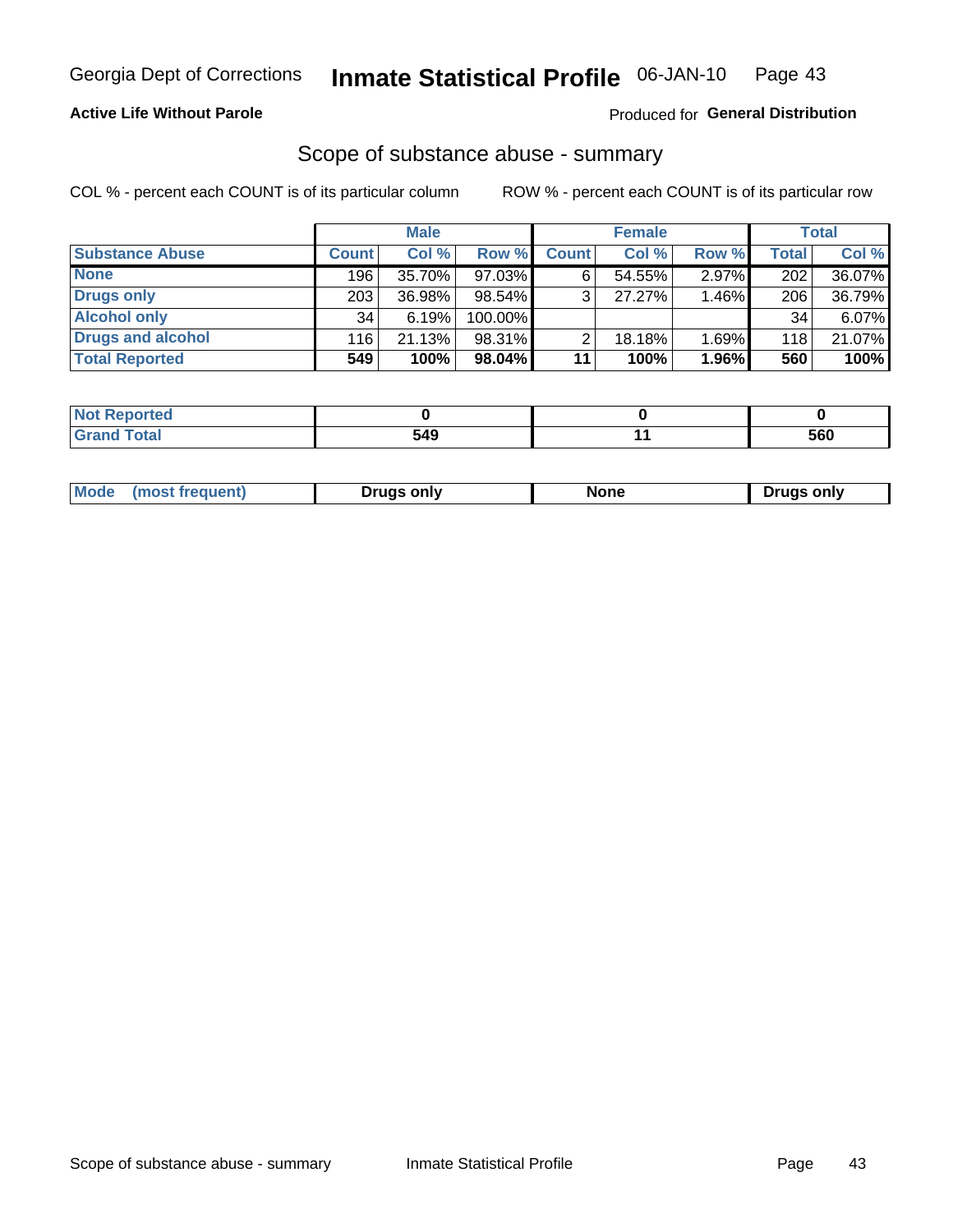Georgia Dept of Corrections **Inmate Statistical Profile** 06-JAN-10

**Active Life Without Parole**

Produced for **General Distribution**

## Scope of substance abuse - summary

COL % - percent each COUNT is of its particular column ROW % - percent each COUNT is of its particular row

| | Male | | | Female | | | Total | |
|---|---|---|---|---|---|---|---|---|
| **Substance Abuse** | **Count** | **Col %** | **Row %** | **Count** | **Col %** | **Row %** | **Total** | **Col %** |
| **None** | 196 | 35.70% | 97.03% | 6 | 54.55% | 2.97% | 202 | 36.07% |
| **Drugs only** | 203 | 36.98% | 98.54% | 3 | 27.27% | 1.46% | 206 | 36.79% |
| **Alcohol only** | 34 | 6.19% | 100.00% | | | | 34 | 6.07% |
| **Drugs and alcohol** | 116 | 21.13% | 98.31% | 2 | 18.18% | 1.69% | 118 | 21.07% |
| **Total Reported** | **549** | **100%** | **98.04%** | **11** | **100%** | **1.96%** | **560** | **100%** |

| | Male | Female | Total |
|---|---|---|---|
| **Not Reported** | **0** | **0** | **0** |
| **Grand Total** | **549** | **11** | **560** |

| | Male | Female | Total |
|---|---|---|---|
| **Mode (most frequent)** | **Drugs only** | **None** | **Drugs only** |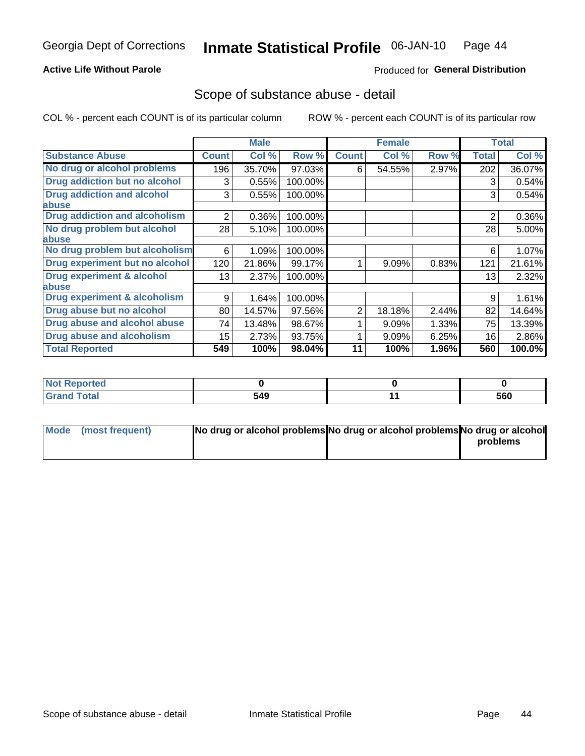Georgia Dept of Corrections **Inmate Statistical Profile** 06-JAN-10

**Active Life Without Parole**

Produced for **General Distribution**

## Scope of substance abuse - detail

COL % - percent each COUNT is of its particular column ROW % - percent each COUNT is of its particular row

| | Male | | | Female | | | Total | |
|---|---|---|---|---|---|---|---|---|
| **Substance Abuse** | **Count** | **Col %** | **Row %** | **Count** | **Col %** | **Row %** | **Total** | **Col %** |
| **No drug or alcohol problems** | 196 | 35.70% | 97.03% | 6 | 54.55% | 2.97% | 202 | 36.07% |
| **Drug addiction but no alcohol** | 3 | 0.55% | 100.00% | | | | 3 | 0.54% |
| **Drug addiction and alcohol abuse** | 3 | 0.55% | 100.00% | | | | 3 | 0.54% |
| **Drug addiction and alcoholism** | 2 | 0.36% | 100.00% | | | | 2 | 0.36% |
| **No drug problem but alcohol abuse** | 28 | 5.10% | 100.00% | | | | 28 | 5.00% |
| **No drug problem but alcoholism** | 6 | 1.09% | 100.00% | | | | 6 | 1.07% |
| **Drug experiment but no alcohol** | 120 | 21.86% | 99.17% | 1 | 9.09% | 0.83% | 121 | 21.61% |
| **Drug experiment & alcohol abuse** | 13 | 2.37% | 100.00% | | | | 13 | 2.32% |
| **Drug experiment & alcoholism** | 9 | 1.64% | 100.00% | | | | 9 | 1.61% |
| **Drug abuse but no alcohol** | 80 | 14.57% | 97.56% | 2 | 18.18% | 2.44% | 82 | 14.64% |
| **Drug abuse and alcohol abuse** | 74 | 13.48% | 98.67% | 1 | 9.09% | 1.33% | 75 | 13.39% |
| **Drug abuse and alcoholism** | 15 | 2.73% | 93.75% | 1 | 9.09% | 6.25% | 16 | 2.86% |
| **Total Reported** | **549** | **100%** | **98.04%** | **11** | **100%** | **1.96%** | **560** | **100.0%** |

| | Male | Female | Total |
|---|---|---|---|
| **Not Reported** | **0** | **0** | **0** |
| **Grand Total** | **549** | **11** | **560** |

| | Male | Female | Total |
|---|---|---|---|
| **Mode (most frequent)** | **No drug or alcohol problems** | **No drug or alcohol problems** | **No drug or alcohol problems** |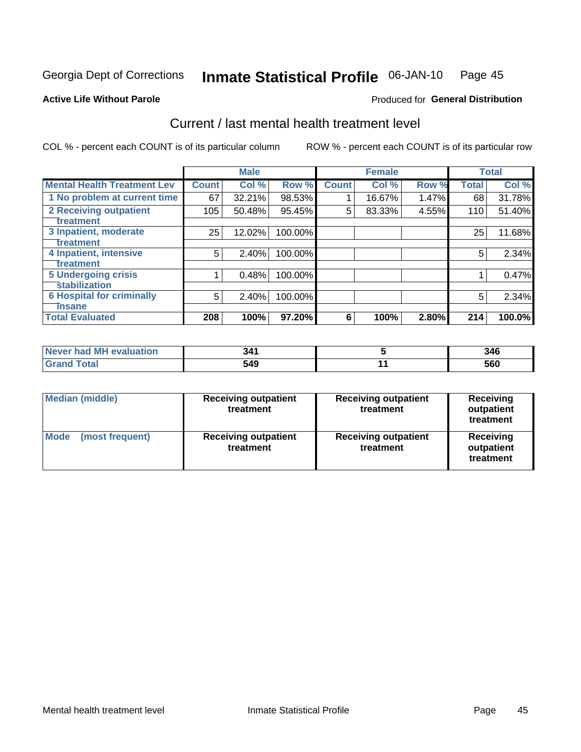Georgia Dept of Corrections **Inmate Statistical Profile** 06-JAN-10 Page 45

**Active Life Without Parole**

Produced for **General Distribution**

## Current / last mental health treatment level

COL % - percent each COUNT is of its particular column ROW % - percent each COUNT is of its particular row

| | Male | | | Female | | | Total | |
|---|---|---|---|---|---|---|---|---|
| **Mental Health Treatment Lev** | **Count** | **Col %** | **Row %** | **Count** | **Col %** | **Row %** | **Total** | **Col %** |
| 1 No problem at current time | 67 | 32.21% | 98.53% | 1 | 16.67% | 1.47% | 68 | 31.78% |
| 2 Receiving outpatient treatment | 105 | 50.48% | 95.45% | 5 | 83.33% | 4.55% | 110 | 51.40% |
| 3 Inpatient, moderate treatment | 25 | 12.02% | 100.00% | | | | 25 | 11.68% |
| 4 Inpatient, intensive treatment | 5 | 2.40% | 100.00% | | | | 5 | 2.34% |
| 5 Undergoing crisis stabilization | 1 | 0.48% | 100.00% | | | | 1 | 0.47% |
| 6 Hospital for criminally insane | 5 | 2.40% | 100.00% | | | | 5 | 2.34% |
| **Total Evaluated** | **208** | **100%** | **97.20%** | **6** | **100%** | **2.80%** | **214** | **100.0%** |

| | Male | Female | Total |
|---|---|---|---|
| Never had MH evaluation | 341 | 5 | 346 |
| Grand Total | 549 | 11 | 560 |

| | Male | Female | Total |
|---|---|---|---|
| Median (middle) | Receiving outpatient treatment | Receiving outpatient treatment | Receiving outpatient treatment |
| Mode (most frequent) | Receiving outpatient treatment | Receiving outpatient treatment | Receiving outpatient treatment |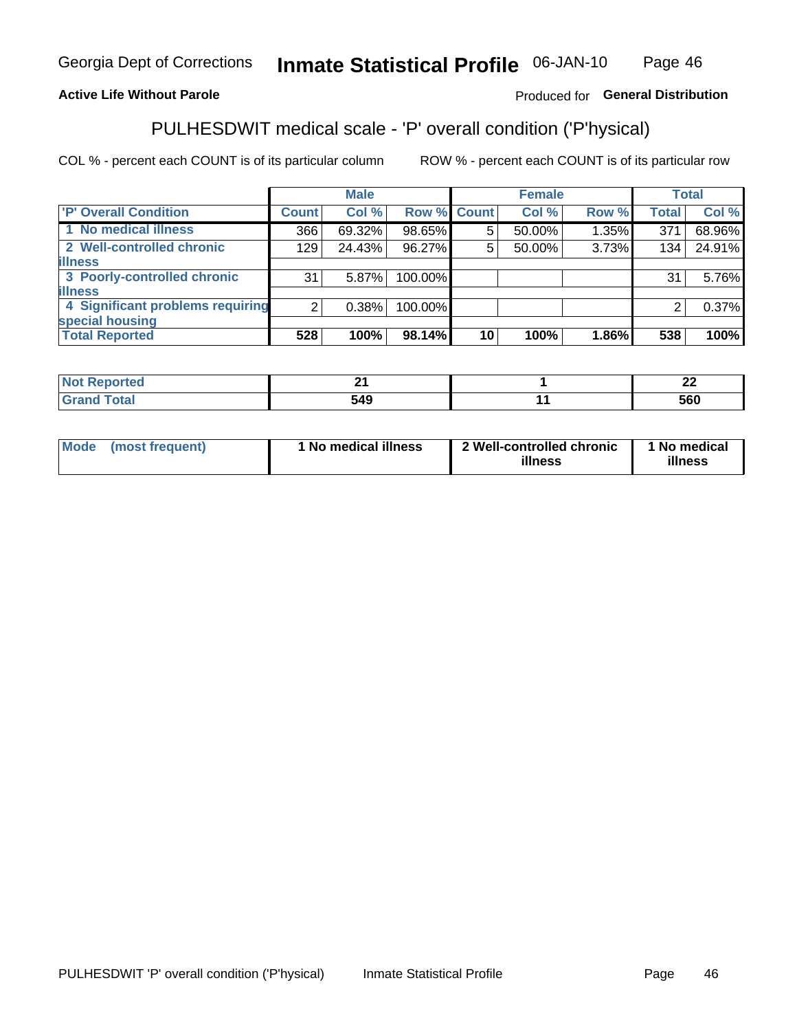Georgia Dept of Corrections **Inmate Statistical Profile** 06-JAN-10

**Active Life Without Parole**

Produced for **General Distribution**

## PULHESDWIT medical scale - 'P' overall condition ('P'hysical)

COL % - percent each COUNT is of its particular column

ROW % - percent each COUNT is of its particular row

| | Male | | | Female | | | Total | |
|---|---|---|---|---|---|---|---|---|
| 'P' Overall Condition | Count | Col % | Row % | Count | Col % | Row % | Total | Col % |
| 1 No medical illness | 366 | 69.32% | 98.65% | 5 | 50.00% | 1.35% | 371 | 68.96% |
| 2 Well-controlled chronic illness | 129 | 24.43% | 96.27% | 5 | 50.00% | 3.73% | 134 | 24.91% |
| 3 Poorly-controlled chronic illness | 31 | 5.87% | 100.00% | | | | 31 | 5.76% |
| 4 Significant problems requiring special housing | 2 | 0.38% | 100.00% | | | | 2 | 0.37% |
| **Total Reported** | **528** | **100%** | **98.14%** | **10** | **100%** | **1.86%** | **538** | **100%** |

| | Male | Female | Total |
|---|---|---|---|
| Not Reported | 21 | 1 | 22 |
| Grand Total | 549 | 11 | 560 |

| | Male | Female | Total |
|---|---|---|---|
| Mode (most frequent) | 1 No medical illness | 2 Well-controlled chronic illness | 1 No medical illness |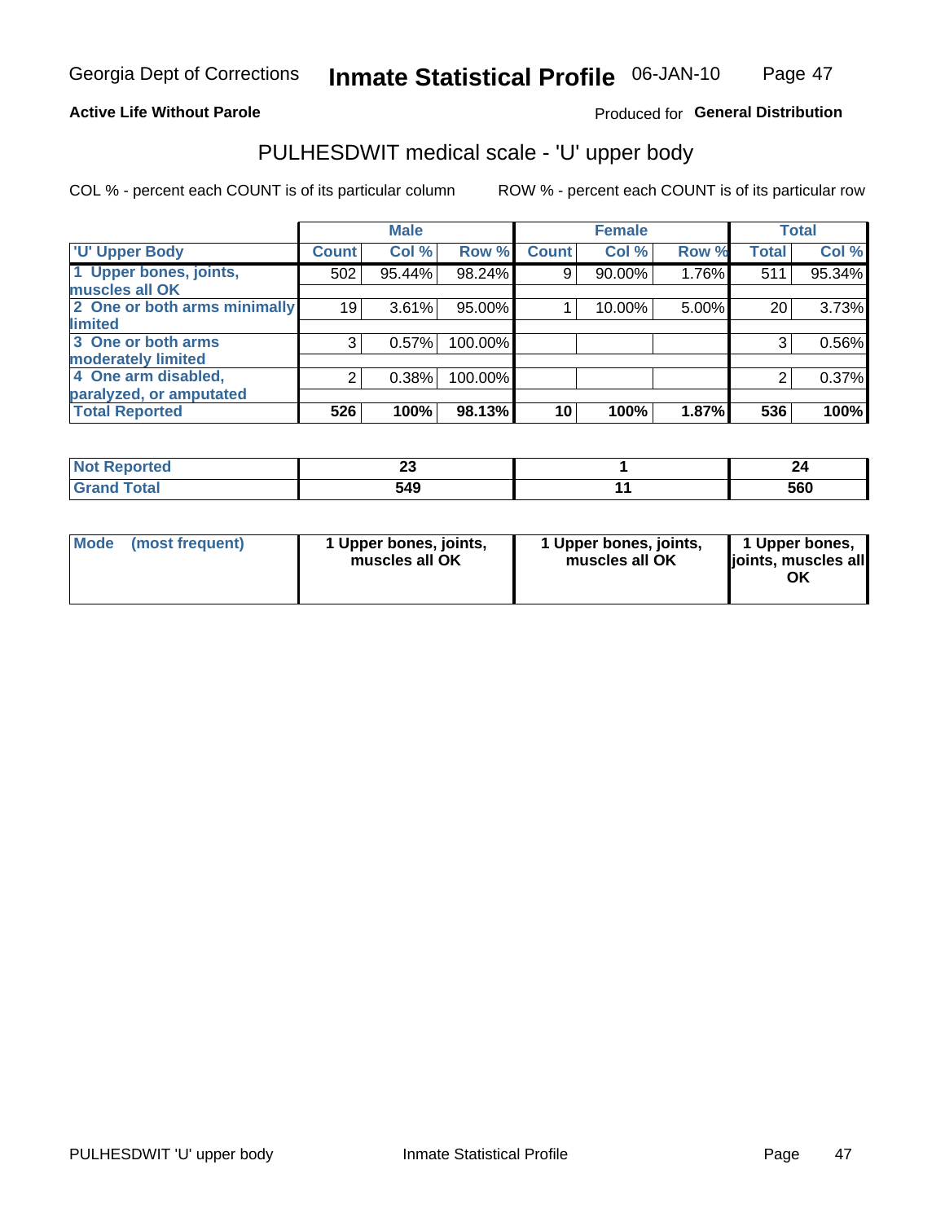Georgia Dept of Corrections **Inmate Statistical Profile** 06-JAN-10

**Active Life Without Parole**

Produced for **General Distribution**

## PULHESDWIT medical scale - 'U' upper body

COL % - percent each COUNT is of its particular column

ROW % - percent each COUNT is of its particular row

| | Male | | | Female | | | Total | |
|---|---|---|---|---|---|---|---|---|
| 'U' Upper Body | Count | Col % | Row % | Count | Col % | Row % | Total | Col % |
| 1 Upper bones, joints, muscles all OK | 502 | 95.44% | 98.24% | 9 | 90.00% | 1.76% | 511 | 95.34% |
| 2 One or both arms minimally limited | 19 | 3.61% | 95.00% | 1 | 10.00% | 5.00% | 20 | 3.73% |
| 3 One or both arms moderately limited | 3 | 0.57% | 100.00% | | | | 3 | 0.56% |
| 4 One arm disabled, paralyzed, or amputated | 2 | 0.38% | 100.00% | | | | 2 | 0.37% |
| **Total Reported** | **526** | **100%** | **98.13%** | **10** | **100%** | **1.87%** | **536** | **100%** |

| | Male | Female | Total |
|---|---|---|---|
| Not Reported | 23 | 1 | 24 |
| Grand Total | 549 | 11 | 560 |

| | Male | Female | Total |
|---|---|---|---|
| Mode (most frequent) | 1 Upper bones, joints, muscles all OK | 1 Upper bones, joints, muscles all OK | 1 Upper bones, joints, muscles all OK |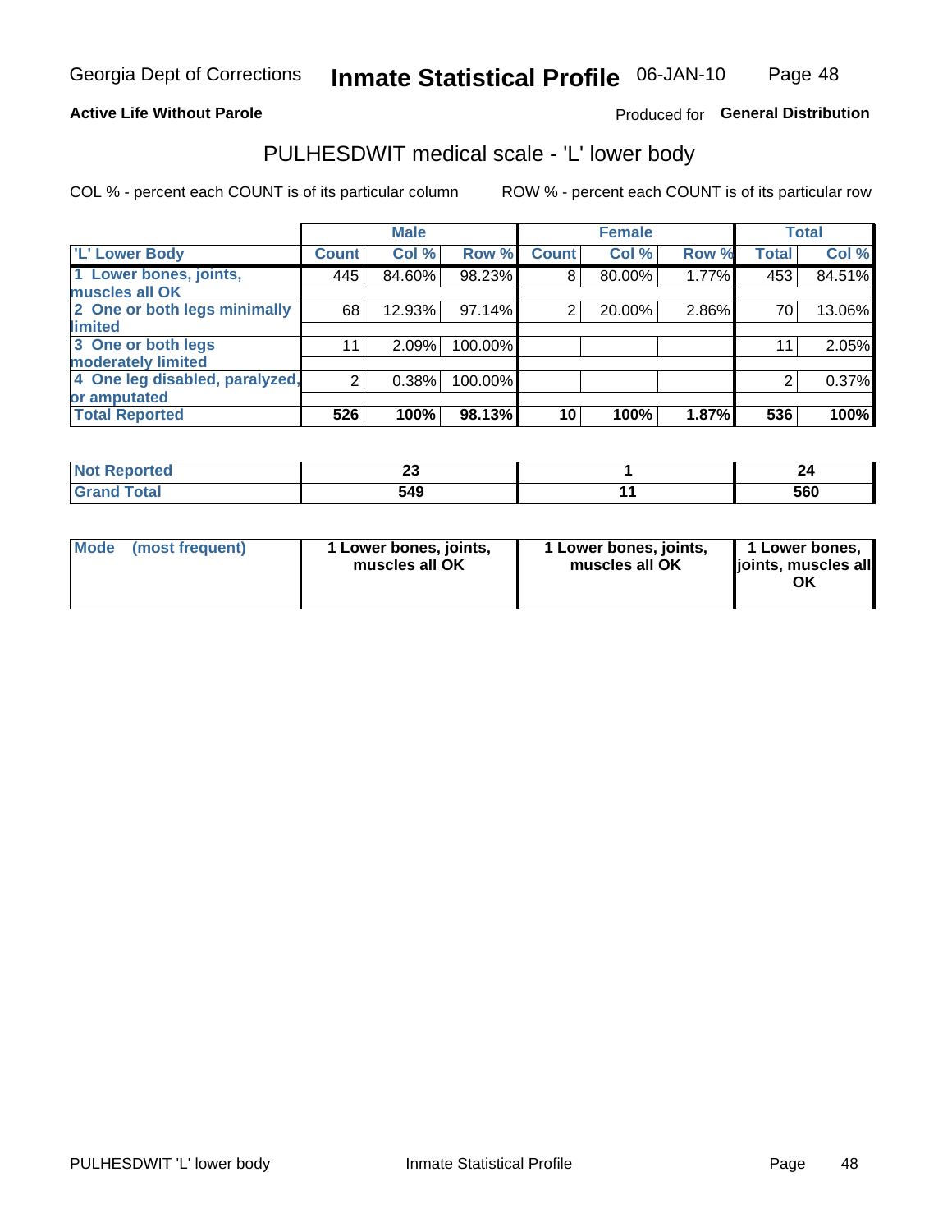Georgia Dept of Corrections **Inmate Statistical Profile** 06-JAN-10

**Active Life Without Parole**

Produced for **General Distribution**

## PULHESDWIT medical scale - 'L' lower body

COL % - percent each COUNT is of its particular column    ROW % - percent each COUNT is of its particular row

| | Male | | | Female | | | Total | |
|---|---|---|---|---|---|---|---|---|
| 'L' Lower Body | Count | Col % | Row % | Count | Col % | Row % | Total | Col % |
| 1 Lower bones, joints, muscles all OK | 445 | 84.60% | 98.23% | 8 | 80.00% | 1.77% | 453 | 84.51% |
| 2 One or both legs minimally limited | 68 | 12.93% | 97.14% | 2 | 20.00% | 2.86% | 70 | 13.06% |
| 3 One or both legs moderately limited | 11 | 2.09% | 100.00% | | | | 11 | 2.05% |
| 4 One leg disabled, paralyzed, or amputated | 2 | 0.38% | 100.00% | | | | 2 | 0.37% |
| **Total Reported** | **526** | **100%** | **98.13%** | **10** | **100%** | **1.87%** | **536** | **100%** |

| | Male | Female | Total |
|---|---|---|---|
| Not Reported | 23 | 1 | 24 |
| Grand Total | 549 | 11 | 560 |

| | Male | Female | Total |
|---|---|---|---|
| Mode (most frequent) | 1 Lower bones, joints, muscles all OK | 1 Lower bones, joints, muscles all OK | 1 Lower bones, joints, muscles all OK |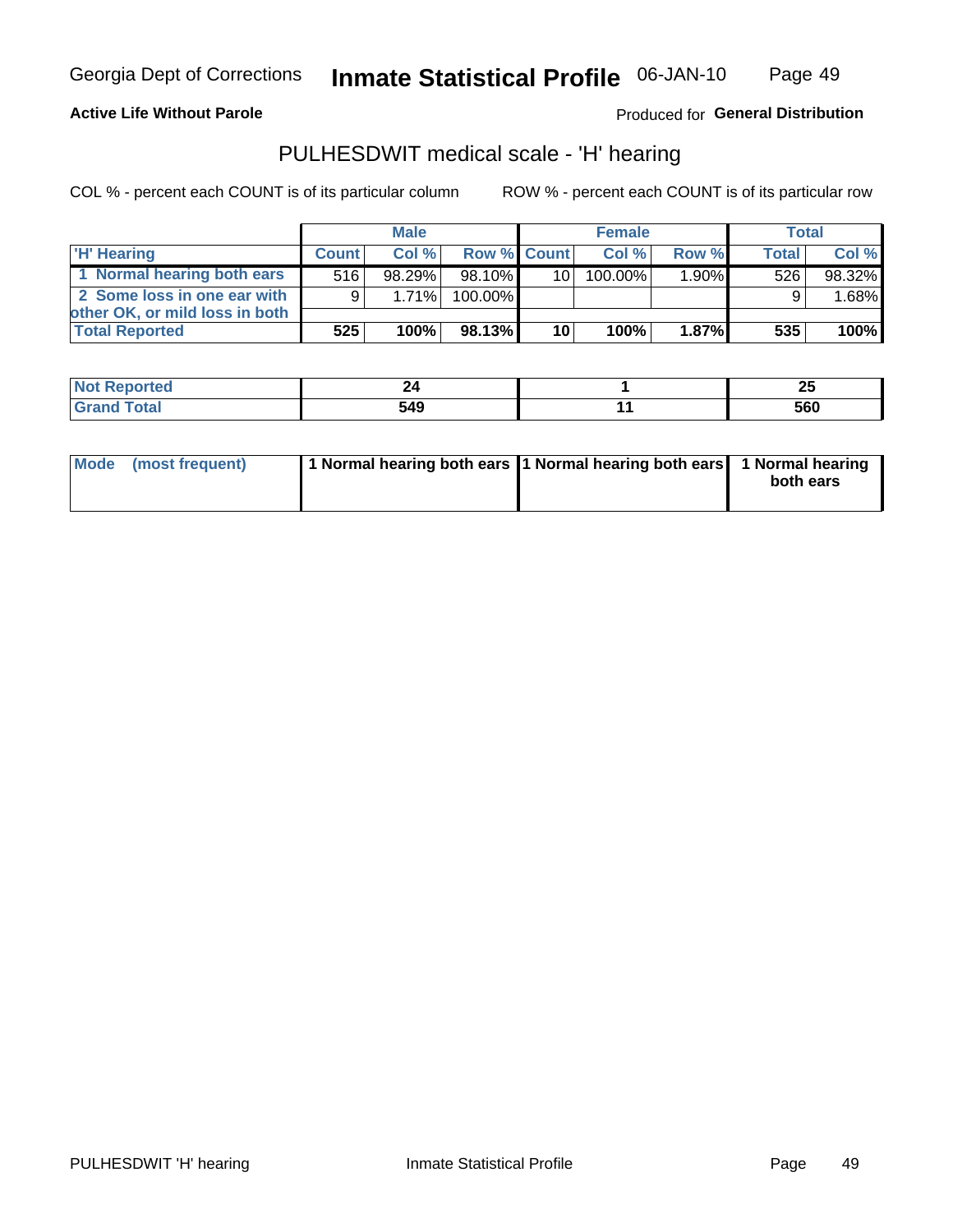Georgia Dept of Corrections **Inmate Statistical Profile** 06-JAN-10

**Active Life Without Parole**

Produced for **General Distribution**

## PULHESDWIT medical scale - 'H' hearing

COL % - percent each COUNT is of its particular column ROW % - percent each COUNT is of its particular row

| | Male | | | Female | | | Total | |
|---|---|---|---|---|---|---|---|---|
| 'H' Hearing | Count | Col % | Row % | Count | Col % | Row % | Total | Col % |
| 1 Normal hearing both ears | 516 | 98.29% | 98.10% | 10 | 100.00% | 1.90% | 526 | 98.32% |
| 2 Some loss in one ear with other OK, or mild loss in both | 9 | 1.71% | 100.00% | | | | 9 | 1.68% |
| **Total Reported** | **525** | **100%** | **98.13%** | **10** | **100%** | **1.87%** | **535** | **100%** |

| | Male | Female | Total |
|---|---|---|---|
| Not Reported | 24 | 1 | 25 |
| Grand Total | 549 | 11 | 560 |

| | Male | Female | Total |
|---|---|---|---|
| Mode (most frequent) | 1 Normal hearing both ears | 1 Normal hearing both ears | 1 Normal hearing both ears |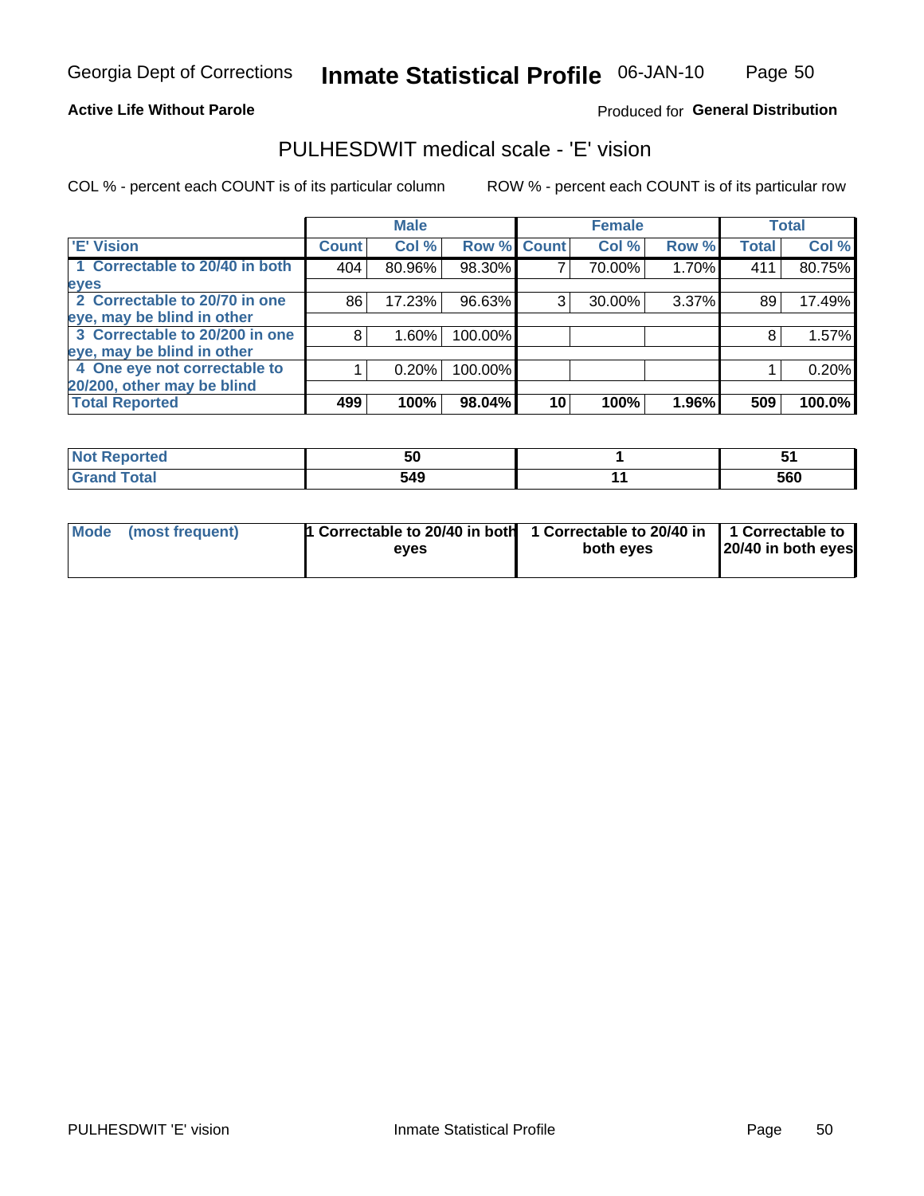Georgia Dept of Corrections **Inmate Statistical Profile** 06-JAN-10

**Active Life Without Parole**

Produced for **General Distribution**

## PULHESDWIT medical scale - 'E' vision

COL % - percent each COUNT is of its particular column

ROW % - percent each COUNT is of its particular row

| | Male | | | Female | | | Total | |
|---|---|---|---|---|---|---|---|---|
| **'E' Vision** | **Count** | **Col %** | **Row %** | **Count** | **Col %** | **Row %** | **Total** | **Col %** |
| **1 Correctable to 20/40 in both eyes** | 404 | 80.96% | 98.30% | 7 | 70.00% | 1.70% | 411 | 80.75% |
| **2 Correctable to 20/70 in one eye, may be blind in other** | 86 | 17.23% | 96.63% | 3 | 30.00% | 3.37% | 89 | 17.49% |
| **3 Correctable to 20/200 in one eye, may be blind in other** | 8 | 1.60% | 100.00% | | | | 8 | 1.57% |
| **4 One eye not correctable to 20/200, other may be blind** | 1 | 0.20% | 100.00% | | | | 1 | 0.20% |
| **Total Reported** | **499** | **100%** | **98.04%** | **10** | **100%** | **1.96%** | **509** | **100.0%** |

| | Male | Female | Total |
|---|---|---|---|
| **Not Reported** | **50** | **1** | **51** |
| **Grand Total** | **549** | **11** | **560** |

| | Male | Female | Total |
|---|---|---|---|
| **Mode (most frequent)** | **1 Correctable to 20/40 in both eyes** | **1 Correctable to 20/40 in both eyes** | **1 Correctable to 20/40 in both eyes** |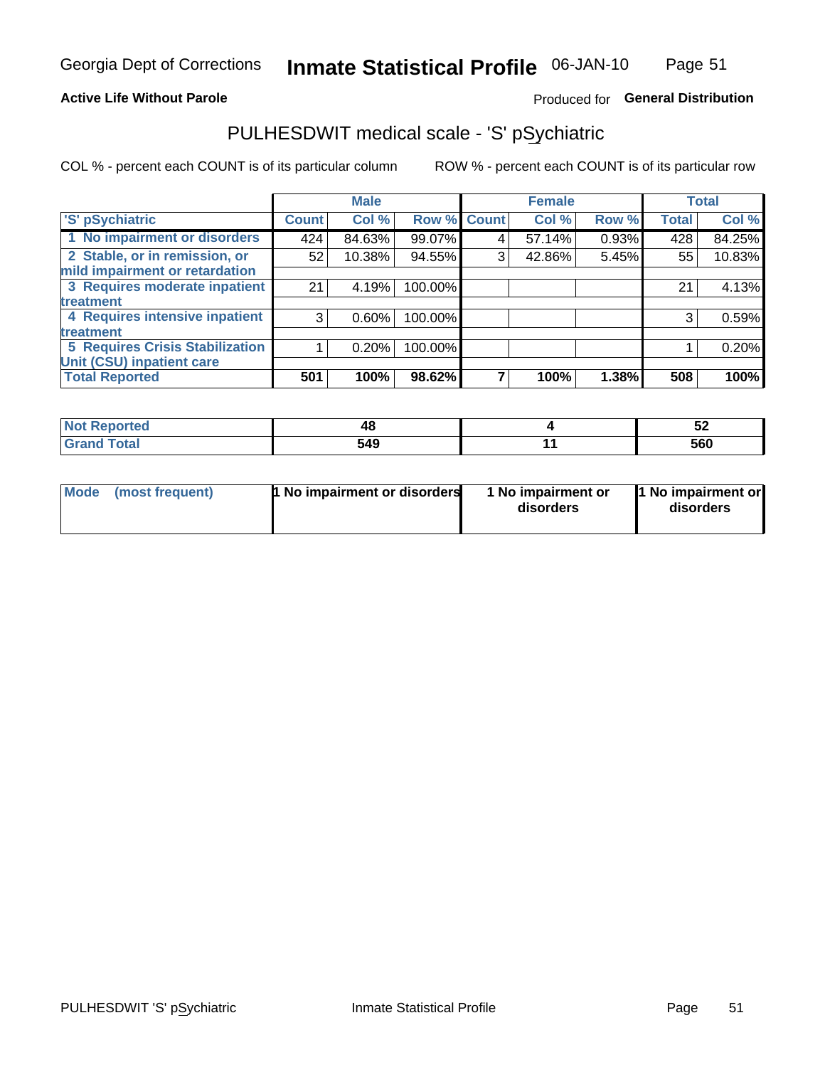Georgia Dept of Corrections **Inmate Statistical Profile** 06-JAN-10

**Active Life Without Parole**

Produced for **General Distribution**

## PULHESDWIT medical scale - 'S' pSychiatric

COL % - percent each COUNT is of its particular column

ROW % - percent each COUNT is of its particular row

| | Male | | | Female | | | Total | |
|---|---|---|---|---|---|---|---|---|
| 'S' pSychiatric | Count | Col % | Row % | Count | Col % | Row % | Total | Col % |
| 1 No impairment or disorders | 424 | 84.63% | 99.07% | 4 | 57.14% | 0.93% | 428 | 84.25% |
| 2 Stable, or in remission, or mild impairment or retardation | 52 | 10.38% | 94.55% | 3 | 42.86% | 5.45% | 55 | 10.83% |
| 3 Requires moderate inpatient treatment | 21 | 4.19% | 100.00% | | | | 21 | 4.13% |
| 4 Requires intensive inpatient treatment | 3 | 0.60% | 100.00% | | | | 3 | 0.59% |
| 5 Requires Crisis Stabilization Unit (CSU) inpatient care | 1 | 0.20% | 100.00% | | | | 1 | 0.20% |
| **Total Reported** | **501** | **100%** | **98.62%** | **7** | **100%** | **1.38%** | **508** | **100%** |

| | Male | Female | Total |
|---|---|---|---|
| Not Reported | 48 | 4 | 52 |
| Grand Total | 549 | 11 | 560 |

| | Male | Female | Total |
|---|---|---|---|
| Mode (most frequent) | 1 No impairment or disorders | 1 No impairment or disorders | 1 No impairment or disorders |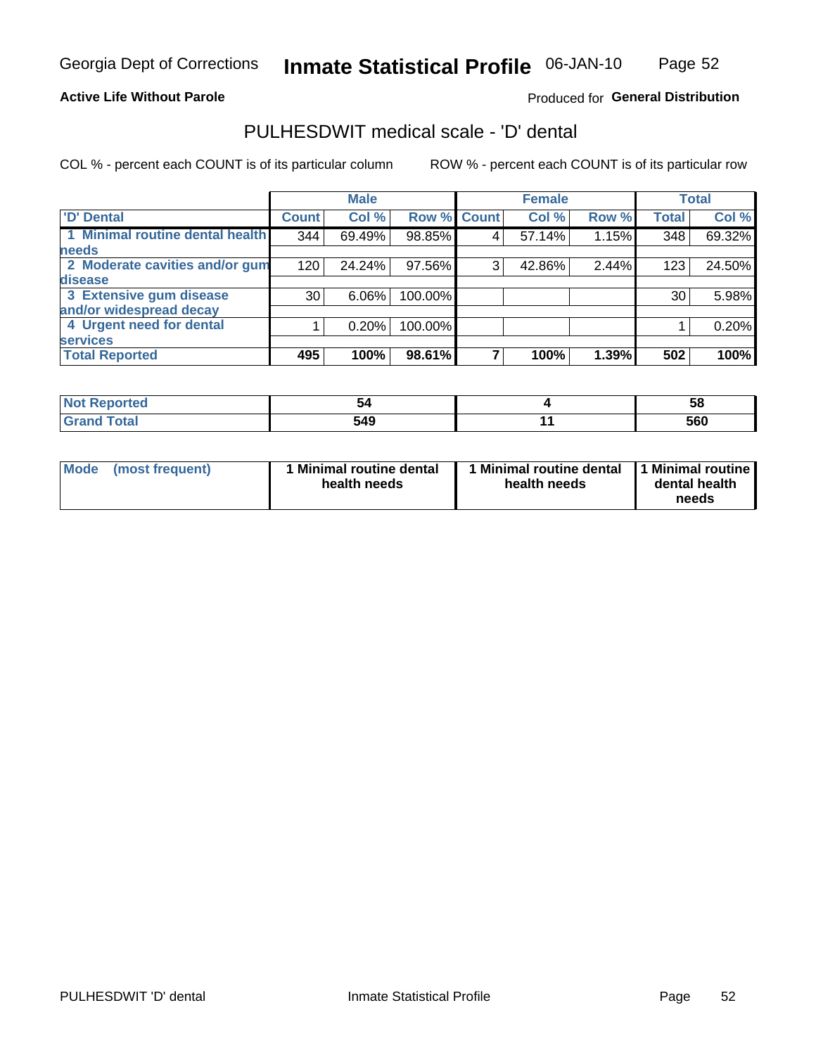Georgia Dept of Corrections **Inmate Statistical Profile** 06-JAN-10

**Active Life Without Parole**

Produced for **General Distribution**

## PULHESDWIT medical scale - 'D' dental

COL % - percent each COUNT is of its particular column

ROW % - percent each COUNT is of its particular row

| | Male | | | Female | | | Total | |
|---|---|---|---|---|---|---|---|---|
| 'D' Dental | Count | Col % | Row % | Count | Col % | Row % | Total | Col % |
| 1 Minimal routine dental health needs | 344 | 69.49% | 98.85% | 4 | 57.14% | 1.15% | 348 | 69.32% |
| 2 Moderate cavities and/or gum disease | 120 | 24.24% | 97.56% | 3 | 42.86% | 2.44% | 123 | 24.50% |
| 3 Extensive gum disease and/or widespread decay | 30 | 6.06% | 100.00% | | | | 30 | 5.98% |
| 4 Urgent need for dental services | 1 | 0.20% | 100.00% | | | | 1 | 0.20% |
| **Total Reported** | **495** | **100%** | **98.61%** | **7** | **100%** | **1.39%** | **502** | **100%** |

| | Male | Female | Total |
|---|---|---|---|
| Not Reported | 54 | 4 | 58 |
| Grand Total | 549 | 11 | 560 |

| | Male | Female | Total |
|---|---|---|---|
| Mode (most frequent) | 1 Minimal routine dental health needs | 1 Minimal routine dental health needs | 1 Minimal routine dental health needs |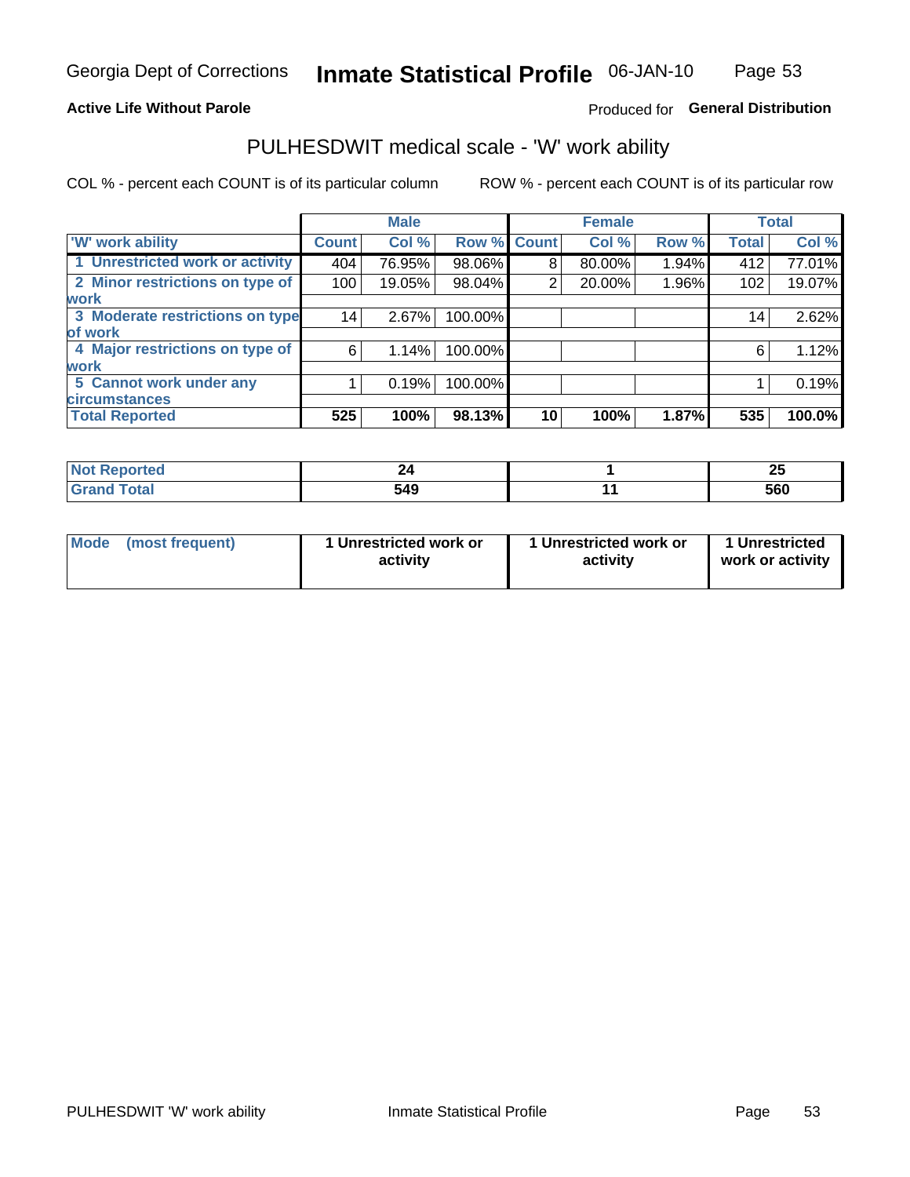Georgia Dept of Corrections **Inmate Statistical Profile** 06-JAN-10

**Active Life Without Parole**

Produced for **General Distribution**

## PULHESDWIT medical scale - 'W' work ability

COL % - percent each COUNT is of its particular column ROW % - percent each COUNT is of its particular row

| | Male | | | Female | | | Total | |
|---|---|---|---|---|---|---|---|---|
| 'W' work ability | Count | Col % | Row % | Count | Col % | Row % | Total | Col % |
| 1 Unrestricted work or activity | 404 | 76.95% | 98.06% | 8 | 80.00% | 1.94% | 412 | 77.01% |
| 2 Minor restrictions on type of work | 100 | 19.05% | 98.04% | 2 | 20.00% | 1.96% | 102 | 19.07% |
| 3 Moderate restrictions on type of work | 14 | 2.67% | 100.00% | | | | 14 | 2.62% |
| 4 Major restrictions on type of work | 6 | 1.14% | 100.00% | | | | 6 | 1.12% |
| 5 Cannot work under any circumstances | 1 | 0.19% | 100.00% | | | | 1 | 0.19% |
| **Total Reported** | **525** | **100%** | **98.13%** | **10** | **100%** | **1.87%** | **535** | **100.0%** |

| | Male | Female | Total |
|---|---|---|---|
| Not Reported | 24 | 1 | 25 |
| Grand Total | 549 | 11 | 560 |

| | Male | Female | Total |
|---|---|---|---|
| Mode (most frequent) | 1 Unrestricted work or activity | 1 Unrestricted work or activity | 1 Unrestricted work or activity |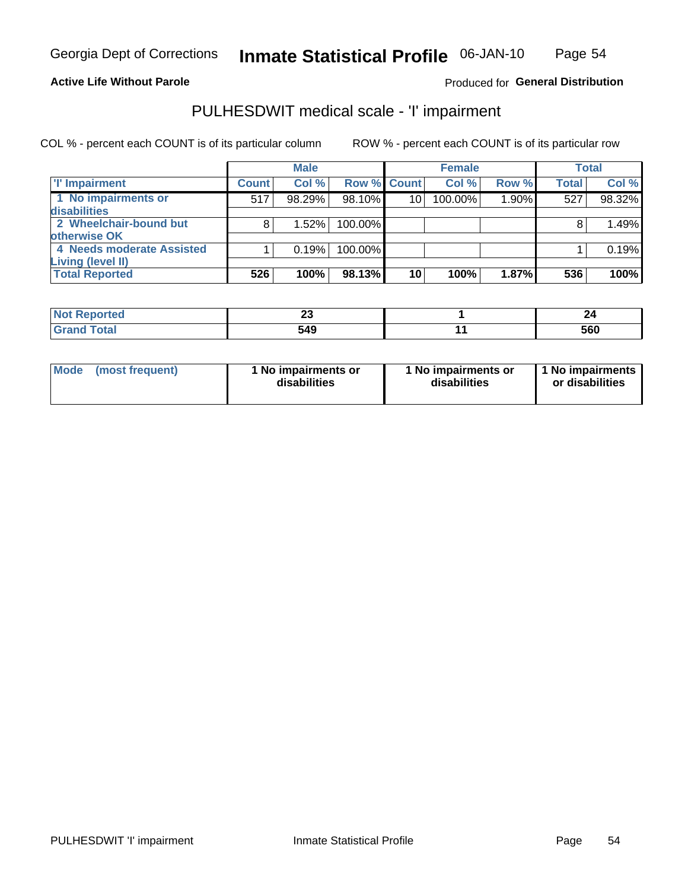Georgia Dept of Corrections **Inmate Statistical Profile** 06-JAN-10

**Active Life Without Parole**

Produced for **General Distribution**

## PULHESDWIT medical scale - 'I' impairment

COL % - percent each COUNT is of its particular column ROW % - percent each COUNT is of its particular row

| | Male | | | Female | | | Total | |
|---|---|---|---|---|---|---|---|---|
| 'I' Impairment | Count | Col % | Row % | Count | Col % | Row % | Total | Col % |
| 1 No impairments or disabilities | 517 | 98.29% | 98.10% | 10 | 100.00% | 1.90% | 527 | 98.32% |
| 2 Wheelchair-bound but otherwise OK | 8 | 1.52% | 100.00% | | | | 8 | 1.49% |
| 4 Needs moderate Assisted Living (level II) | 1 | 0.19% | 100.00% | | | | 1 | 0.19% |
| **Total Reported** | **526** | **100%** | **98.13%** | **10** | **100%** | **1.87%** | **536** | **100%** |

| | Male | Female | Total |
|---|---|---|---|
| Not Reported | 23 | 1 | 24 |
| Grand Total | 549 | 11 | 560 |

| | Male | Female | Total |
|---|---|---|---|
| Mode (most frequent) | 1 No impairments or disabilities | 1 No impairments or disabilities | 1 No impairments or disabilities |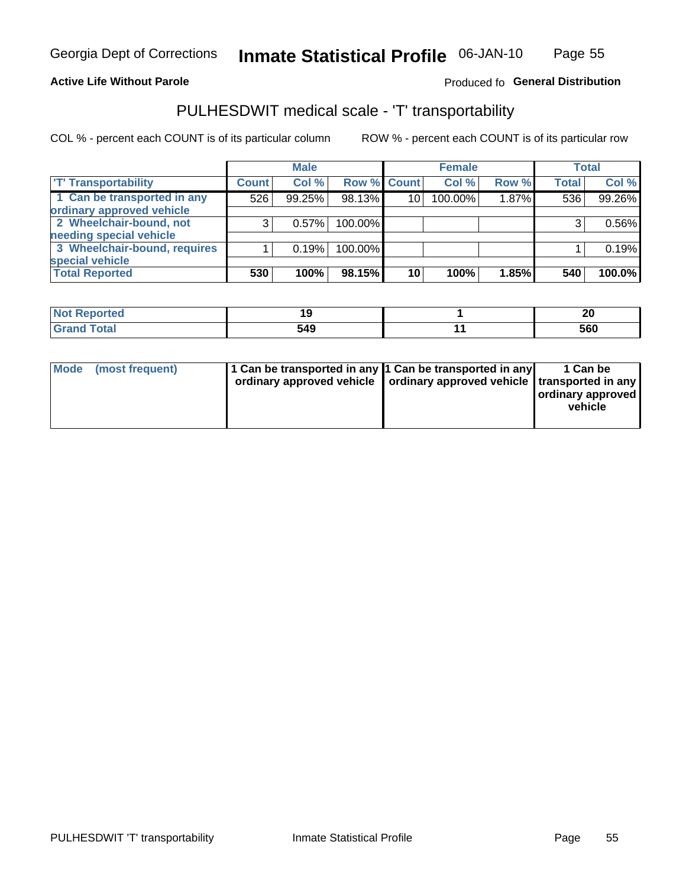Georgia Dept of Corrections **Inmate Statistical Profile** 06-JAN-10

**Active Life Without Parole**

Produced fo **General Distribution**

## PULHESDWIT medical scale - 'T' transportability

COL % - percent each COUNT is of its particular column

ROW % - percent each COUNT is of its particular row

| | Male | | | Female | | | Total | |
|---|---|---|---|---|---|---|---|---|
| 'T' Transportability | Count | Col % | Row % | Count | Col % | Row % | Total | Col % |
| 1 Can be transported in any ordinary approved vehicle | 526 | 99.25% | 98.13% | 10 | 100.00% | 1.87% | 536 | 99.26% |
| 2 Wheelchair-bound, not needing special vehicle | 3 | 0.57% | 100.00% | | | | 3 | 0.56% |
| 3 Wheelchair-bound, requires special vehicle | 1 | 0.19% | 100.00% | | | | 1 | 0.19% |
| **Total Reported** | **530** | **100%** | **98.15%** | **10** | **100%** | **1.85%** | **540** | **100.0%** |

| | Male | Female | Total |
|---|---|---|---|
| Not Reported | 19 | 1 | 20 |
| Grand Total | 549 | 11 | 560 |

| | Male | Female | Total |
|---|---|---|---|
| Mode (most frequent) | 1 Can be transported in any ordinary approved vehicle | 1 Can be transported in any ordinary approved vehicle | 1 Can be transported in any ordinary approved vehicle |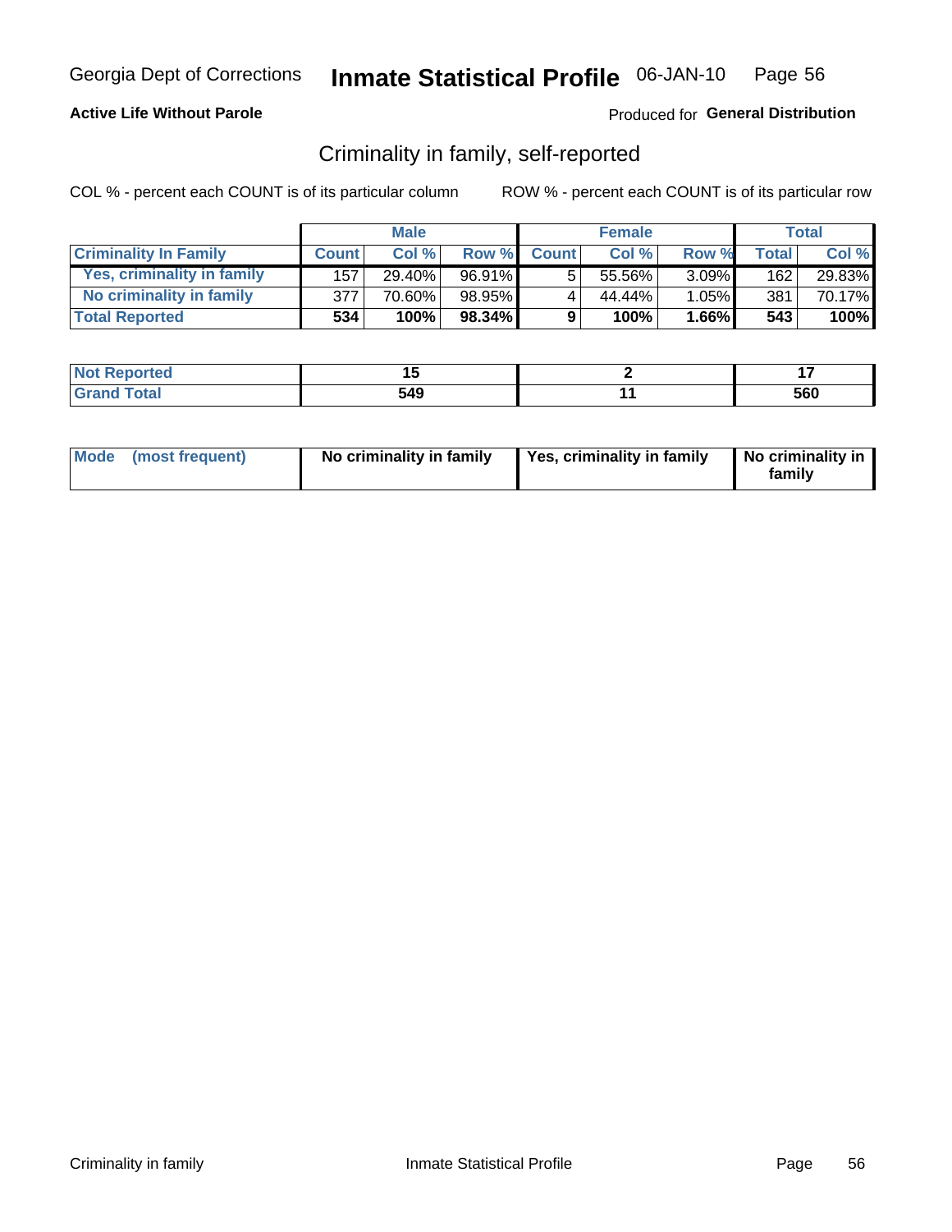Georgia Dept of Corrections **Inmate Statistical Profile** 06-JAN-10

**Active Life Without Parole**

Produced for **General Distribution**

## Criminality in family, self-reported

COL % - percent each COUNT is of its particular column

ROW % - percent each COUNT is of its particular row

| | Male | | | Female | | | Total | |
|---|---|---|---|---|---|---|---|---|
| **Criminality In Family** | **Count** | **Col %** | **Row %** | **Count** | **Col %** | **Row %** | **Total** | **Col %** |
| Yes, criminality in family | 157 | 29.40% | 96.91% | 5 | 55.56% | 3.09% | 162 | 29.83% |
| No criminality in family | 377 | 70.60% | 98.95% | 4 | 44.44% | 1.05% | 381 | 70.17% |
| **Total Reported** | **534** | **100%** | **98.34%** | **9** | **100%** | **1.66%** | **543** | **100%** |

| | Male | Female | Total |
|---|---|---|---|
| **Not Reported** | **15** | **2** | **17** |
| **Grand Total** | **549** | **11** | **560** |

| | Male | Female | Total |
|---|---|---|---|
| **Mode (most frequent)** | **No criminality in family** | **Yes, criminality in family** | **No criminality in family** |

Criminality in family | Inmate Statistical Profile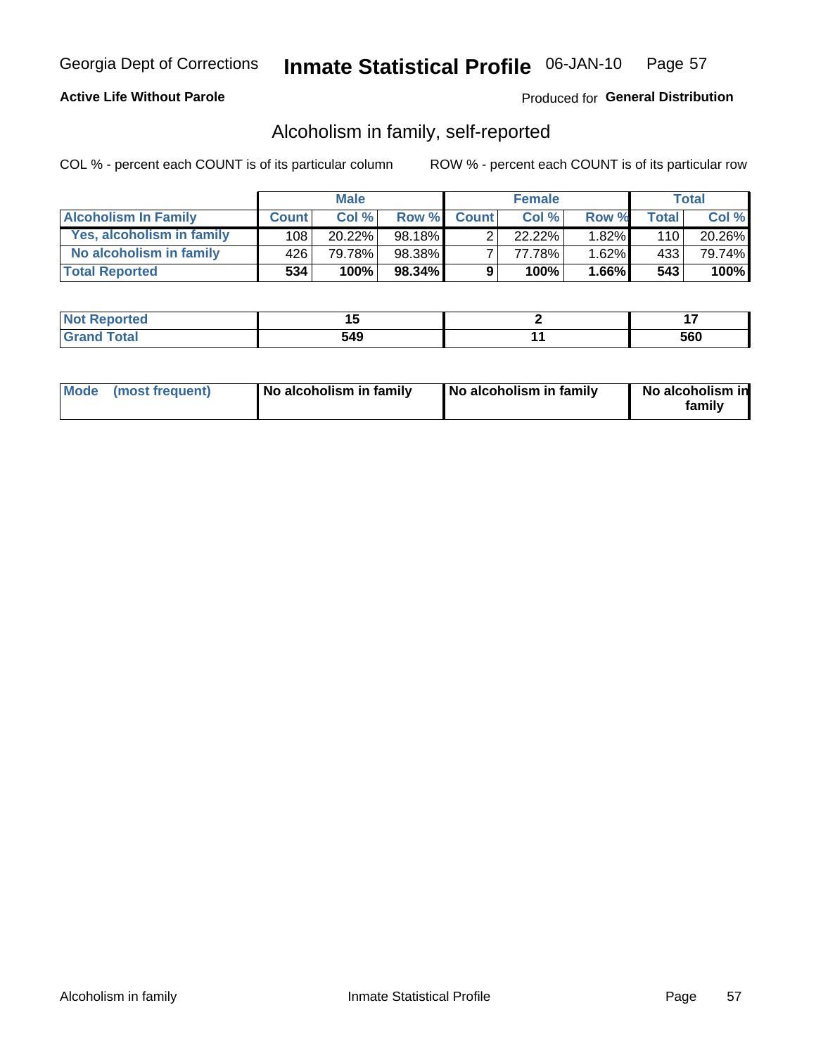Georgia Dept of Corrections **Inmate Statistical Profile** 06-JAN-10

**Active Life Without Parole**

Produced for **General Distribution**

## Alcoholism in family, self-reported

COL % - percent each COUNT is of its particular column

ROW % - percent each COUNT is of its particular row

| | Male | | | Female | | | Total | |
|---|---|---|---|---|---|---|---|---|
| **Alcoholism In Family** | **Count** | **Col %** | **Row %** | **Count** | **Col %** | **Row %** | **Total** | **Col %** |
| **Yes, alcoholism in family** | 108 | 20.22% | 98.18% | 2 | 22.22% | 1.82% | 110 | 20.26% |
| **No alcoholism in family** | 426 | 79.78% | 98.38% | 7 | 77.78% | 1.62% | 433 | 79.74% |
| **Total Reported** | **534** | **100%** | **98.34%** | **9** | **100%** | **1.66%** | **543** | **100%** |

| | Male | Female | Total |
|---|---|---|---|
| **Not Reported** | **15** | **2** | **17** |
| **Grand Total** | **549** | **11** | **560** |

| | Male | Female | Total |
|---|---|---|---|
| **Mode (most frequent)** | **No alcoholism in family** | **No alcoholism in family** | **No alcoholism in family** |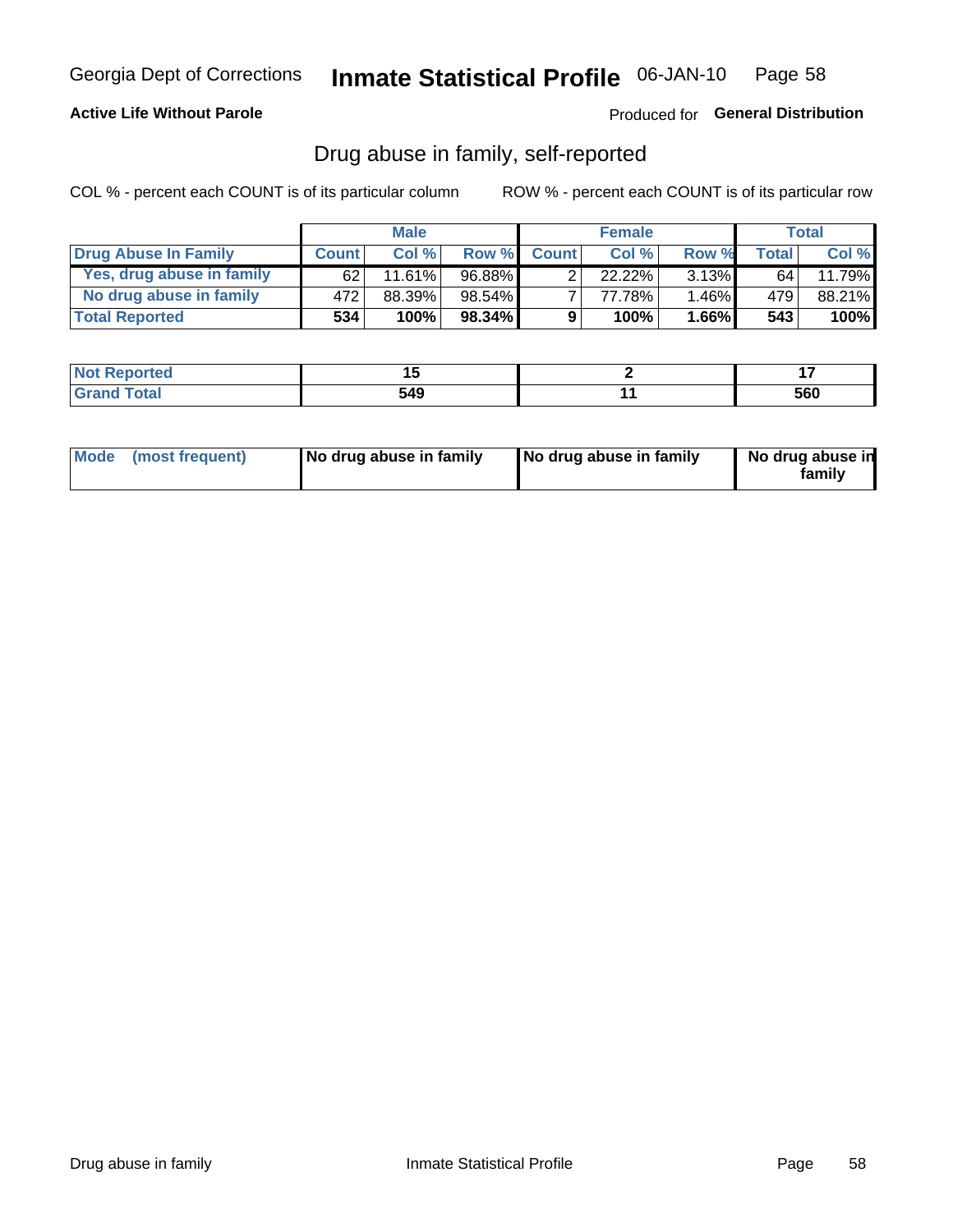Georgia Dept of Corrections **Inmate Statistical Profile** 06-JAN-10

**Active Life Without Parole**

Produced for **General Distribution**

## Drug abuse in family, self-reported

COL % - percent each COUNT is of its particular column

ROW % - percent each COUNT is of its particular row

| | Male | | | Female | | | Total | |
|---|---|---|---|---|---|---|---|---|
| **Drug Abuse In Family** | **Count** | **Col %** | **Row %** | **Count** | **Col %** | **Row %** | **Total** | **Col %** |
| Yes, drug abuse in family | 62 | 11.61% | 96.88% | 2 | 22.22% | 3.13% | 64 | 11.79% |
| No drug abuse in family | 472 | 88.39% | 98.54% | 7 | 77.78% | 1.46% | 479 | 88.21% |
| **Total Reported** | **534** | **100%** | **98.34%** | **9** | **100%** | **1.66%** | **543** | **100%** |

| | Male | Female | Total |
|---|---|---|---|
| **Not Reported** | **15** | **2** | **17** |
| **Grand Total** | **549** | **11** | **560** |

| | Male | Female | Total |
|---|---|---|---|
| **Mode (most frequent)** | **No drug abuse in family** | **No drug abuse in family** | **No drug abuse in family** |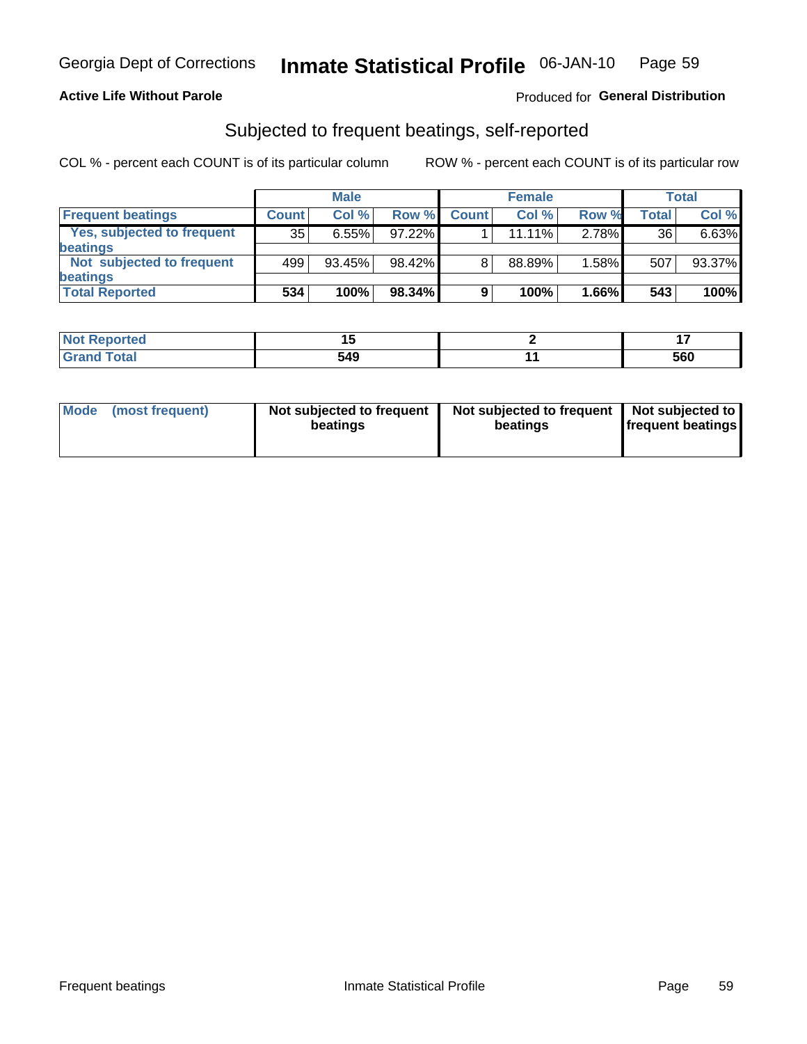Georgia Dept of Corrections **Inmate Statistical Profile** 06-JAN-10

**Active Life Without Parole**

Produced for **General Distribution**

## Subjected to frequent beatings, self-reported

COL % - percent each COUNT is of its particular column ROW % - percent each COUNT is of its particular row

| | Male | | | Female | | | Total | |
|---|---|---|---|---|---|---|---|---|
| **Frequent beatings** | **Count** | **Col %** | **Row %** | **Count** | **Col %** | **Row %** | **Total** | **Col %** |
| Yes, subjected to frequent beatings | 35 | 6.55% | 97.22% | 1 | 11.11% | 2.78% | 36 | 6.63% |
| Not subjected to frequent beatings | 499 | 93.45% | 98.42% | 8 | 88.89% | 1.58% | 507 | 93.37% |
| **Total Reported** | **534** | **100%** | **98.34%** | **9** | **100%** | **1.66%** | **543** | **100%** |

| | Male | Female | Total |
|---|---|---|---|
| **Not Reported** | **15** | **2** | **17** |
| **Grand Total** | **549** | **11** | **560** |

| | Male | Female | Total |
|---|---|---|---|
| **Mode (most frequent)** | **Not subjected to frequent beatings** | **Not subjected to frequent beatings** | **Not subjected to frequent beatings** |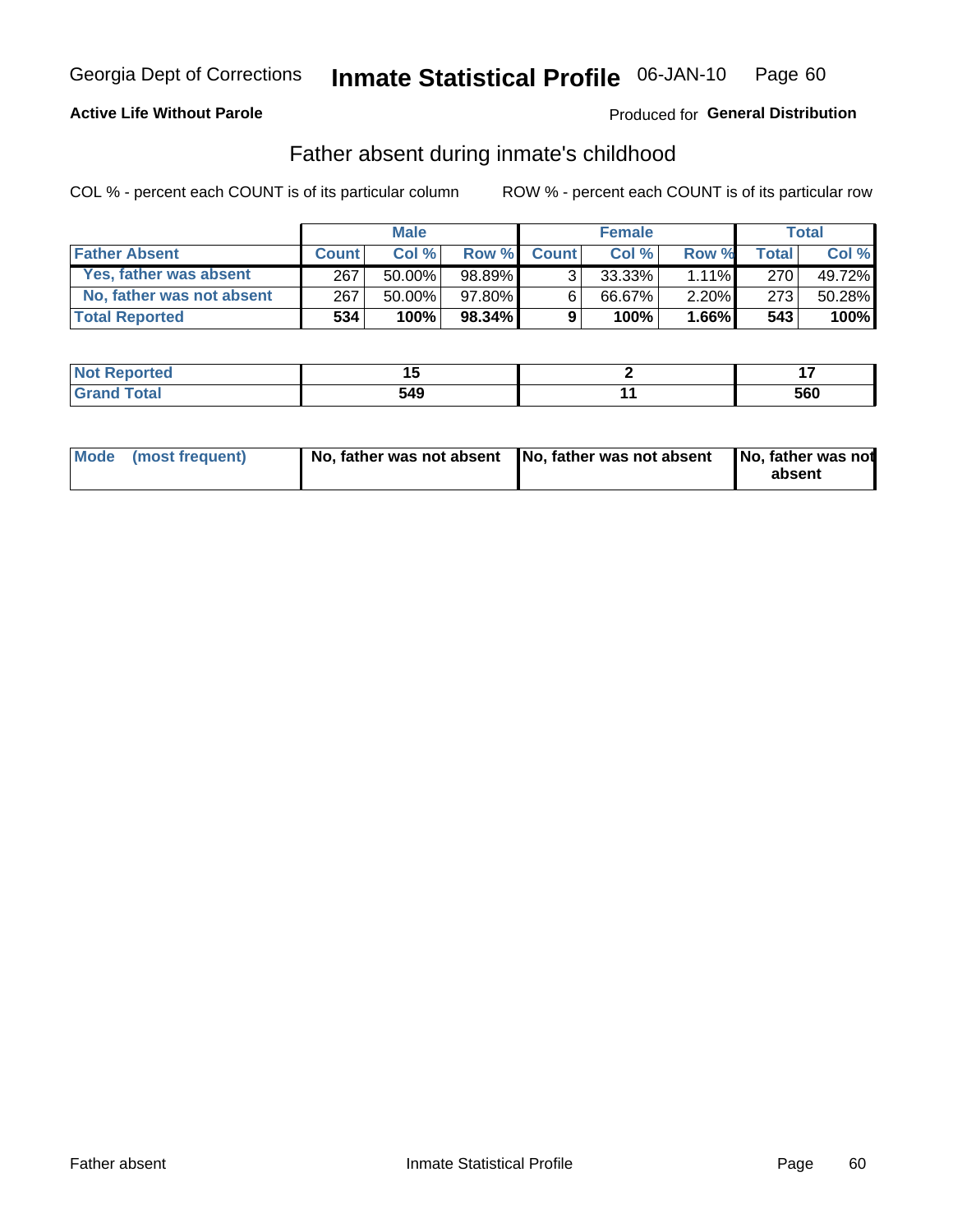Georgia Dept of Corrections **Inmate Statistical Profile** 06-JAN-10

**Active Life Without Parole**

Produced for **General Distribution**

## Father absent during inmate's childhood

COL % - percent each COUNT is of its particular column

ROW % - percent each COUNT is of its particular row

| | Male | | | Female | | | Total | |
|---|---|---|---|---|---|---|---|---|
| **Father Absent** | **Count** | **Col %** | **Row %** | **Count** | **Col %** | **Row %** | **Total** | **Col %** |
| **Yes, father was absent** | 267 | 50.00% | 98.89% | 3 | 33.33% | 1.11% | 270 | 49.72% |
| **No, father was not absent** | 267 | 50.00% | 97.80% | 6 | 66.67% | 2.20% | 273 | 50.28% |
| **Total Reported** | **534** | **100%** | **98.34%** | **9** | **100%** | **1.66%** | **543** | **100%** |

| | Male | Female | Total |
|---|---|---|---|
| **Not Reported** | **15** | **2** | **17** |
| **Grand Total** | **549** | **11** | **560** |

| | Male | Female | Total |
|---|---|---|---|
| **Mode (most frequent)** | **No, father was not absent** | **No, father was not absent** | **No, father was not absent** |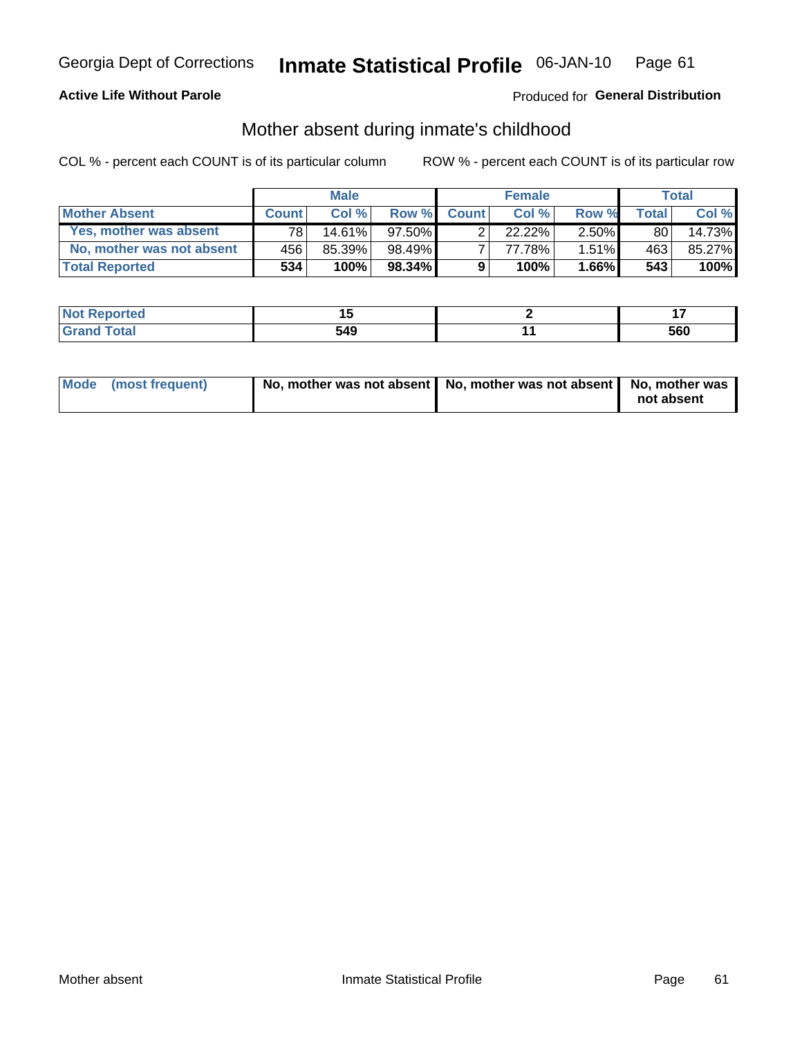Georgia Dept of Corrections **Inmate Statistical Profile** 06-JAN-10

**Active Life Without Parole**

Produced for **General Distribution**

## Mother absent during inmate's childhood

COL % - percent each COUNT is of its particular column

ROW % - percent each COUNT is of its particular row

| | Male | | | Female | | | Total | |
|---|---|---|---|---|---|---|---|---|
| **Mother Absent** | **Count** | **Col %** | **Row %** | **Count** | **Col %** | **Row %** | **Total** | **Col %** |
| Yes, mother was absent | 78 | 14.61% | 97.50% | 2 | 22.22% | 2.50% | 80 | 14.73% |
| No, mother was not absent | 456 | 85.39% | 98.49% | 7 | 77.78% | 1.51% | 463 | 85.27% |
| **Total Reported** | **534** | **100%** | **98.34%** | **9** | **100%** | **1.66%** | **543** | **100%** |

| | Male | Female | Total |
|---|---|---|---|
| **Not Reported** | **15** | **2** | **17** |
| **Grand Total** | **549** | **11** | **560** |

| | Male | Female | Total |
|---|---|---|---|
| **Mode (most frequent)** | **No, mother was not absent** | **No, mother was not absent** | **No, mother was not absent** |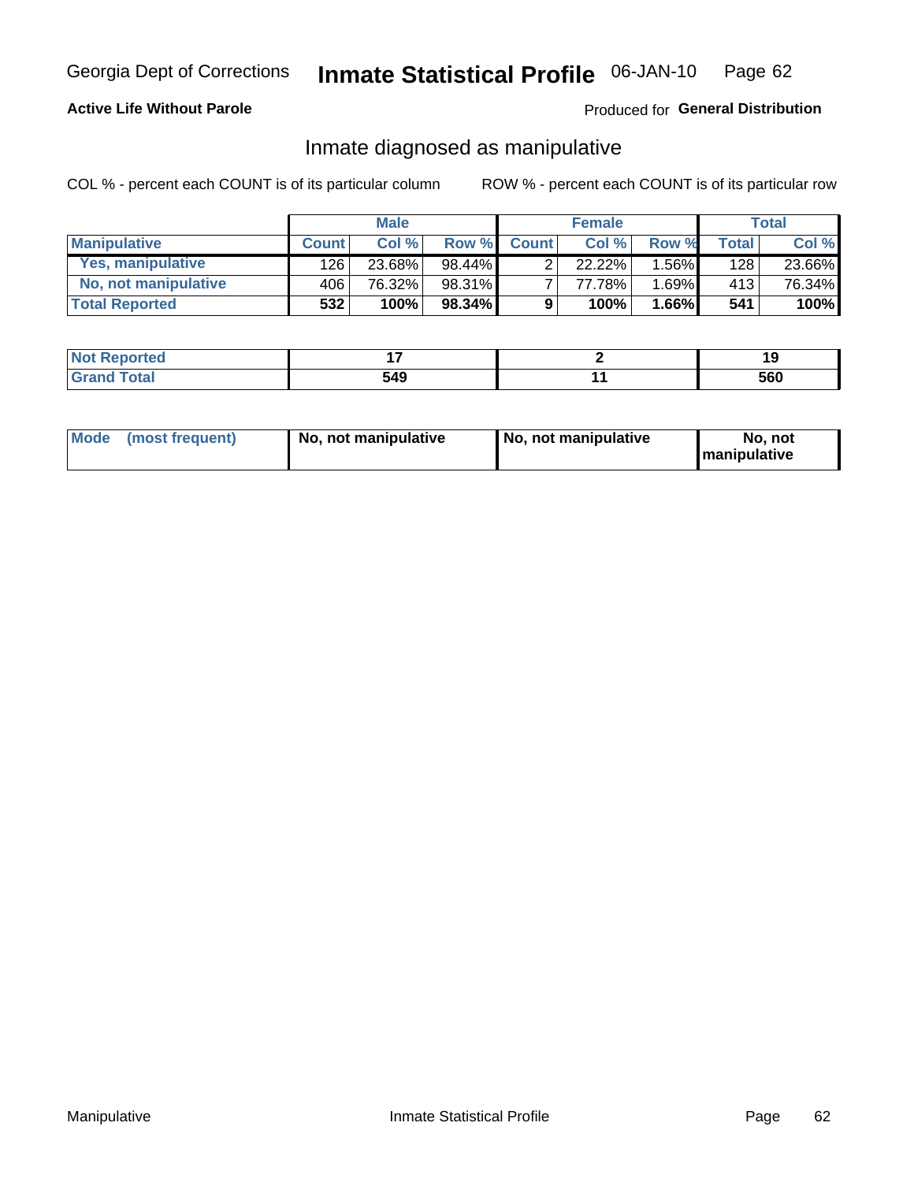Georgia Dept of Corrections **Inmate Statistical Profile** 06-JAN-10

**Active Life Without Parole**

Produced for **General Distribution**

## Inmate diagnosed as manipulative

COL % - percent each COUNT is of its particular column

ROW % - percent each COUNT is of its particular row

| | Male | | | Female | | | Total | |
|---|---|---|---|---|---|---|---|---|
| **Manipulative** | **Count** | **Col %** | **Row %** | **Count** | **Col %** | **Row %** | **Total** | **Col %** |
| **Yes, manipulative** | 126 | 23.68% | 98.44% | 2 | 22.22% | 1.56% | 128 | 23.66% |
| **No, not manipulative** | 406 | 76.32% | 98.31% | 7 | 77.78% | 1.69% | 413 | 76.34% |
| **Total Reported** | **532** | **100%** | **98.34%** | **9** | **100%** | **1.66%** | **541** | **100%** |

| | Male | Female | Total |
|---|---|---|---|
| **Not Reported** | **17** | **2** | **19** |
| **Grand Total** | **549** | **11** | **560** |

| | Male | Female | Total |
|---|---|---|---|
| **Mode (most frequent)** | **No, not manipulative** | **No, not manipulative** | **No, not manipulative** |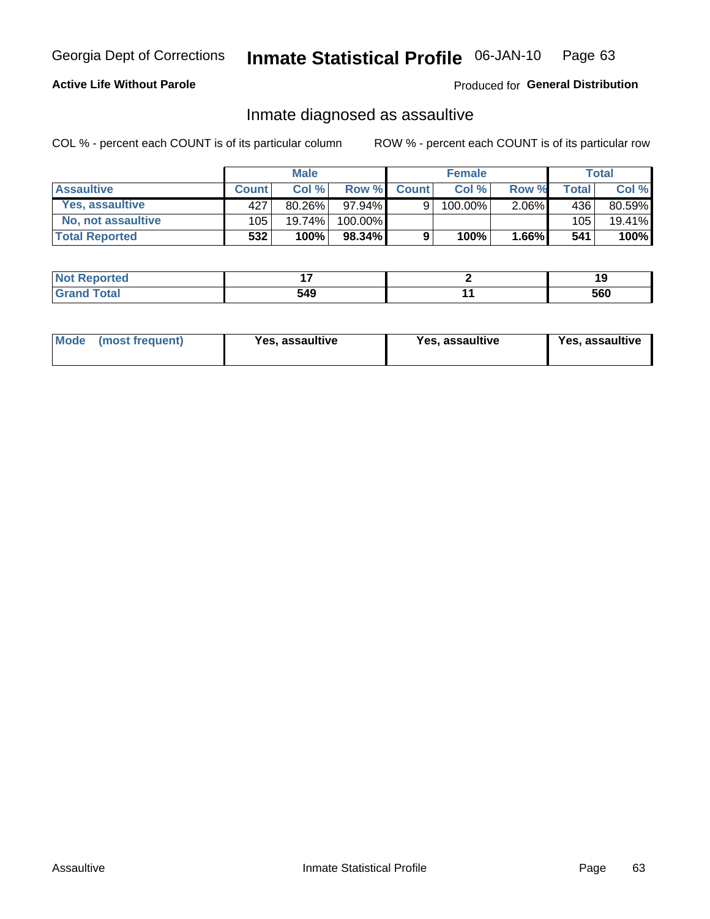Georgia Dept of Corrections **Inmate Statistical Profile** 06-JAN-10

**Active Life Without Parole**

Produced for **General Distribution**

## Inmate diagnosed as assaultive

COL % - percent each COUNT is of its particular column

ROW % - percent each COUNT is of its particular row

| | Male | | | Female | | | Total | |
|---|---|---|---|---|---|---|---|---|
| **Assaultive** | **Count** | **Col %** | **Row %** | **Count** | **Col %** | **Row %** | **Total** | **Col %** |
| **Yes, assaultive** | 427 | 80.26% | 97.94% | 9 | 100.00% | 2.06% | 436 | 80.59% |
| **No, not assaultive** | 105 | 19.74% | 100.00% | | | | 105 | 19.41% |
| **Total Reported** | **532** | **100%** | **98.34%** | **9** | **100%** | **1.66%** | **541** | **100%** |

| | Male | Female | Total |
|---|---|---|---|
| **Not Reported** | **17** | **2** | **19** |
| **Grand Total** | **549** | **11** | **560** |

| | Male | Female | Total |
|---|---|---|---|
| **Mode (most frequent)** | **Yes, assaultive** | **Yes, assaultive** | **Yes, assaultive** |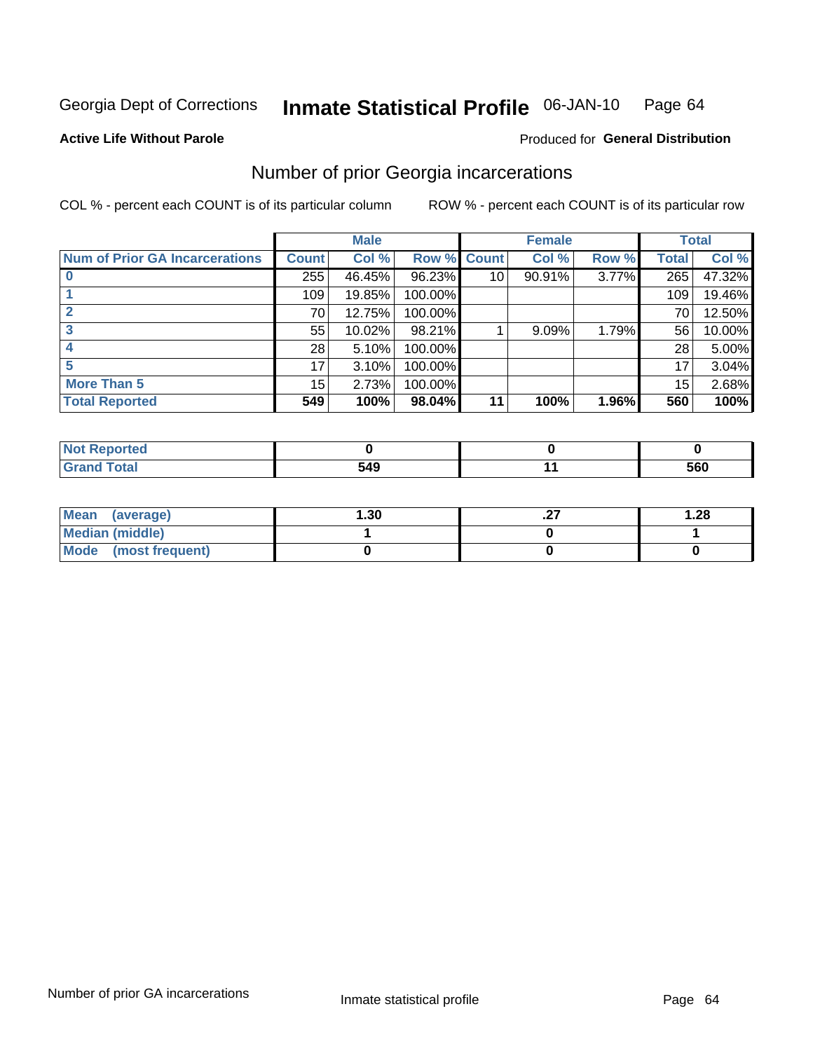Georgia Dept of Corrections **Inmate Statistical Profile** 06-JAN-10

**Active Life Without Parole**

Produced for **General Distribution**

## Number of prior Georgia incarcerations

COL % - percent each COUNT is of its particular column ROW % - percent each COUNT is of its particular row

| | Male | | | Female | | | Total | |
|---|---|---|---|---|---|---|---|---|
| **Num of Prior GA Incarcerations** | **Count** | **Col %** | **Row %** | **Count** | **Col %** | **Row %** | **Total** | **Col %** |
| **0** | 255 | 46.45% | 96.23% | 10 | 90.91% | 3.77% | 265 | 47.32% |
| **1** | 109 | 19.85% | 100.00% | | | | 109 | 19.46% |
| **2** | 70 | 12.75% | 100.00% | | | | 70 | 12.50% |
| **3** | 55 | 10.02% | 98.21% | 1 | 9.09% | 1.79% | 56 | 10.00% |
| **4** | 28 | 5.10% | 100.00% | | | | 28 | 5.00% |
| **5** | 17 | 3.10% | 100.00% | | | | 17 | 3.04% |
| **More Than 5** | 15 | 2.73% | 100.00% | | | | 15 | 2.68% |
| **Total Reported** | **549** | **100%** | **98.04%** | **11** | **100%** | **1.96%** | **560** | **100%** |

| | Male | Female | Total |
|---|---|---|---|
| **Not Reported** | **0** | **0** | **0** |
| **Grand Total** | **549** | **11** | **560** |

| | Male | Female | Total |
|---|---|---|---|
| **Mean (average)** | **1.30** | **.27** | **1.28** |
| **Median (middle)** | **1** | **0** | **1** |
| **Mode (most frequent)** | **0** | **0** | **0** |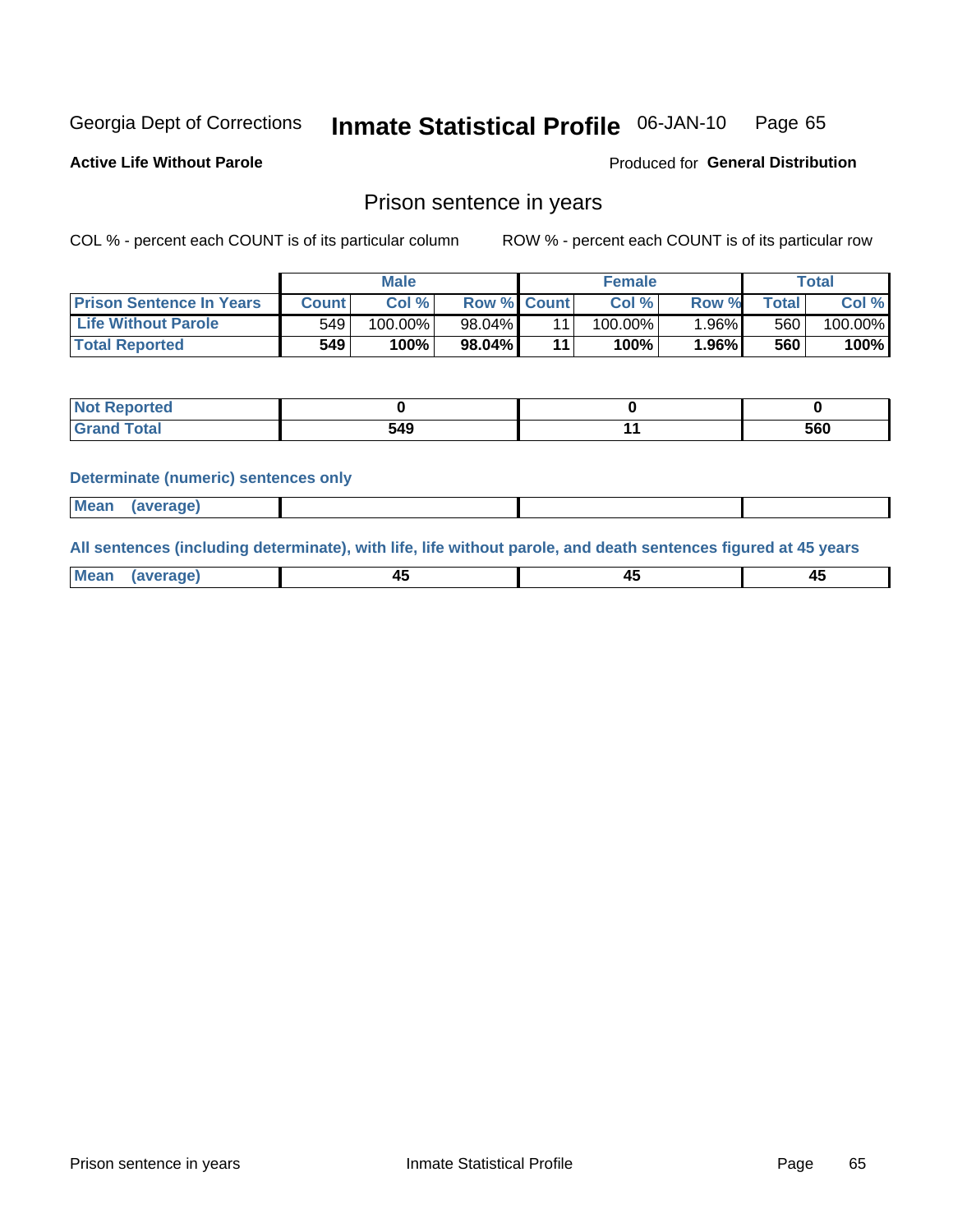Georgia Dept of Corrections **Inmate Statistical Profile** 06-JAN-10

**Active Life Without Parole**

Produced for **General Distribution**

## Prison sentence in years

COL % - percent each COUNT is of its particular column

ROW % - percent each COUNT is of its particular row

| | Male | | | Female | | | Total | |
|---|---|---|---|---|---|---|---|---|
| **Prison Sentence In Years** | **Count** | **Col %** | **Row %** | **Count** | **Col %** | **Row %** | **Total** | **Col %** |
| **Life Without Parole** | 549 | 100.00% | 98.04% | 11 | 100.00% | 1.96% | 560 | 100.00% |
| **Total Reported** | **549** | **100%** | **98.04%** | **11** | **100%** | **1.96%** | **560** | **100%** |

| | Male | Female | Total |
|---|---|---|---|
| **Not Reported** | **0** | **0** | **0** |
| **Grand Total** | **549** | **11** | **560** |

**Determinate (numeric) sentences only**

| | Male | Female | Total |
|---|---|---|---|
| **Mean (average)** | | | |

**All sentences (including determinate), with life, life without parole, and death sentences figured at 45 years**

| | Male | Female | Total |
|---|---|---|---|
| **Mean (average)** | **45** | **45** | **45** |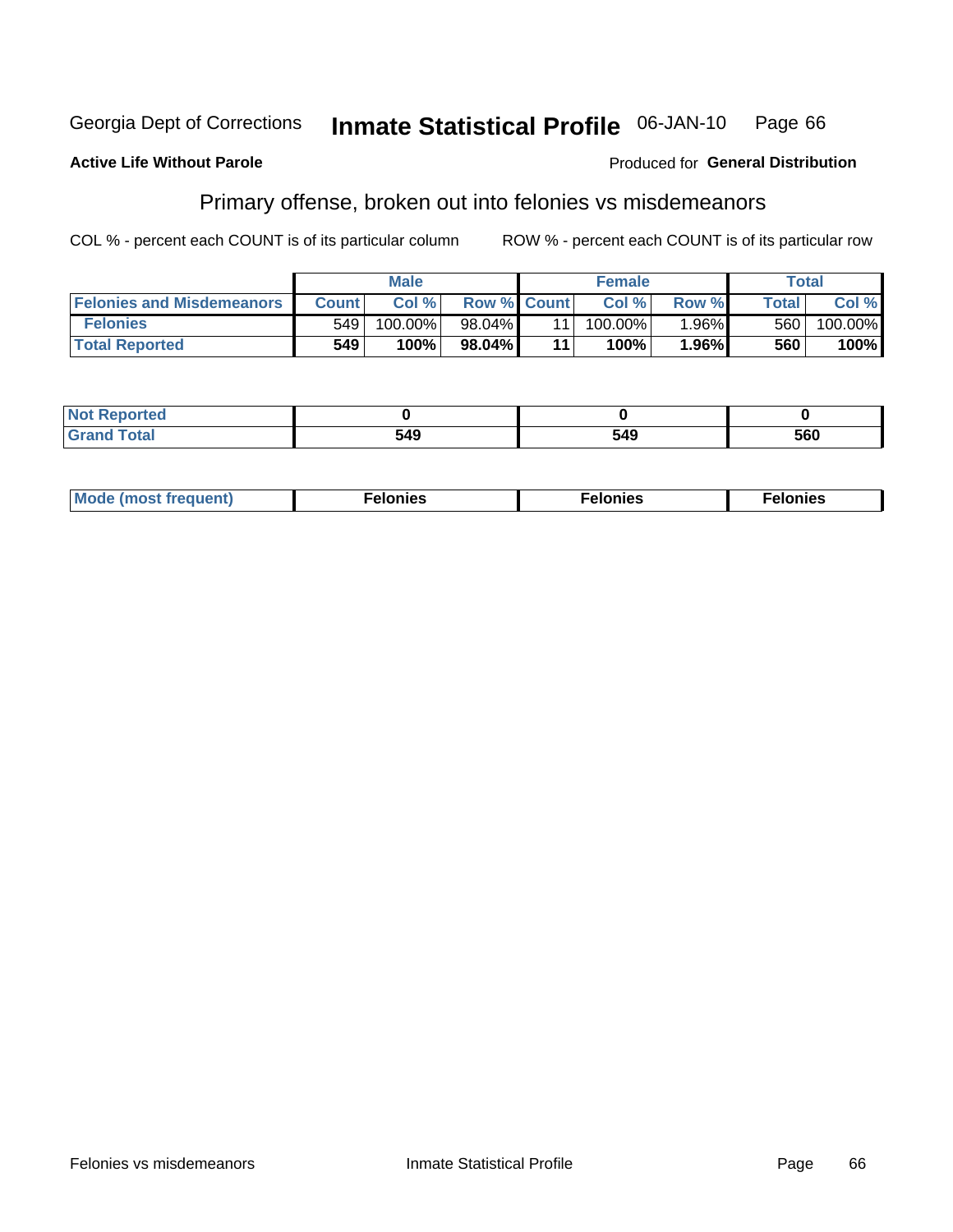Georgia Dept of Corrections **Inmate Statistical Profile** 06-JAN-10

**Active Life Without Parole**

Produced for **General Distribution**

## Primary offense, broken out into felonies vs misdemeanors

COL % - percent each COUNT is of its particular column

ROW % - percent each COUNT is of its particular row

| | Male | | | Female | | | Total | |
|---|---|---|---|---|---|---|---|---|
| Felonies and Misdemeanors | Count | Col % | Row % | Count | Col % | Row % | Total | Col % |
| Felonies | 549 | 100.00% | 98.04% | 11 | 100.00% | 1.96% | 560 | 100.00% |
| **Total Reported** | **549** | **100%** | **98.04%** | **11** | **100%** | **1.96%** | **560** | **100%** |

| | Male | Female | Total |
|---|---|---|---|
| Not Reported | 0 | 0 | 0 |
| Grand Total | 549 | 549 | 560 |

| | Male | Female | Total |
|---|---|---|---|
| Mode (most frequent) | Felonies | Felonies | Felonies |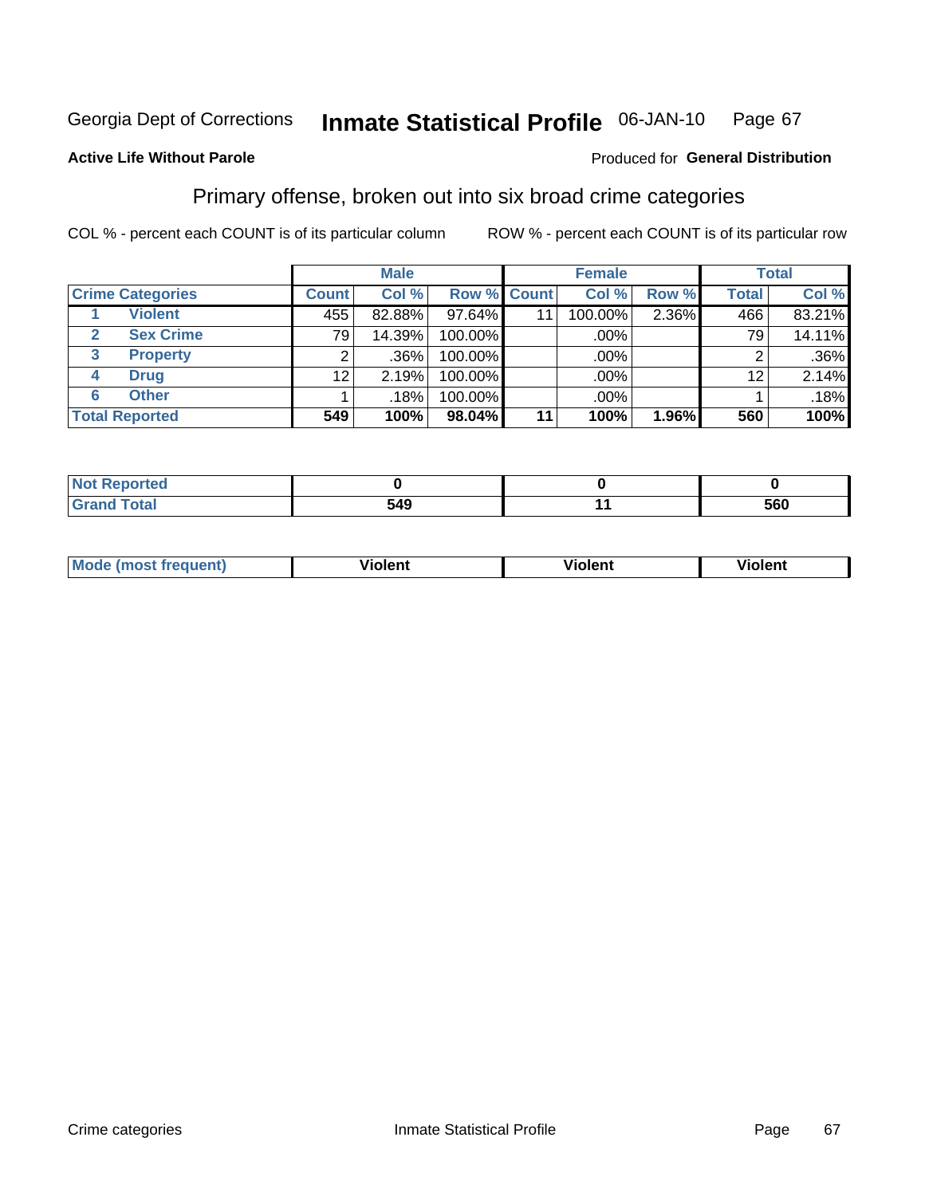Georgia Dept of Corrections **Inmate Statistical Profile** 06-JAN-10

**Active Life Without Parole**

Produced for **General Distribution**

## Primary offense, broken out into six broad crime categories

COL % - percent each COUNT is of its particular column

ROW % - percent each COUNT is of its particular row

| | | Male | | | Female | | | Total | |
|---|---|---|---|---|---|---|---|---|---|
| **Crime Categories** | | **Count** | **Col %** | **Row %** | **Count** | **Col %** | **Row %** | **Total** | **Col %** |
| 1 | Violent | 455 | 82.88% | 97.64% | 11 | 100.00% | 2.36% | 466 | 83.21% |
| 2 | Sex Crime | 79 | 14.39% | 100.00% | | .00% | | 79 | 14.11% |
| 3 | Property | 2 | .36% | 100.00% | | .00% | | 2 | .36% |
| 4 | Drug | 12 | 2.19% | 100.00% | | .00% | | 12 | 2.14% |
| 6 | Other | 1 | .18% | 100.00% | | .00% | | 1 | .18% |
| **Total Reported** | | **549** | **100%** | **98.04%** | **11** | **100%** | **1.96%** | **560** | **100%** |

| | Male | Female | Total |
|---|---|---|---|
| Not Reported | 0 | 0 | 0 |
| Grand Total | 549 | 11 | 560 |

| | Male | Female | Total |
|---|---|---|---|
| Mode (most frequent) | Violent | Violent | Violent |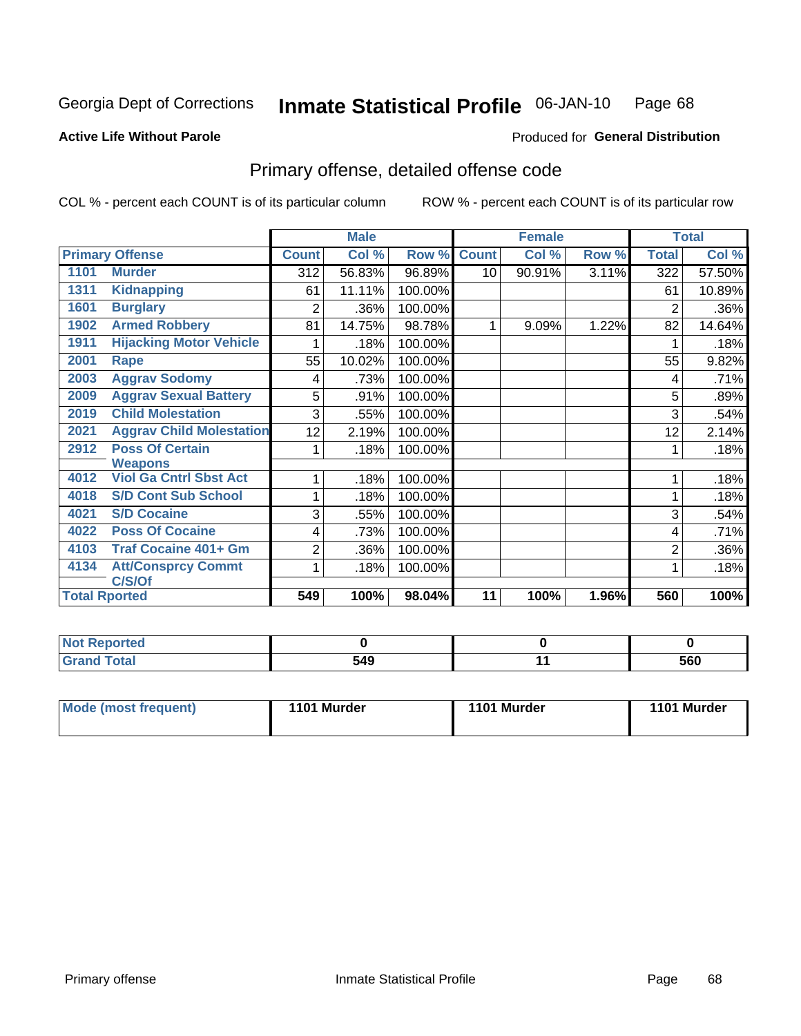Georgia Dept of Corrections **Inmate Statistical Profile** 06-JAN-10 Page 68

**Active Life Without Parole**

Produced for **General Distribution**

## Primary offense, detailed offense code

COL % - percent each COUNT is of its particular column

ROW % - percent each COUNT is of its particular row

| Primary Offense | | Male | | | Female | | | Total | |
|---|---|---|---|---|---|---|---|---|---|
| | | Count | Col % | Row % | Count | Col % | Row % | Total | Col % |
| 1101 | Murder | 312 | 56.83% | 96.89% | 10 | 90.91% | 3.11% | 322 | 57.50% |
| 1311 | Kidnapping | 61 | 11.11% | 100.00% | | | | 61 | 10.89% |
| 1601 | Burglary | 2 | .36% | 100.00% | | | | 2 | .36% |
| 1902 | Armed Robbery | 81 | 14.75% | 98.78% | 1 | 9.09% | 1.22% | 82 | 14.64% |
| 1911 | Hijacking Motor Vehicle | 1 | .18% | 100.00% | | | | 1 | .18% |
| 2001 | Rape | 55 | 10.02% | 100.00% | | | | 55 | 9.82% |
| 2003 | Aggrav Sodomy | 4 | .73% | 100.00% | | | | 4 | .71% |
| 2009 | Aggrav Sexual Battery | 5 | .91% | 100.00% | | | | 5 | .89% |
| 2019 | Child Molestation | 3 | .55% | 100.00% | | | | 3 | .54% |
| 2021 | Aggrav Child Molestation | 12 | 2.19% | 100.00% | | | | 12 | 2.14% |
| 2912 | Poss Of Certain Weapons | 1 | .18% | 100.00% | | | | 1 | .18% |
| 4012 | Viol Ga Cntrl Sbst Act | 1 | .18% | 100.00% | | | | 1 | .18% |
| 4018 | S/D Cont Sub School | 1 | .18% | 100.00% | | | | 1 | .18% |
| 4021 | S/D Cocaine | 3 | .55% | 100.00% | | | | 3 | .54% |
| 4022 | Poss Of Cocaine | 4 | .73% | 100.00% | | | | 4 | .71% |
| 4103 | Traf Cocaine 401+ Gm | 2 | .36% | 100.00% | | | | 2 | .36% |
| 4134 | Att/Consprcy Commt C/S/Of | 1 | .18% | 100.00% | | | | 1 | .18% |
| Total Rported | | 549 | 100% | 98.04% | 11 | 100% | 1.96% | 560 | 100% |

| | Male | Female | Total |
|---|---|---|---|
| Not Reported | 0 | 0 | 0 |
| Grand Total | 549 | 11 | 560 |

| | Male | Female | Total |
|---|---|---|---|
| Mode (most frequent) | 1101 Murder | 1101 Murder | 1101 Murder |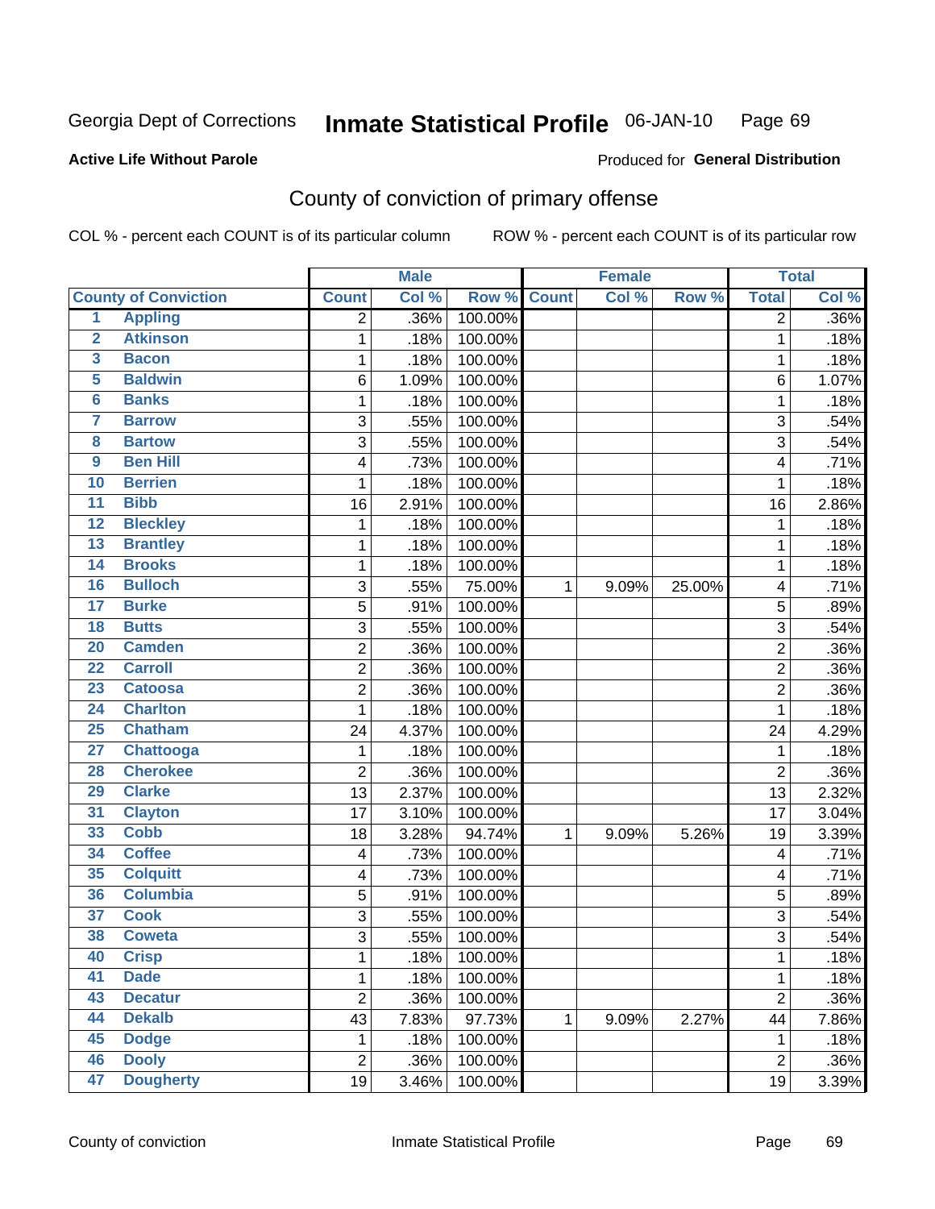Georgia Dept of Corrections **Inmate Statistical Profile** 06-JAN-10 Page 69

**Active Life Without Parole**

Produced for **General Distribution**

## County of conviction of primary offense

COL % - percent each COUNT is of its particular column    ROW % - percent each COUNT is of its particular row

| County of Conviction | | Male | | | Female | | | Total | |
|---|---|---|---|---|---|---|---|---|---|
| | | Count | Col % | Row % | Count | Col % | Row % | Total | Col % |
| 1 | Appling | 2 | .36% | 100.00% | | | | 2 | .36% |
| 2 | Atkinson | 1 | .18% | 100.00% | | | | 1 | .18% |
| 3 | Bacon | 1 | .18% | 100.00% | | | | 1 | .18% |
| 5 | Baldwin | 6 | 1.09% | 100.00% | | | | 6 | 1.07% |
| 6 | Banks | 1 | .18% | 100.00% | | | | 1 | .18% |
| 7 | Barrow | 3 | .55% | 100.00% | | | | 3 | .54% |
| 8 | Bartow | 3 | .55% | 100.00% | | | | 3 | .54% |
| 9 | Ben Hill | 4 | .73% | 100.00% | | | | 4 | .71% |
| 10 | Berrien | 1 | .18% | 100.00% | | | | 1 | .18% |
| 11 | Bibb | 16 | 2.91% | 100.00% | | | | 16 | 2.86% |
| 12 | Bleckley | 1 | .18% | 100.00% | | | | 1 | .18% |
| 13 | Brantley | 1 | .18% | 100.00% | | | | 1 | .18% |
| 14 | Brooks | 1 | .18% | 100.00% | | | | 1 | .18% |
| 16 | Bulloch | 3 | .55% | 75.00% | 1 | 9.09% | 25.00% | 4 | .71% |
| 17 | Burke | 5 | .91% | 100.00% | | | | 5 | .89% |
| 18 | Butts | 3 | .55% | 100.00% | | | | 3 | .54% |
| 20 | Camden | 2 | .36% | 100.00% | | | | 2 | .36% |
| 22 | Carroll | 2 | .36% | 100.00% | | | | 2 | .36% |
| 23 | Catoosa | 2 | .36% | 100.00% | | | | 2 | .36% |
| 24 | Charlton | 1 | .18% | 100.00% | | | | 1 | .18% |
| 25 | Chatham | 24 | 4.37% | 100.00% | | | | 24 | 4.29% |
| 27 | Chattooga | 1 | .18% | 100.00% | | | | 1 | .18% |
| 28 | Cherokee | 2 | .36% | 100.00% | | | | 2 | .36% |
| 29 | Clarke | 13 | 2.37% | 100.00% | | | | 13 | 2.32% |
| 31 | Clayton | 17 | 3.10% | 100.00% | | | | 17 | 3.04% |
| 33 | Cobb | 18 | 3.28% | 94.74% | 1 | 9.09% | 5.26% | 19 | 3.39% |
| 34 | Coffee | 4 | .73% | 100.00% | | | | 4 | .71% |
| 35 | Colquitt | 4 | .73% | 100.00% | | | | 4 | .71% |
| 36 | Columbia | 5 | .91% | 100.00% | | | | 5 | .89% |
| 37 | Cook | 3 | .55% | 100.00% | | | | 3 | .54% |
| 38 | Coweta | 3 | .55% | 100.00% | | | | 3 | .54% |
| 40 | Crisp | 1 | .18% | 100.00% | | | | 1 | .18% |
| 41 | Dade | 1 | .18% | 100.00% | | | | 1 | .18% |
| 43 | Decatur | 2 | .36% | 100.00% | | | | 2 | .36% |
| 44 | Dekalb | 43 | 7.83% | 97.73% | 1 | 9.09% | 2.27% | 44 | 7.86% |
| 45 | Dodge | 1 | .18% | 100.00% | | | | 1 | .18% |
| 46 | Dooly | 2 | .36% | 100.00% | | | | 2 | .36% |
| 47 | Dougherty | 19 | 3.46% | 100.00% | | | | 19 | 3.39% |

County of conviction    Inmate Statistical Profile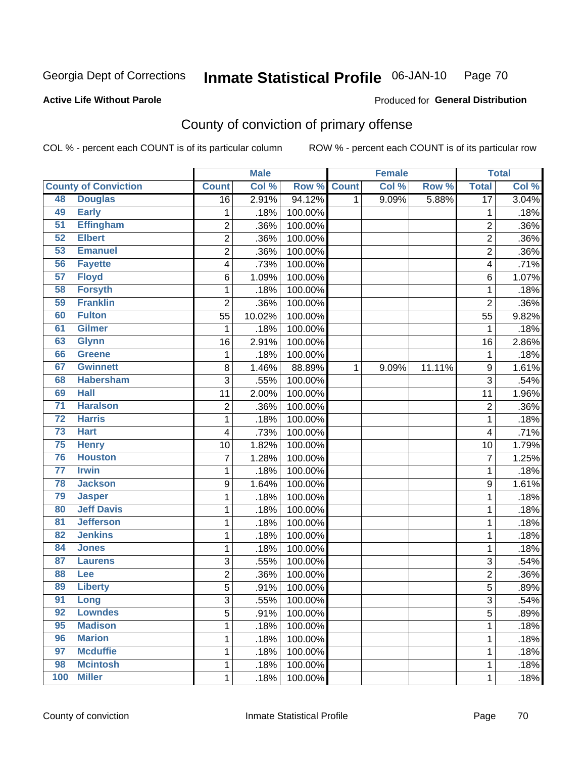Georgia Dept of Corrections **Inmate Statistical Profile** 06-JAN-10

**Active Life Without Parole**

Produced for **General Distribution**

## County of conviction of primary offense

COL % - percent each COUNT is of its particular column ROW % - percent each COUNT is of its particular row

| County of Conviction | | Male | | | Female | | | Total | |
|---|---|---|---|---|---|---|---|---|---|
| | | Count | Col % | Row % | Count | Col % | Row % | Total | Col % |
| 48 | Douglas | 16 | 2.91% | 94.12% | 1 | 9.09% | 5.88% | 17 | 3.04% |
| 49 | Early | 1 | .18% | 100.00% | | | | 1 | .18% |
| 51 | Effingham | 2 | .36% | 100.00% | | | | 2 | .36% |
| 52 | Elbert | 2 | .36% | 100.00% | | | | 2 | .36% |
| 53 | Emanuel | 2 | .36% | 100.00% | | | | 2 | .36% |
| 56 | Fayette | 4 | .73% | 100.00% | | | | 4 | .71% |
| 57 | Floyd | 6 | 1.09% | 100.00% | | | | 6 | 1.07% |
| 58 | Forsyth | 1 | .18% | 100.00% | | | | 1 | .18% |
| 59 | Franklin | 2 | .36% | 100.00% | | | | 2 | .36% |
| 60 | Fulton | 55 | 10.02% | 100.00% | | | | 55 | 9.82% |
| 61 | Gilmer | 1 | .18% | 100.00% | | | | 1 | .18% |
| 63 | Glynn | 16 | 2.91% | 100.00% | | | | 16 | 2.86% |
| 66 | Greene | 1 | .18% | 100.00% | | | | 1 | .18% |
| 67 | Gwinnett | 8 | 1.46% | 88.89% | 1 | 9.09% | 11.11% | 9 | 1.61% |
| 68 | Habersham | 3 | .55% | 100.00% | | | | 3 | .54% |
| 69 | Hall | 11 | 2.00% | 100.00% | | | | 11 | 1.96% |
| 71 | Haralson | 2 | .36% | 100.00% | | | | 2 | .36% |
| 72 | Harris | 1 | .18% | 100.00% | | | | 1 | .18% |
| 73 | Hart | 4 | .73% | 100.00% | | | | 4 | .71% |
| 75 | Henry | 10 | 1.82% | 100.00% | | | | 10 | 1.79% |
| 76 | Houston | 7 | 1.28% | 100.00% | | | | 7 | 1.25% |
| 77 | Irwin | 1 | .18% | 100.00% | | | | 1 | .18% |
| 78 | Jackson | 9 | 1.64% | 100.00% | | | | 9 | 1.61% |
| 79 | Jasper | 1 | .18% | 100.00% | | | | 1 | .18% |
| 80 | Jeff Davis | 1 | .18% | 100.00% | | | | 1 | .18% |
| 81 | Jefferson | 1 | .18% | 100.00% | | | | 1 | .18% |
| 82 | Jenkins | 1 | .18% | 100.00% | | | | 1 | .18% |
| 84 | Jones | 1 | .18% | 100.00% | | | | 1 | .18% |
| 87 | Laurens | 3 | .55% | 100.00% | | | | 3 | .54% |
| 88 | Lee | 2 | .36% | 100.00% | | | | 2 | .36% |
| 89 | Liberty | 5 | .91% | 100.00% | | | | 5 | .89% |
| 91 | Long | 3 | .55% | 100.00% | | | | 3 | .54% |
| 92 | Lowndes | 5 | .91% | 100.00% | | | | 5 | .89% |
| 95 | Madison | 1 | .18% | 100.00% | | | | 1 | .18% |
| 96 | Marion | 1 | .18% | 100.00% | | | | 1 | .18% |
| 97 | Mcduffie | 1 | .18% | 100.00% | | | | 1 | .18% |
| 98 | Mcintosh | 1 | .18% | 100.00% | | | | 1 | .18% |
| 100 | Miller | 1 | .18% | 100.00% | | | | 1 | .18% |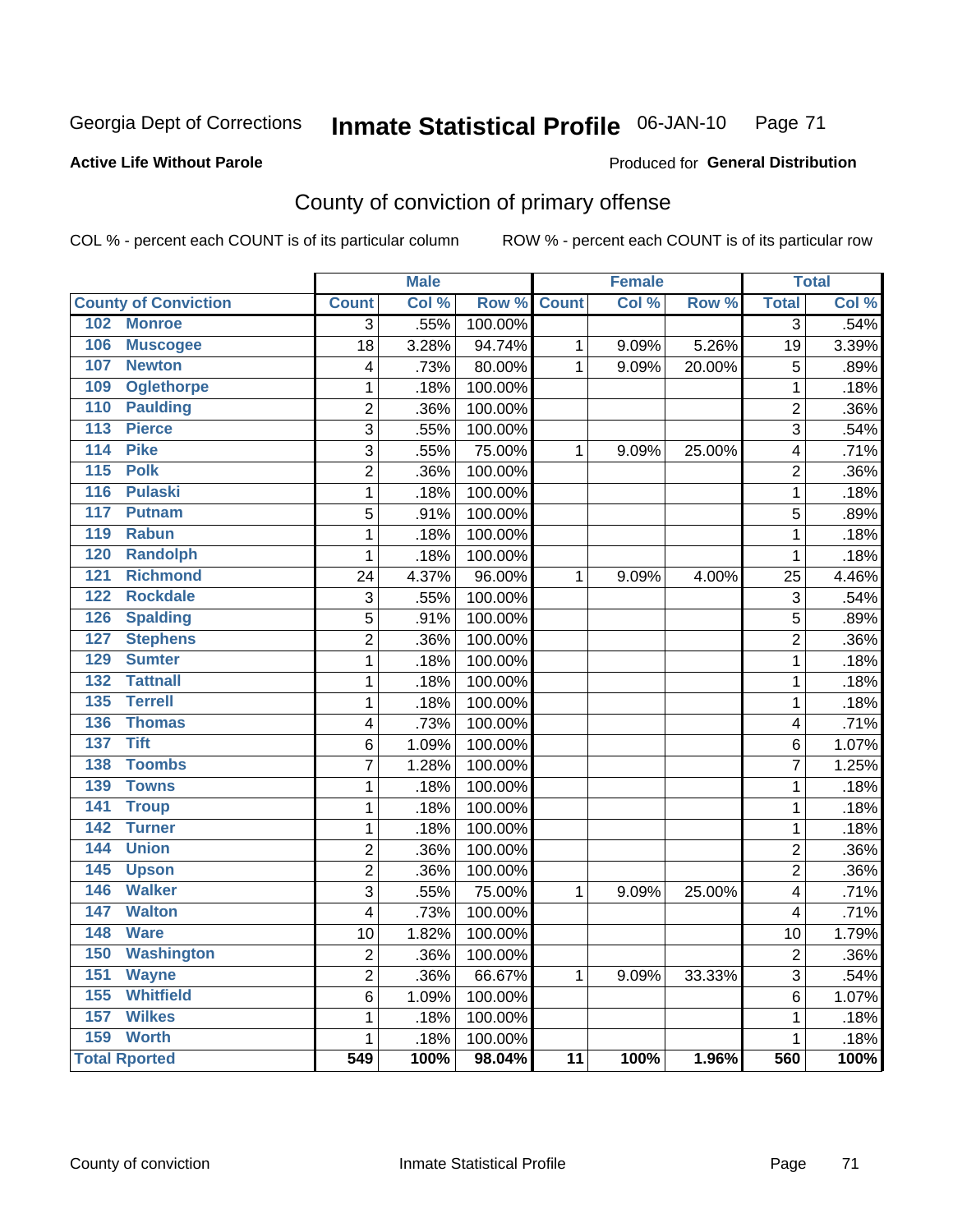Georgia Dept of Corrections **Inmate Statistical Profile** 06-JAN-10

**Active Life Without Parole**

Produced for **General Distribution**

## County of conviction of primary offense

COL % - percent each COUNT is of its particular column ROW % - percent each COUNT is of its particular row

| | Male | | | Female | | | Total | |
|---|---|---|---|---|---|---|---|---|
| **County of Conviction** | **Count** | **Col %** | **Row %** | **Count** | **Col %** | **Row %** | **Total** | **Col %** |
| 102 Monroe | 3 | .55% | 100.00% | | | | 3 | .54% |
| 106 Muscogee | 18 | 3.28% | 94.74% | 1 | 9.09% | 5.26% | 19 | 3.39% |
| 107 Newton | 4 | .73% | 80.00% | 1 | 9.09% | 20.00% | 5 | .89% |
| 109 Oglethorpe | 1 | .18% | 100.00% | | | | 1 | .18% |
| 110 Paulding | 2 | .36% | 100.00% | | | | 2 | .36% |
| 113 Pierce | 3 | .55% | 100.00% | | | | 3 | .54% |
| 114 Pike | 3 | .55% | 75.00% | 1 | 9.09% | 25.00% | 4 | .71% |
| 115 Polk | 2 | .36% | 100.00% | | | | 2 | .36% |
| 116 Pulaski | 1 | .18% | 100.00% | | | | 1 | .18% |
| 117 Putnam | 5 | .91% | 100.00% | | | | 5 | .89% |
| 119 Rabun | 1 | .18% | 100.00% | | | | 1 | .18% |
| 120 Randolph | 1 | .18% | 100.00% | | | | 1 | .18% |
| 121 Richmond | 24 | 4.37% | 96.00% | 1 | 9.09% | 4.00% | 25 | 4.46% |
| 122 Rockdale | 3 | .55% | 100.00% | | | | 3 | .54% |
| 126 Spalding | 5 | .91% | 100.00% | | | | 5 | .89% |
| 127 Stephens | 2 | .36% | 100.00% | | | | 2 | .36% |
| 129 Sumter | 1 | .18% | 100.00% | | | | 1 | .18% |
| 132 Tattnall | 1 | .18% | 100.00% | | | | 1 | .18% |
| 135 Terrell | 1 | .18% | 100.00% | | | | 1 | .18% |
| 136 Thomas | 4 | .73% | 100.00% | | | | 4 | .71% |
| 137 Tift | 6 | 1.09% | 100.00% | | | | 6 | 1.07% |
| 138 Toombs | 7 | 1.28% | 100.00% | | | | 7 | 1.25% |
| 139 Towns | 1 | .18% | 100.00% | | | | 1 | .18% |
| 141 Troup | 1 | .18% | 100.00% | | | | 1 | .18% |
| 142 Turner | 1 | .18% | 100.00% | | | | 1 | .18% |
| 144 Union | 2 | .36% | 100.00% | | | | 2 | .36% |
| 145 Upson | 2 | .36% | 100.00% | | | | 2 | .36% |
| 146 Walker | 3 | .55% | 75.00% | 1 | 9.09% | 25.00% | 4 | .71% |
| 147 Walton | 4 | .73% | 100.00% | | | | 4 | .71% |
| 148 Ware | 10 | 1.82% | 100.00% | | | | 10 | 1.79% |
| 150 Washington | 2 | .36% | 100.00% | | | | 2 | .36% |
| 151 Wayne | 2 | .36% | 66.67% | 1 | 9.09% | 33.33% | 3 | .54% |
| 155 Whitfield | 6 | 1.09% | 100.00% | | | | 6 | 1.07% |
| 157 Wilkes | 1 | .18% | 100.00% | | | | 1 | .18% |
| 159 Worth | 1 | .18% | 100.00% | | | | 1 | .18% |
| **Total Rported** | **549** | **100%** | **98.04%** | **11** | **100%** | **1.96%** | **560** | **100%** |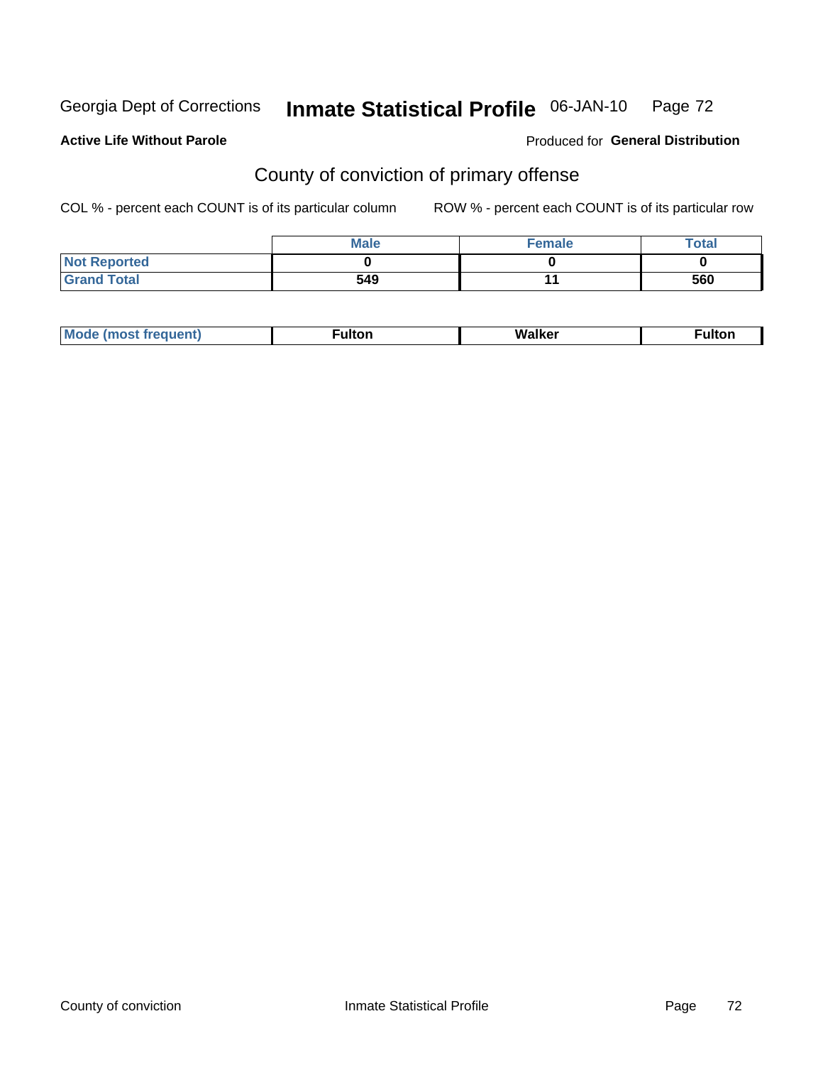Georgia Dept of Corrections **Inmate Statistical Profile** 06-JAN-10

**Active Life Without Parole**

Produced for **General Distribution**

## County of conviction of primary offense

COL % - percent each COUNT is of its particular column

ROW % - percent each COUNT is of its particular row

| | Male | Female | Total |
|---|---|---|---|
| Not Reported | 0 | 0 | 0 |
| Grand Total | 549 | 11 | 560 |

| Mode (most frequent) | Fulton | Walker | Fulton |
|---|---|---|---|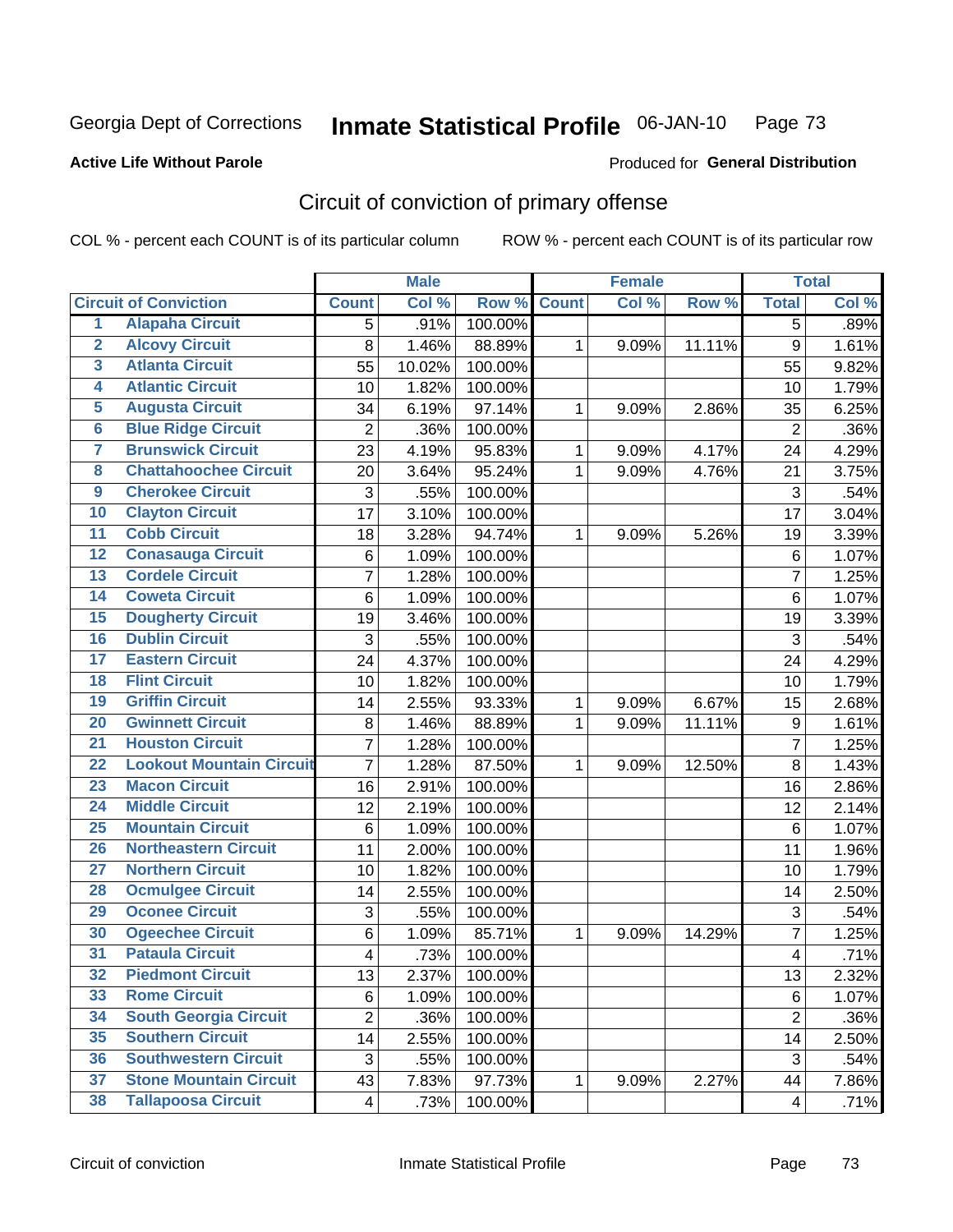Georgia Dept of Corrections **Inmate Statistical Profile** 06-JAN-10

**Active Life Without Parole**

Produced for **General Distribution**

## Circuit of conviction of primary offense

COL % - percent each COUNT is of its particular column

ROW % - percent each COUNT is of its particular row

| | | Male | | | Female | | | Total | |
|---|---|---|---|---|---|---|---|---|---|
| **Circuit of Conviction** | | **Count** | **Col %** | **Row %** | **Count** | **Col %** | **Row %** | **Total** | **Col %** |
| 1 | Alapaha Circuit | 5 | .91% | 100.00% | | | | 5 | .89% |
| 2 | Alcovy Circuit | 8 | 1.46% | 88.89% | 1 | 9.09% | 11.11% | 9 | 1.61% |
| 3 | Atlanta Circuit | 55 | 10.02% | 100.00% | | | | 55 | 9.82% |
| 4 | Atlantic Circuit | 10 | 1.82% | 100.00% | | | | 10 | 1.79% |
| 5 | Augusta Circuit | 34 | 6.19% | 97.14% | 1 | 9.09% | 2.86% | 35 | 6.25% |
| 6 | Blue Ridge Circuit | 2 | .36% | 100.00% | | | | 2 | .36% |
| 7 | Brunswick Circuit | 23 | 4.19% | 95.83% | 1 | 9.09% | 4.17% | 24 | 4.29% |
| 8 | Chattahoochee Circuit | 20 | 3.64% | 95.24% | 1 | 9.09% | 4.76% | 21 | 3.75% |
| 9 | Cherokee Circuit | 3 | .55% | 100.00% | | | | 3 | .54% |
| 10 | Clayton Circuit | 17 | 3.10% | 100.00% | | | | 17 | 3.04% |
| 11 | Cobb Circuit | 18 | 3.28% | 94.74% | 1 | 9.09% | 5.26% | 19 | 3.39% |
| 12 | Conasauga Circuit | 6 | 1.09% | 100.00% | | | | 6 | 1.07% |
| 13 | Cordele Circuit | 7 | 1.28% | 100.00% | | | | 7 | 1.25% |
| 14 | Coweta Circuit | 6 | 1.09% | 100.00% | | | | 6 | 1.07% |
| 15 | Dougherty Circuit | 19 | 3.46% | 100.00% | | | | 19 | 3.39% |
| 16 | Dublin Circuit | 3 | .55% | 100.00% | | | | 3 | .54% |
| 17 | Eastern Circuit | 24 | 4.37% | 100.00% | | | | 24 | 4.29% |
| 18 | Flint Circuit | 10 | 1.82% | 100.00% | | | | 10 | 1.79% |
| 19 | Griffin Circuit | 14 | 2.55% | 93.33% | 1 | 9.09% | 6.67% | 15 | 2.68% |
| 20 | Gwinnett Circuit | 8 | 1.46% | 88.89% | 1 | 9.09% | 11.11% | 9 | 1.61% |
| 21 | Houston Circuit | 7 | 1.28% | 100.00% | | | | 7 | 1.25% |
| 22 | Lookout Mountain Circuit | 7 | 1.28% | 87.50% | 1 | 9.09% | 12.50% | 8 | 1.43% |
| 23 | Macon Circuit | 16 | 2.91% | 100.00% | | | | 16 | 2.86% |
| 24 | Middle Circuit | 12 | 2.19% | 100.00% | | | | 12 | 2.14% |
| 25 | Mountain Circuit | 6 | 1.09% | 100.00% | | | | 6 | 1.07% |
| 26 | Northeastern Circuit | 11 | 2.00% | 100.00% | | | | 11 | 1.96% |
| 27 | Northern Circuit | 10 | 1.82% | 100.00% | | | | 10 | 1.79% |
| 28 | Ocmulgee Circuit | 14 | 2.55% | 100.00% | | | | 14 | 2.50% |
| 29 | Oconee Circuit | 3 | .55% | 100.00% | | | | 3 | .54% |
| 30 | Ogeechee Circuit | 6 | 1.09% | 85.71% | 1 | 9.09% | 14.29% | 7 | 1.25% |
| 31 | Pataula Circuit | 4 | .73% | 100.00% | | | | 4 | .71% |
| 32 | Piedmont Circuit | 13 | 2.37% | 100.00% | | | | 13 | 2.32% |
| 33 | Rome Circuit | 6 | 1.09% | 100.00% | | | | 6 | 1.07% |
| 34 | South Georgia Circuit | 2 | .36% | 100.00% | | | | 2 | .36% |
| 35 | Southern Circuit | 14 | 2.55% | 100.00% | | | | 14 | 2.50% |
| 36 | Southwestern Circuit | 3 | .55% | 100.00% | | | | 3 | .54% |
| 37 | Stone Mountain Circuit | 43 | 7.83% | 97.73% | 1 | 9.09% | 2.27% | 44 | 7.86% |
| 38 | Tallapoosa Circuit | 4 | .73% | 100.00% | | | | 4 | .71% |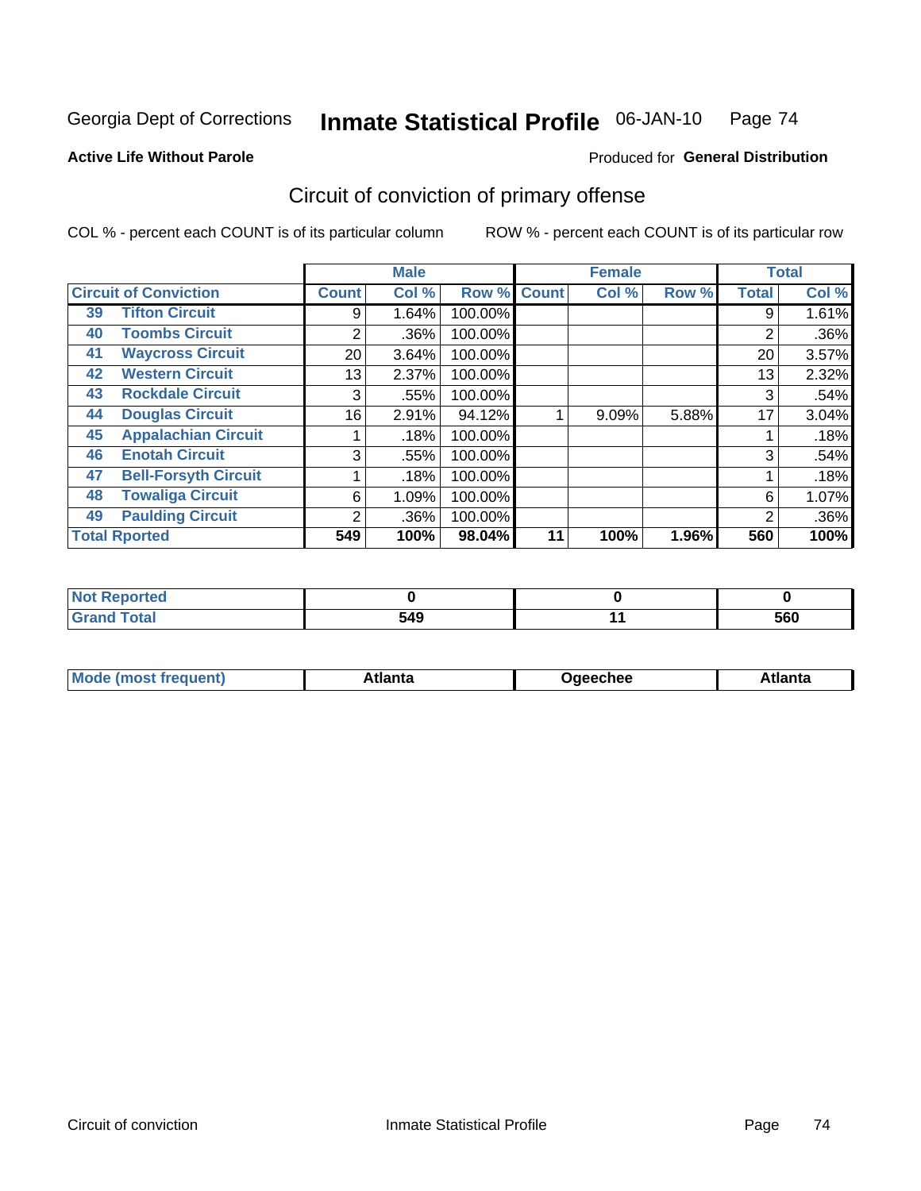Georgia Dept of Corrections **Inmate Statistical Profile** 06-JAN-10

**Active Life Without Parole**

Produced for **General Distribution**

## Circuit of conviction of primary offense

COL % - percent each COUNT is of its particular column ROW % - percent each COUNT is of its particular row

| Circuit of Conviction | | Male | | | Female | | | Total | |
|---|---|---|---|---|---|---|---|---|---|
| | | Count | Col % | Row % | Count | Col % | Row % | Total | Col % |
| 39 | Tifton Circuit | 9 | 1.64% | 100.00% | | | | 9 | 1.61% |
| 40 | Toombs Circuit | 2 | .36% | 100.00% | | | | 2 | .36% |
| 41 | Waycross Circuit | 20 | 3.64% | 100.00% | | | | 20 | 3.57% |
| 42 | Western Circuit | 13 | 2.37% | 100.00% | | | | 13 | 2.32% |
| 43 | Rockdale Circuit | 3 | .55% | 100.00% | | | | 3 | .54% |
| 44 | Douglas Circuit | 16 | 2.91% | 94.12% | 1 | 9.09% | 5.88% | 17 | 3.04% |
| 45 | Appalachian Circuit | 1 | .18% | 100.00% | | | | 1 | .18% |
| 46 | Enotah Circuit | 3 | .55% | 100.00% | | | | 3 | .54% |
| 47 | Bell-Forsyth Circuit | 1 | .18% | 100.00% | | | | 1 | .18% |
| 48 | Towaliga Circuit | 6 | 1.09% | 100.00% | | | | 6 | 1.07% |
| 49 | Paulding Circuit | 2 | .36% | 100.00% | | | | 2 | .36% |
| **Total Rported** | | **549** | **100%** | **98.04%** | **11** | **100%** | **1.96%** | **560** | **100%** |

| | Male | Female | Total |
|---|---|---|---|
| **Not Reported** | **0** | **0** | **0** |
| **Grand Total** | **549** | **11** | **560** |

| | Male | Female | Total |
|---|---|---|---|
| **Mode (most frequent)** | **Atlanta** | **Ogeechee** | **Atlanta** |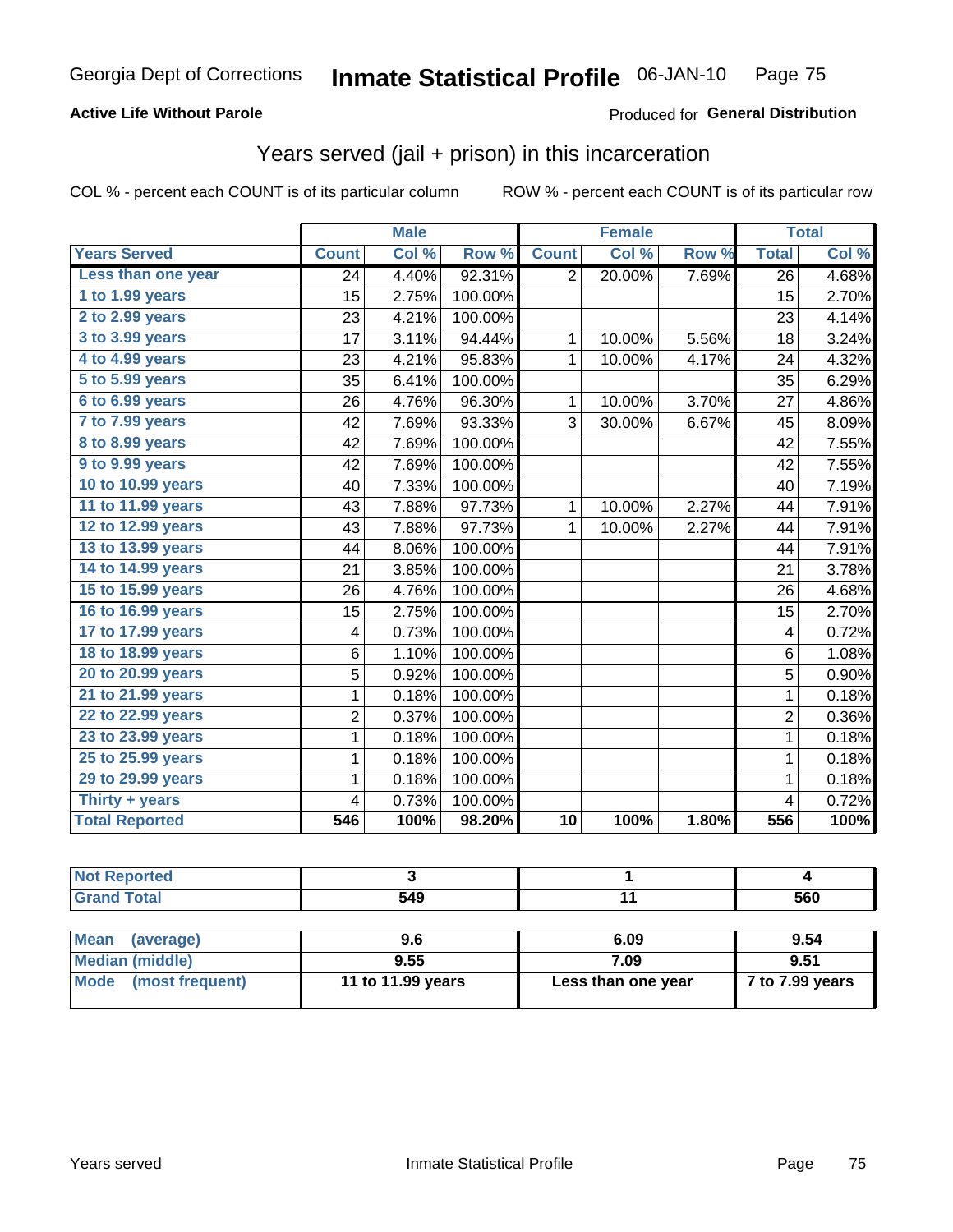Georgia Dept of Corrections **Inmate Statistical Profile** 06-JAN-10

**Active Life Without Parole**

Produced for **General Distribution**

## Years served (jail + prison) in this incarceration

COL % - percent each COUNT is of its particular column

ROW % - percent each COUNT is of its particular row

| | Male | | | Female | | | Total | |
|---|---|---|---|---|---|---|---|---|
| **Years Served** | **Count** | **Col %** | **Row %** | **Count** | **Col %** | **Row %** | **Total** | **Col %** |
| **Less than one year** | 24 | 4.40% | 92.31% | 2 | 20.00% | 7.69% | 26 | 4.68% |
| **1 to 1.99 years** | 15 | 2.75% | 100.00% | | | | 15 | 2.70% |
| **2 to 2.99 years** | 23 | 4.21% | 100.00% | | | | 23 | 4.14% |
| **3 to 3.99 years** | 17 | 3.11% | 94.44% | 1 | 10.00% | 5.56% | 18 | 3.24% |
| **4 to 4.99 years** | 23 | 4.21% | 95.83% | 1 | 10.00% | 4.17% | 24 | 4.32% |
| **5 to 5.99 years** | 35 | 6.41% | 100.00% | | | | 35 | 6.29% |
| **6 to 6.99 years** | 26 | 4.76% | 96.30% | 1 | 10.00% | 3.70% | 27 | 4.86% |
| **7 to 7.99 years** | 42 | 7.69% | 93.33% | 3 | 30.00% | 6.67% | 45 | 8.09% |
| **8 to 8.99 years** | 42 | 7.69% | 100.00% | | | | 42 | 7.55% |
| **9 to 9.99 years** | 42 | 7.69% | 100.00% | | | | 42 | 7.55% |
| **10 to 10.99 years** | 40 | 7.33% | 100.00% | | | | 40 | 7.19% |
| **11 to 11.99 years** | 43 | 7.88% | 97.73% | 1 | 10.00% | 2.27% | 44 | 7.91% |
| **12 to 12.99 years** | 43 | 7.88% | 97.73% | 1 | 10.00% | 2.27% | 44 | 7.91% |
| **13 to 13.99 years** | 44 | 8.06% | 100.00% | | | | 44 | 7.91% |
| **14 to 14.99 years** | 21 | 3.85% | 100.00% | | | | 21 | 3.78% |
| **15 to 15.99 years** | 26 | 4.76% | 100.00% | | | | 26 | 4.68% |
| **16 to 16.99 years** | 15 | 2.75% | 100.00% | | | | 15 | 2.70% |
| **17 to 17.99 years** | 4 | 0.73% | 100.00% | | | | 4 | 0.72% |
| **18 to 18.99 years** | 6 | 1.10% | 100.00% | | | | 6 | 1.08% |
| **20 to 20.99 years** | 5 | 0.92% | 100.00% | | | | 5 | 0.90% |
| **21 to 21.99 years** | 1 | 0.18% | 100.00% | | | | 1 | 0.18% |
| **22 to 22.99 years** | 2 | 0.37% | 100.00% | | | | 2 | 0.36% |
| **23 to 23.99 years** | 1 | 0.18% | 100.00% | | | | 1 | 0.18% |
| **25 to 25.99 years** | 1 | 0.18% | 100.00% | | | | 1 | 0.18% |
| **29 to 29.99 years** | 1 | 0.18% | 100.00% | | | | 1 | 0.18% |
| **Thirty + years** | 4 | 0.73% | 100.00% | | | | 4 | 0.72% |
| **Total Reported** | **546** | **100%** | **98.20%** | **10** | **100%** | **1.80%** | **556** | **100%** |

| | Male | Female | Total |
|---|---|---|---|
| **Not Reported** | **3** | **1** | **4** |
| **Grand Total** | **549** | **11** | **560** |

| | Male | Female | Total |
|---|---|---|---|
| **Mean (average)** | **9.6** | **6.09** | **9.54** |
| **Median (middle)** | **9.55** | **7.09** | **9.51** |
| **Mode (most frequent)** | **11 to 11.99 years** | **Less than one year** | **7 to 7.99 years** |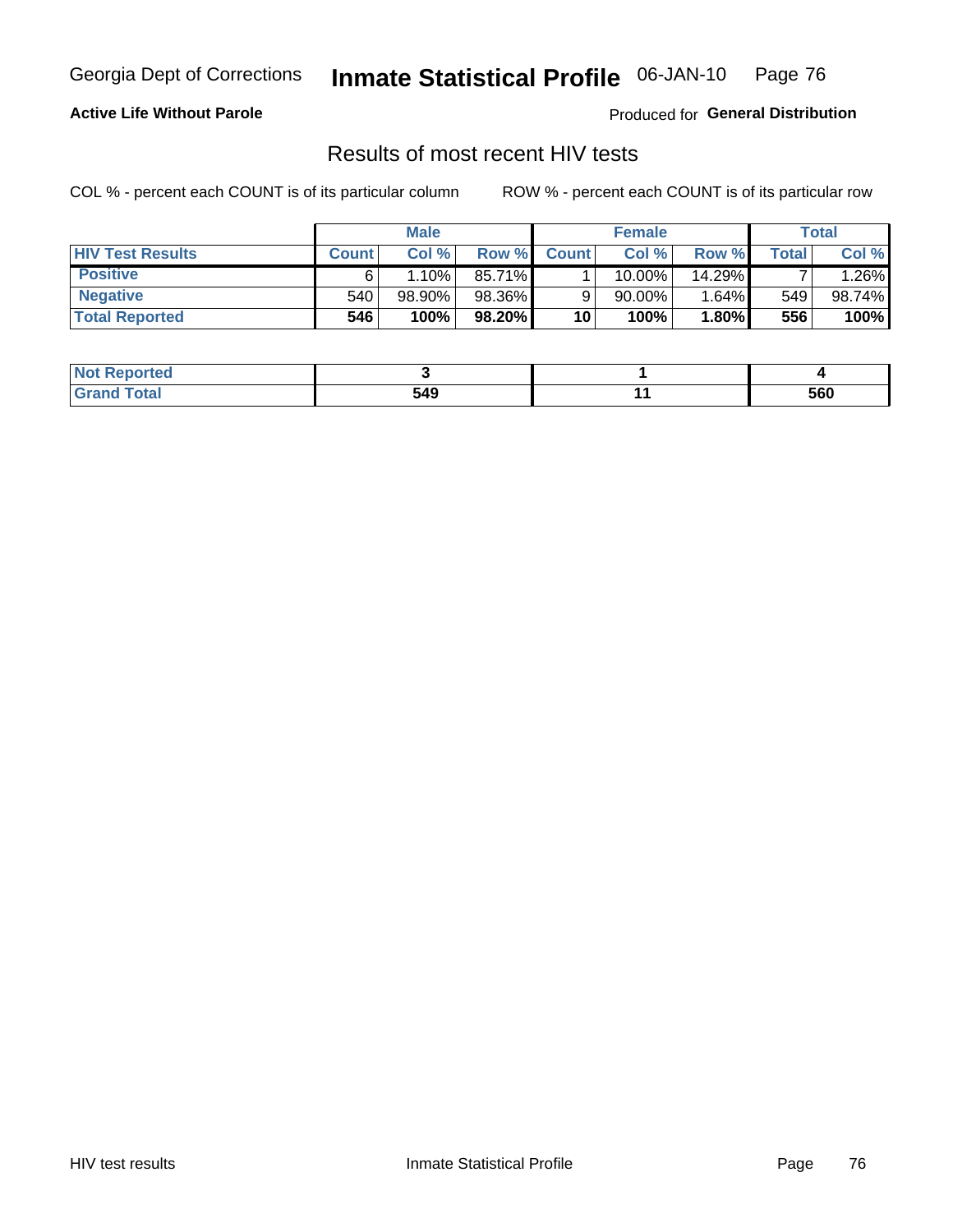Georgia Dept of Corrections **Inmate Statistical Profile** 06-JAN-10

**Active Life Without Parole**

Produced for **General Distribution**

## Results of most recent HIV tests

COL % - percent each COUNT is of its particular column

ROW % - percent each COUNT is of its particular row

| | Male | | | Female | | | Total | |
|---|---|---|---|---|---|---|---|---|
| **HIV Test Results** | **Count** | **Col %** | **Row %** | **Count** | **Col %** | **Row %** | **Total** | **Col %** |
| **Positive** | 6 | 1.10% | 85.71% | 1 | 10.00% | 14.29% | 7 | 1.26% |
| **Negative** | 540 | 98.90% | 98.36% | 9 | 90.00% | 1.64% | 549 | 98.74% |
| **Total Reported** | **546** | **100%** | **98.20%** | **10** | **100%** | **1.80%** | **556** | **100%** |

| | Male | Female | Total |
|---|---|---|---|
| **Not Reported** | **3** | **1** | **4** |
| **Grand Total** | **549** | **11** | **560** |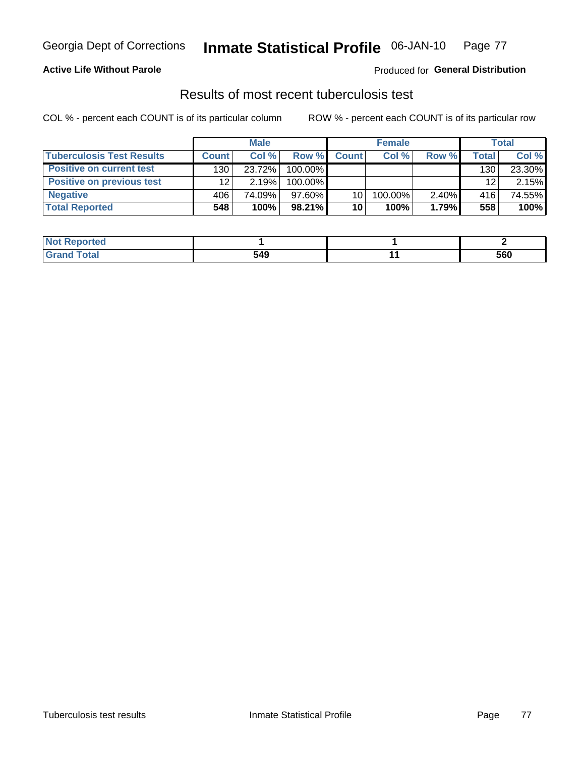# Georgia Dept of Corrections — Inmate Statistical Profile — 06-JAN-10

**Active Life Without Parole** — Produced for **General Distribution**

## Results of most recent tuberculosis test

COL % - percent each COUNT is of its particular column    ROW % - percent each COUNT is of its particular row

| | Male | | | Female | | | Total | |
|---|---|---|---|---|---|---|---|---|
| **Tuberculosis Test Results** | **Count** | **Col %** | **Row %** | **Count** | **Col %** | **Row %** | **Total** | **Col %** |
| **Positive on current test** | 130 | 23.72% | 100.00% | | | | 130 | 23.30% |
| **Positive on previous test** | 12 | 2.19% | 100.00% | | | | 12 | 2.15% |
| **Negative** | 406 | 74.09% | 97.60% | 10 | 100.00% | 2.40% | 416 | 74.55% |
| **Total Reported** | **548** | **100%** | **98.21%** | **10** | **100%** | **1.79%** | **558** | **100%** |

| | Male | Female | Total |
|---|---|---|---|
| **Not Reported** | **1** | **1** | **2** |
| **Grand Total** | **549** | **11** | **560** |

Tuberculosis test results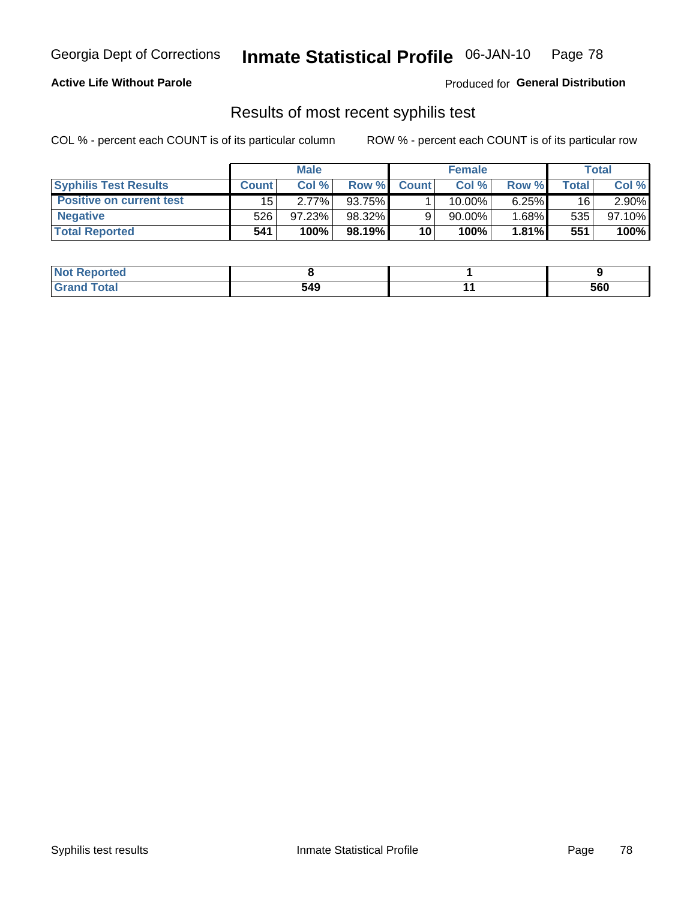**Active Life Without Parole**

Produced for **General Distribution**

## Results of most recent syphilis test

COL % - percent each COUNT is of its particular column

ROW % - percent each COUNT is of its particular row

| | Male | | | Female | | | Total | |
|---|---|---|---|---|---|---|---|---|
| **Syphilis Test Results** | **Count** | **Col %** | **Row %** | **Count** | **Col %** | **Row %** | **Total** | **Col %** |
| **Positive on current test** | 15 | 2.77% | 93.75% | 1 | 10.00% | 6.25% | 16 | 2.90% |
| **Negative** | 526 | 97.23% | 98.32% | 9 | 90.00% | 1.68% | 535 | 97.10% |
| **Total Reported** | **541** | **100%** | **98.19%** | **10** | **100%** | **1.81%** | **551** | **100%** |

| | Male | Female | Total |
|---|---|---|---|
| **Not Reported** | **8** | **1** | **9** |
| **Grand Total** | **549** | **11** | **560** |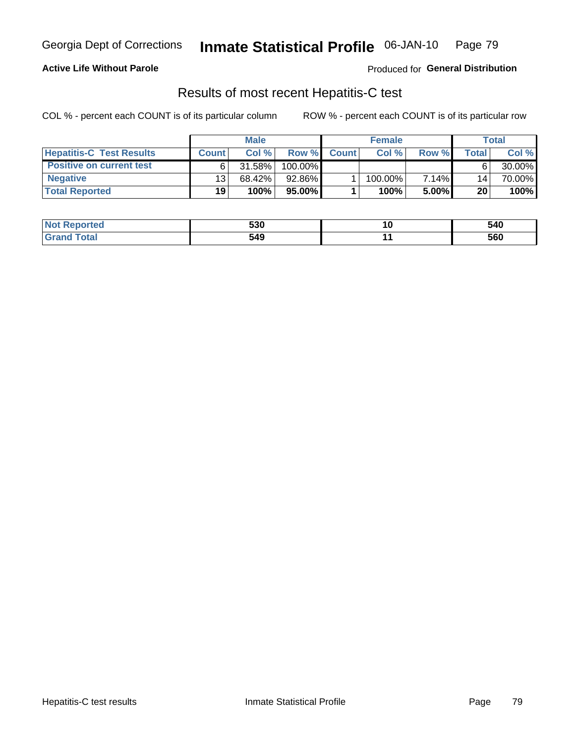Georgia Dept of Corrections **Inmate Statistical Profile** 06-JAN-10

**Active Life Without Parole**

Produced for **General Distribution**

## Results of most recent Hepatitis-C test

COL % - percent each COUNT is of its particular column ROW % - percent each COUNT is of its particular row

| | Male | | | Female | | | Total | |
|---|---|---|---|---|---|---|---|---|
| **Hepatitis-C Test Results** | **Count** | **Col %** | **Row %** | **Count** | **Col %** | **Row %** | **Total** | **Col %** |
| **Positive on current test** | 6 | 31.58% | 100.00% | | | | 6 | 30.00% |
| **Negative** | 13 | 68.42% | 92.86% | 1 | 100.00% | 7.14% | 14 | 70.00% |
| **Total Reported** | **19** | **100%** | **95.00%** | **1** | **100%** | **5.00%** | **20** | **100%** |

| | Male | Female | Total |
|---|---|---|---|
| **Not Reported** | **530** | **10** | **540** |
| **Grand Total** | **549** | **11** | **560** |

Hepatitis-C test results Inmate Statistical Profile